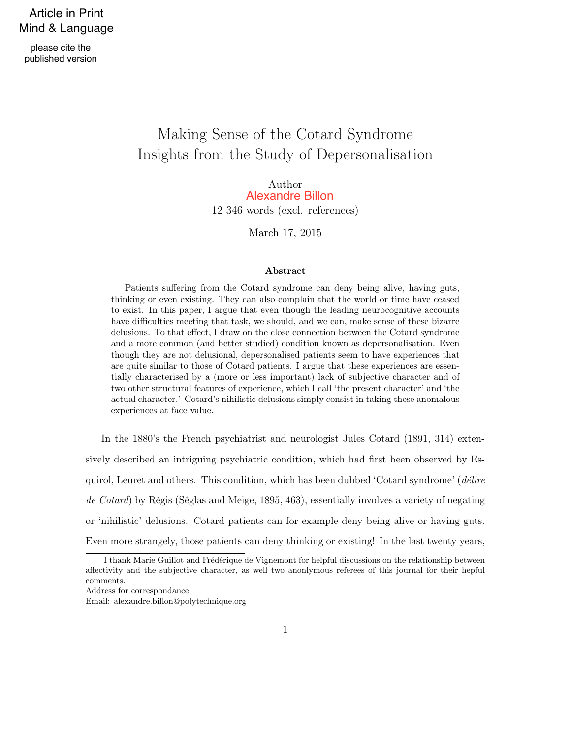Article in Print
Mind & Language

please cite the published version

# Making Sense of the Cotard Syndrome
## Insights from the Study of Depersonalisation

Author
Alexandre Billon
12 346 words (excl. references)

March 17, 2015

**Abstract**

Patients suffering from the Cotard syndrome can deny being alive, having guts, thinking or even existing. They can also complain that the world or time have ceased to exist. In this paper, I argue that even though the leading neurocognitive accounts have difficulties meeting that task, we should, and we can, make sense of these bizarre delusions. To that effect, I draw on the close connection between the Cotard syndrome and a more common (and better studied) condition known as depersonalisation. Even though they are not delusional, depersonalised patients seem to have experiences that are quite similar to those of Cotard patients. I argue that these experiences are essentially characterised by a (more or less important) lack of subjective character and of two other structural features of experience, which I call 'the present character' and 'the actual character.' Cotard's nihilistic delusions simply consist in taking these anomalous experiences at face value.

In the 1880's the French psychiatrist and neurologist Jules Cotard (1891, 314) extensively described an intriguing psychiatric condition, which had first been observed by Esquirol, Leuret and others. This condition, which has been dubbed 'Cotard syndrome' (*délire de Cotard*) by Régis (Séglas and Meige, 1895, 463), essentially involves a variety of negating or 'nihilistic' delusions. Cotard patients can for example deny being alive or having guts. Even more strangely, those patients can deny thinking or existing! In the last twenty years,

I thank Marie Guillot and Frédérique de Vignemont for helpful discussions on the relationship between affectivity and the subjective character, as well two anolnymous referees of this journal for their hepful comments.
Address for correspondance:
Email: alexandre.billon@polytechnique.org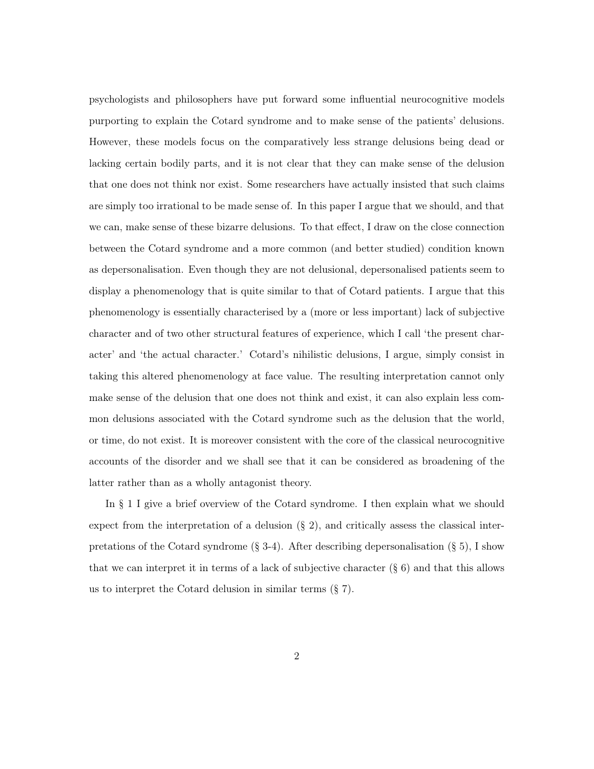psychologists and philosophers have put forward some influential neurocognitive models purporting to explain the Cotard syndrome and to make sense of the patients' delusions. However, these models focus on the comparatively less strange delusions being dead or lacking certain bodily parts, and it is not clear that they can make sense of the delusion that one does not think nor exist. Some researchers have actually insisted that such claims are simply too irrational to be made sense of. In this paper I argue that we should, and that we can, make sense of these bizarre delusions. To that effect, I draw on the close connection between the Cotard syndrome and a more common (and better studied) condition known as depersonalisation. Even though they are not delusional, depersonalised patients seem to display a phenomenology that is quite similar to that of Cotard patients. I argue that this phenomenology is essentially characterised by a (more or less important) lack of subjective character and of two other structural features of experience, which I call 'the present character' and 'the actual character.' Cotard's nihilistic delusions, I argue, simply consist in taking this altered phenomenology at face value. The resulting interpretation cannot only make sense of the delusion that one does not think and exist, it can also explain less common delusions associated with the Cotard syndrome such as the delusion that the world, or time, do not exist. It is moreover consistent with the core of the classical neurocognitive accounts of the disorder and we shall see that it can be considered as broadening of the latter rather than as a wholly antagonist theory.

In § 1 I give a brief overview of the Cotard syndrome. I then explain what we should expect from the interpretation of a delusion (§ 2), and critically assess the classical interpretations of the Cotard syndrome (§ 3-4). After describing depersonalisation (§ 5), I show that we can interpret it in terms of a lack of subjective character (§ 6) and that this allows us to interpret the Cotard delusion in similar terms (§ 7).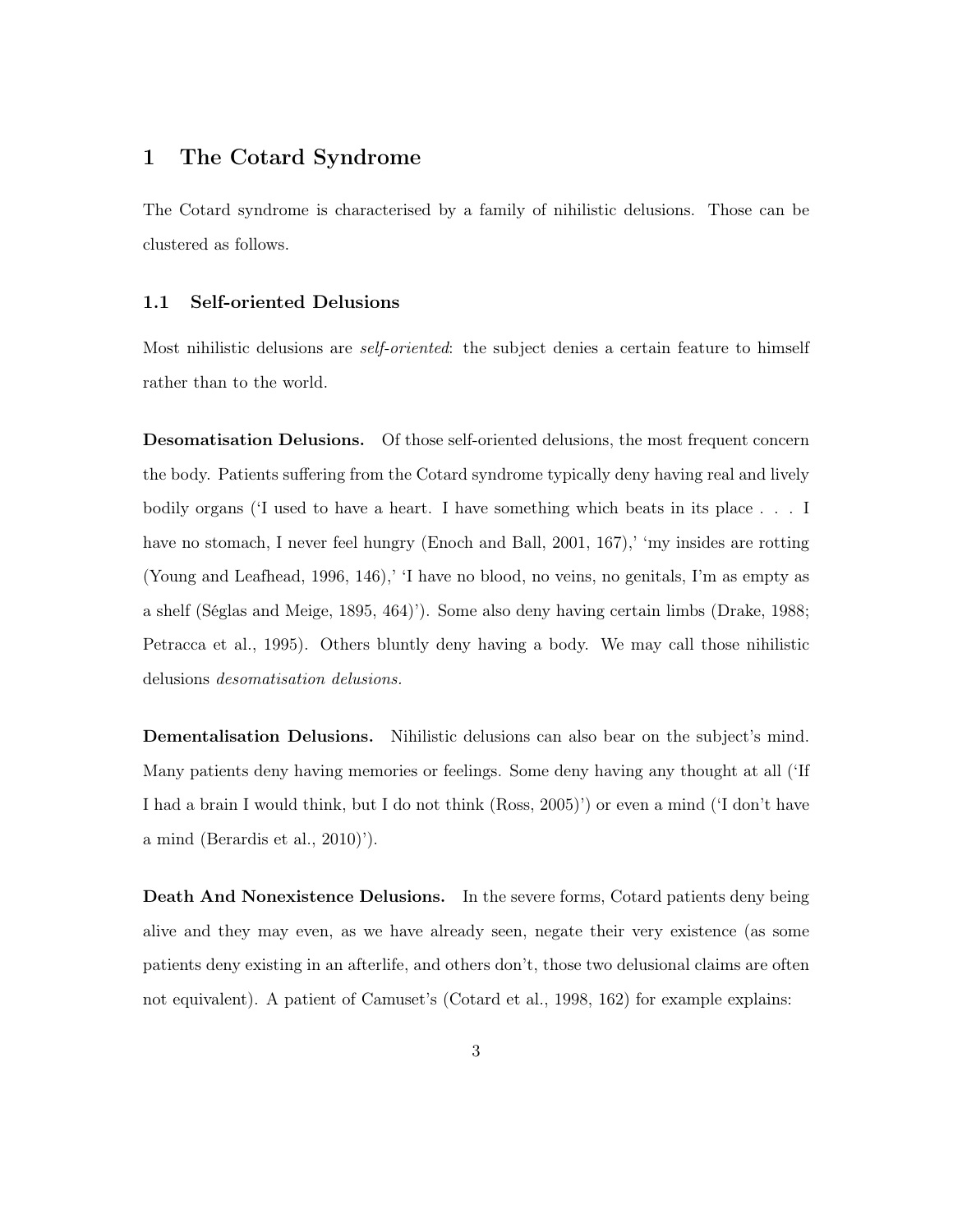# 1 The Cotard Syndrome

The Cotard syndrome is characterised by a family of nihilistic delusions. Those can be clustered as follows.

## 1.1 Self-oriented Delusions

Most nihilistic delusions are *self-oriented*: the subject denies a certain feature to himself rather than to the world.

**Desomatisation Delusions.** Of those self-oriented delusions, the most frequent concern the body. Patients suffering from the Cotard syndrome typically deny having real and lively bodily organs ('I used to have a heart. I have something which beats in its place . . . I have no stomach, I never feel hungry (Enoch and Ball, 2001, 167),' 'my insides are rotting (Young and Leafhead, 1996, 146),' 'I have no blood, no veins, no genitals, I'm as empty as a shelf (Séglas and Meige, 1895, 464)'). Some also deny having certain limbs (Drake, 1988; Petracca et al., 1995). Others bluntly deny having a body. We may call those nihilistic delusions *desomatisation delusions.*

**Dementalisation Delusions.** Nihilistic delusions can also bear on the subject's mind. Many patients deny having memories or feelings. Some deny having any thought at all ('If I had a brain I would think, but I do not think (Ross, 2005)') or even a mind ('I don't have a mind (Berardis et al., 2010)').

**Death And Nonexistence Delusions.** In the severe forms, Cotard patients deny being alive and they may even, as we have already seen, negate their very existence (as some patients deny existing in an afterlife, and others don't, those two delusional claims are often not equivalent). A patient of Camuset's (Cotard et al., 1998, 162) for example explains: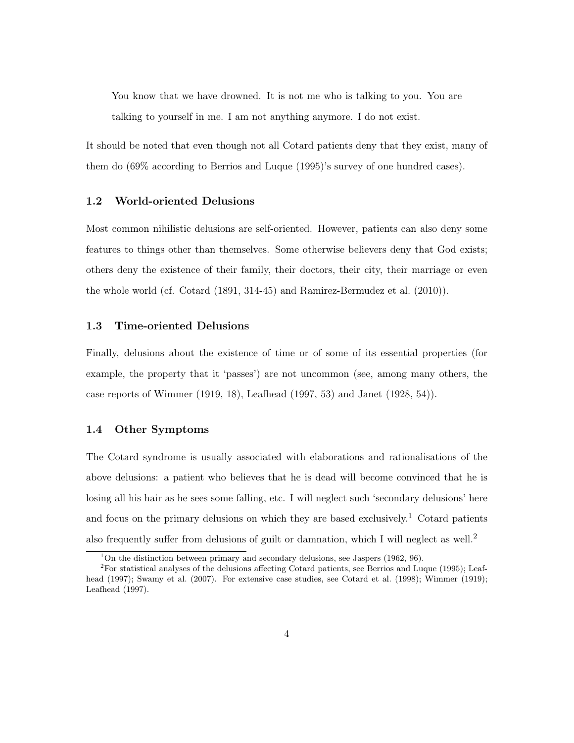> You know that we have drowned. It is not me who is talking to you. You are talking to yourself in me. I am not anything anymore. I do not exist.

It should be noted that even though not all Cotard patients deny that they exist, many of them do (69% according to Berrios and Luque (1995)'s survey of one hundred cases).

### 1.2 World-oriented Delusions

Most common nihilistic delusions are self-oriented. However, patients can also deny some features to things other than themselves. Some otherwise believers deny that God exists; others deny the existence of their family, their doctors, their city, their marriage or even the whole world (cf. Cotard (1891, 314-45) and Ramirez-Bermudez et al. (2010)).

### 1.3 Time-oriented Delusions

Finally, delusions about the existence of time or of some of its essential properties (for example, the property that it 'passes') are not uncommon (see, among many others, the case reports of Wimmer (1919, 18), Leafhead (1997, 53) and Janet (1928, 54)).

### 1.4 Other Symptoms

The Cotard syndrome is usually associated with elaborations and rationalisations of the above delusions: a patient who believes that he is dead will become convinced that he is losing all his hair as he sees some falling, etc. I will neglect such 'secondary delusions' here and focus on the primary delusions on which they are based exclusively.[1] Cotard patients also frequently suffer from delusions of guilt or damnation, which I will neglect as well.[2]

[1] On the distinction between primary and secondary delusions, see Jaspers (1962, 96).

[2] For statistical analyses of the delusions affecting Cotard patients, see Berrios and Luque (1995); Leafhead (1997); Swamy et al. (2007). For extensive case studies, see Cotard et al. (1998); Wimmer (1919); Leafhead (1997).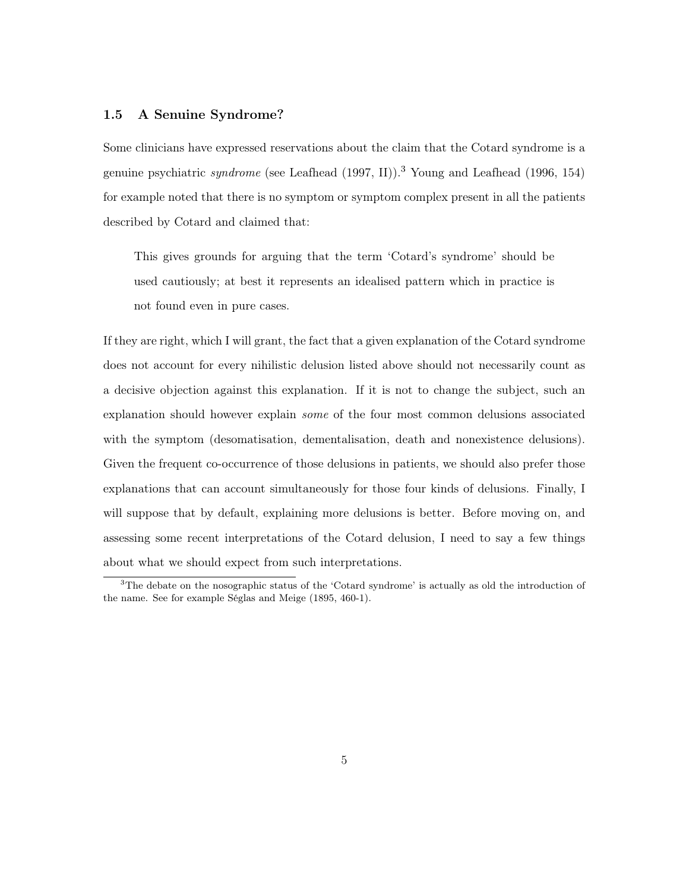### 1.5 A Senuine Syndrome?

Some clinicians have expressed reservations about the claim that the Cotard syndrome is a genuine psychiatric *syndrome* (see Leafhead (1997, II)).[3] Young and Leafhead (1996, 154) for example noted that there is no symptom or symptom complex present in all the patients described by Cotard and claimed that:

> This gives grounds for arguing that the term 'Cotard's syndrome' should be used cautiously; at best it represents an idealised pattern which in practice is not found even in pure cases.

If they are right, which I will grant, the fact that a given explanation of the Cotard syndrome does not account for every nihilistic delusion listed above should not necessarily count as a decisive objection against this explanation. If it is not to change the subject, such an explanation should however explain *some* of the four most common delusions associated with the symptom (desomatisation, dementalisation, death and nonexistence delusions). Given the frequent co-occurrence of those delusions in patients, we should also prefer those explanations that can account simultaneously for those four kinds of delusions. Finally, I will suppose that by default, explaining more delusions is better. Before moving on, and assessing some recent interpretations of the Cotard delusion, I need to say a few things about what we should expect from such interpretations.

[3] The debate on the nosographic status of the 'Cotard syndrome' is actually as old the introduction of the name. See for example Séglas and Meige (1895, 460-1).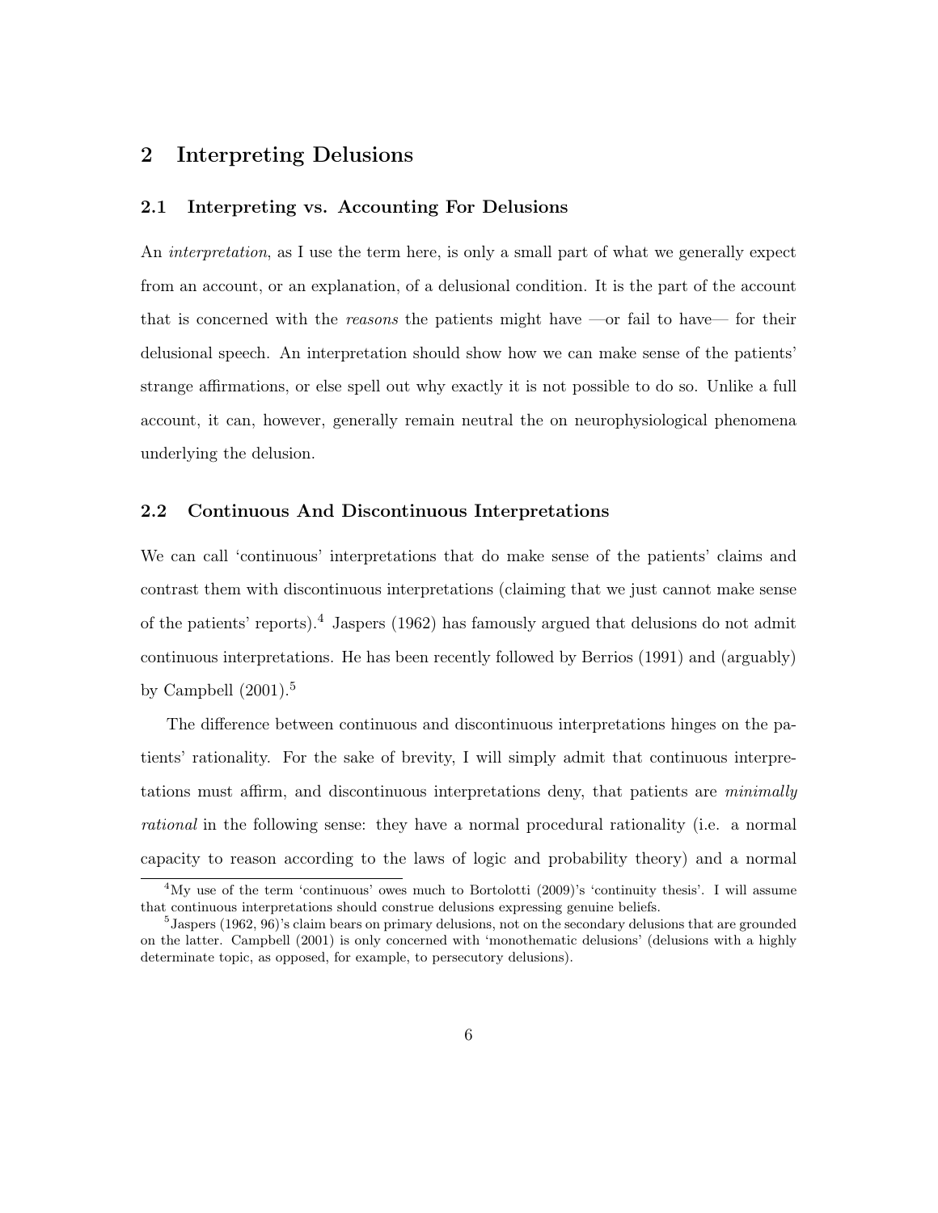## 2 Interpreting Delusions

### 2.1 Interpreting vs. Accounting For Delusions

An *interpretation*, as I use the term here, is only a small part of what we generally expect from an account, or an explanation, of a delusional condition. It is the part of the account that is concerned with the *reasons* the patients might have —or fail to have— for their delusional speech. An interpretation should show how we can make sense of the patients' strange affirmations, or else spell out why exactly it is not possible to do so. Unlike a full account, it can, however, generally remain neutral the on neurophysiological phenomena underlying the delusion.

### 2.2 Continuous And Discontinuous Interpretations

We can call 'continuous' interpretations that do make sense of the patients' claims and contrast them with discontinuous interpretations (claiming that we just cannot make sense of the patients' reports).[4] Jaspers (1962) has famously argued that delusions do not admit continuous interpretations. He has been recently followed by Berrios (1991) and (arguably) by Campbell (2001).[5]

The difference between continuous and discontinuous interpretations hinges on the patients' rationality. For the sake of brevity, I will simply admit that continuous interpretations must affirm, and discontinuous interpretations deny, that patients are *minimally rational* in the following sense: they have a normal procedural rationality (i.e. a normal capacity to reason according to the laws of logic and probability theory) and a normal

[4] My use of the term 'continuous' owes much to Bortolotti (2009)'s 'continuity thesis'. I will assume that continuous interpretations should construe delusions expressing genuine beliefs.

[5] Jaspers (1962, 96)'s claim bears on primary delusions, not on the secondary delusions that are grounded on the latter. Campbell (2001) is only concerned with 'monothematic delusions' (delusions with a highly determinate topic, as opposed, for example, to persecutory delusions).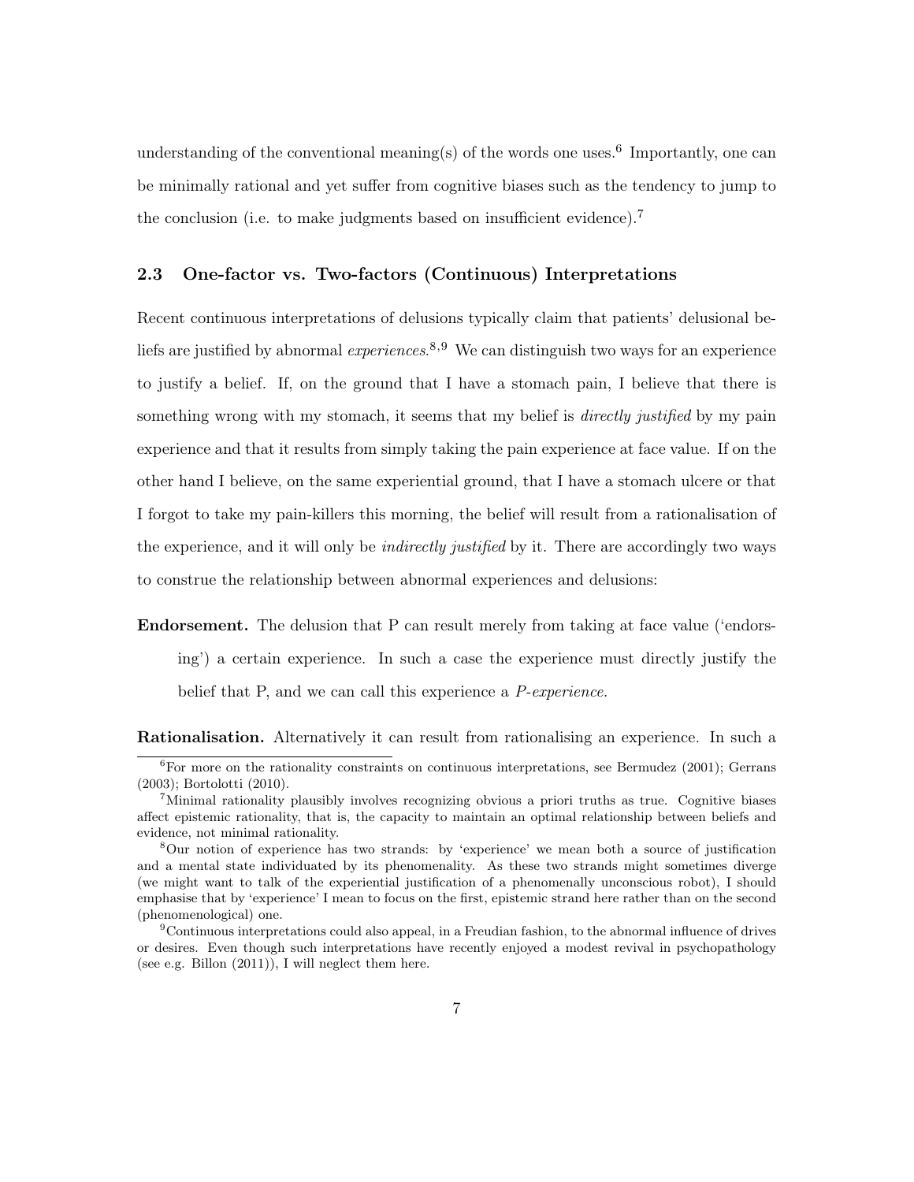understanding of the conventional meaning(s) of the words one uses.[6] Importantly, one can be minimally rational and yet suffer from cognitive biases such as the tendency to jump to the conclusion (i.e. to make judgments based on insufficient evidence).[7]

### 2.3 One-factor vs. Two-factors (Continuous) Interpretations

Recent continuous interpretations of delusions typically claim that patients' delusional beliefs are justified by abnormal *experiences*.[8,9] We can distinguish two ways for an experience to justify a belief. If, on the ground that I have a stomach pain, I believe that there is something wrong with my stomach, it seems that my belief is *directly justified* by my pain experience and that it results from simply taking the pain experience at face value. If on the other hand I believe, on the same experiential ground, that I have a stomach ulcere or that I forgot to take my pain-killers this morning, the belief will result from a rationalisation of the experience, and it will only be *indirectly justified* by it. There are accordingly two ways to construe the relationship between abnormal experiences and delusions:

**Endorsement.** The delusion that P can result merely from taking at face value ('endorsing') a certain experience. In such a case the experience must directly justify the belief that P, and we can call this experience a *P-experience.*

**Rationalisation.** Alternatively it can result from rationalising an experience. In such a

[6] For more on the rationality constraints on continuous interpretations, see Bermudez (2001); Gerrans (2003); Bortolotti (2010).

[7] Minimal rationality plausibly involves recognizing obvious a priori truths as true. Cognitive biases affect epistemic rationality, that is, the capacity to maintain an optimal relationship between beliefs and evidence, not minimal rationality.

[8] Our notion of experience has two strands: by 'experience' we mean both a source of justification and a mental state individuated by its phenomenality. As these two strands might sometimes diverge (we might want to talk of the experiential justification of a phenomenally unconscious robot), I should emphasise that by 'experience' I mean to focus on the first, epistemic strand here rather than on the second (phenomenological) one.

[9] Continuous interpretations could also appeal, in a Freudian fashion, to the abnormal influence of drives or desires. Even though such interpretations have recently enjoyed a modest revival in psychopathology (see e.g. Billon (2011)), I will neglect them here.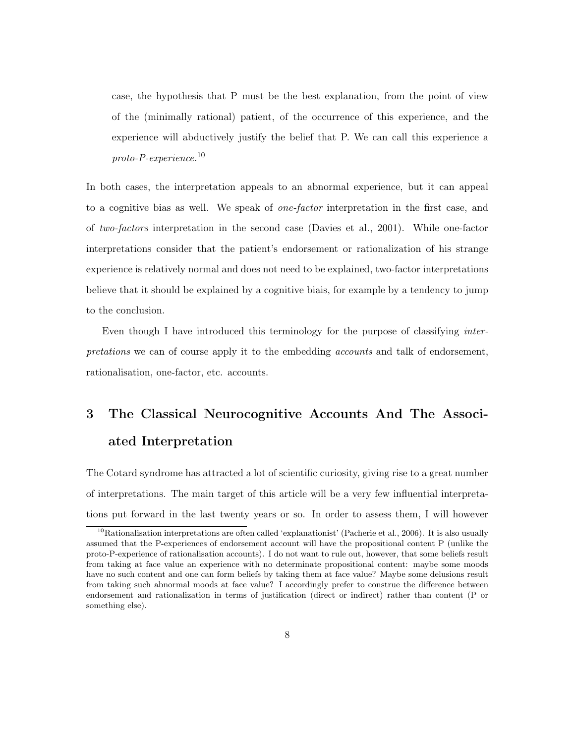case, the hypothesis that P must be the best explanation, from the point of view of the (minimally rational) patient, of the occurrence of this experience, and the experience will abductively justify the belief that P. We can call this experience a *proto-P-experience*.[10]

In both cases, the interpretation appeals to an abnormal experience, but it can appeal to a cognitive bias as well. We speak of *one-factor* interpretation in the first case, and of *two-factors* interpretation in the second case (Davies et al., 2001). While one-factor interpretations consider that the patient's endorsement or rationalization of his strange experience is relatively normal and does not need to be explained, two-factor interpretations believe that it should be explained by a cognitive biais, for example by a tendency to jump to the conclusion.

Even though I have introduced this terminology for the purpose of classifying *interpretations* we can of course apply it to the embedding *accounts* and talk of endorsement, rationalisation, one-factor, etc. accounts.

## 3 The Classical Neurocognitive Accounts And The Associated Interpretation

The Cotard syndrome has attracted a lot of scientific curiosity, giving rise to a great number of interpretations. The main target of this article will be a very few influential interpretations put forward in the last twenty years or so. In order to assess them, I will however

[10] Rationalisation interpretations are often called 'explanationist' (Pacherie et al., 2006). It is also usually assumed that the P-experiences of endorsement account will have the propositional content P (unlike the proto-P-experience of rationalisation accounts). I do not want to rule out, however, that some beliefs result from taking at face value an experience with no determinate propositional content: maybe some moods have no such content and one can form beliefs by taking them at face value? Maybe some delusions result from taking such abnormal moods at face value? I accordingly prefer to construe the difference between endorsement and rationalization in terms of justification (direct or indirect) rather than content (P or something else).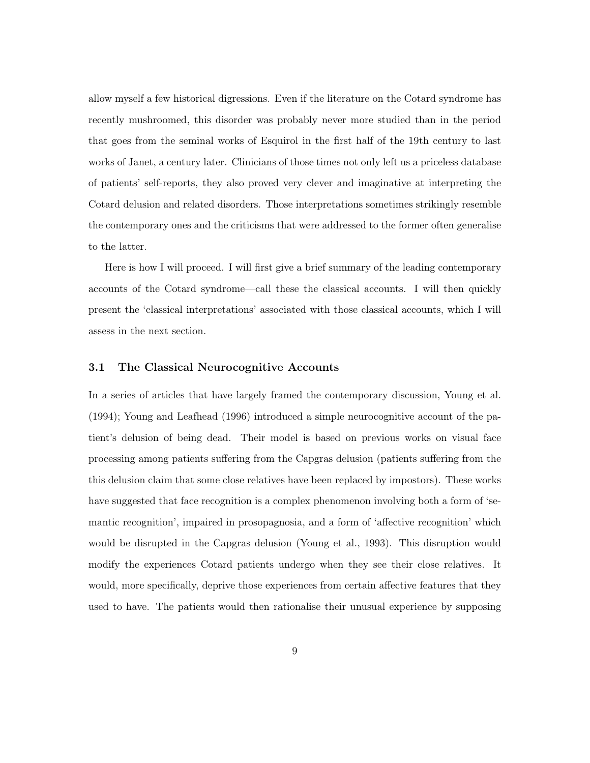allow myself a few historical digressions. Even if the literature on the Cotard syndrome has recently mushroomed, this disorder was probably never more studied than in the period that goes from the seminal works of Esquirol in the first half of the 19th century to last works of Janet, a century later. Clinicians of those times not only left us a priceless database of patients' self-reports, they also proved very clever and imaginative at interpreting the Cotard delusion and related disorders. Those interpretations sometimes strikingly resemble the contemporary ones and the criticisms that were addressed to the former often generalise to the latter.

Here is how I will proceed. I will first give a brief summary of the leading contemporary accounts of the Cotard syndrome—call these the classical accounts. I will then quickly present the 'classical interpretations' associated with those classical accounts, which I will assess in the next section.

### 3.1 The Classical Neurocognitive Accounts

In a series of articles that have largely framed the contemporary discussion, Young et al. (1994); Young and Leafhead (1996) introduced a simple neurocognitive account of the patient's delusion of being dead. Their model is based on previous works on visual face processing among patients suffering from the Capgras delusion (patients suffering from the this delusion claim that some close relatives have been replaced by impostors). These works have suggested that face recognition is a complex phenomenon involving both a form of 'semantic recognition', impaired in prosopagnosia, and a form of 'affective recognition' which would be disrupted in the Capgras delusion (Young et al., 1993). This disruption would modify the experiences Cotard patients undergo when they see their close relatives. It would, more specifically, deprive those experiences from certain affective features that they used to have. The patients would then rationalise their unusual experience by supposing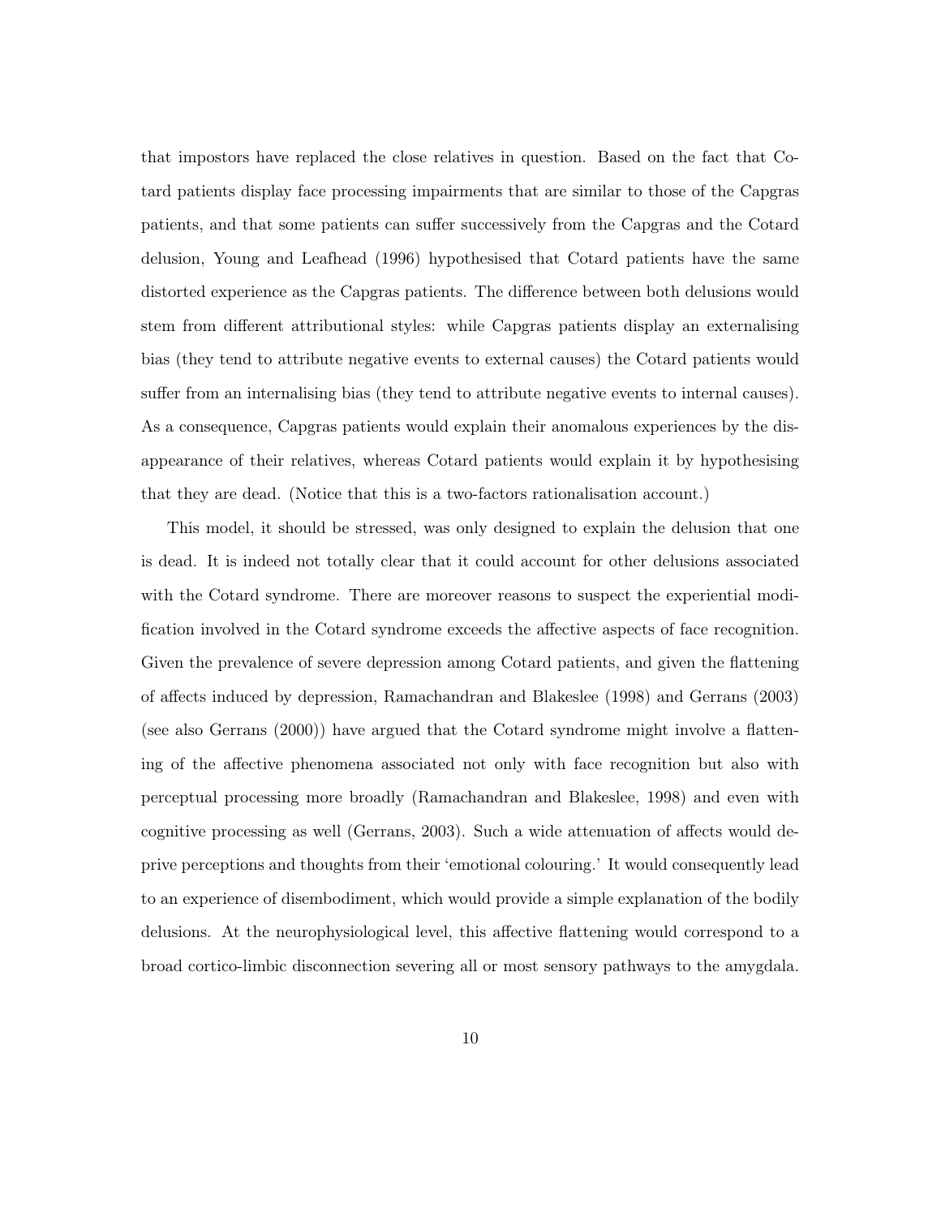that impostors have replaced the close relatives in question. Based on the fact that Cotard patients display face processing impairments that are similar to those of the Capgras patients, and that some patients can suffer successively from the Capgras and the Cotard delusion, Young and Leafhead (1996) hypothesised that Cotard patients have the same distorted experience as the Capgras patients. The difference between both delusions would stem from different attributional styles: while Capgras patients display an externalising bias (they tend to attribute negative events to external causes) the Cotard patients would suffer from an internalising bias (they tend to attribute negative events to internal causes). As a consequence, Capgras patients would explain their anomalous experiences by the disappearance of their relatives, whereas Cotard patients would explain it by hypothesising that they are dead. (Notice that this is a two-factors rationalisation account.)

This model, it should be stressed, was only designed to explain the delusion that one is dead. It is indeed not totally clear that it could account for other delusions associated with the Cotard syndrome. There are moreover reasons to suspect the experiential modification involved in the Cotard syndrome exceeds the affective aspects of face recognition. Given the prevalence of severe depression among Cotard patients, and given the flattening of affects induced by depression, Ramachandran and Blakeslee (1998) and Gerrans (2003) (see also Gerrans (2000)) have argued that the Cotard syndrome might involve a flattening of the affective phenomena associated not only with face recognition but also with perceptual processing more broadly (Ramachandran and Blakeslee, 1998) and even with cognitive processing as well (Gerrans, 2003). Such a wide attenuation of affects would deprive perceptions and thoughts from their 'emotional colouring.' It would consequently lead to an experience of disembodiment, which would provide a simple explanation of the bodily delusions. At the neurophysiological level, this affective flattening would correspond to a broad cortico-limbic disconnection severing all or most sensory pathways to the amygdala.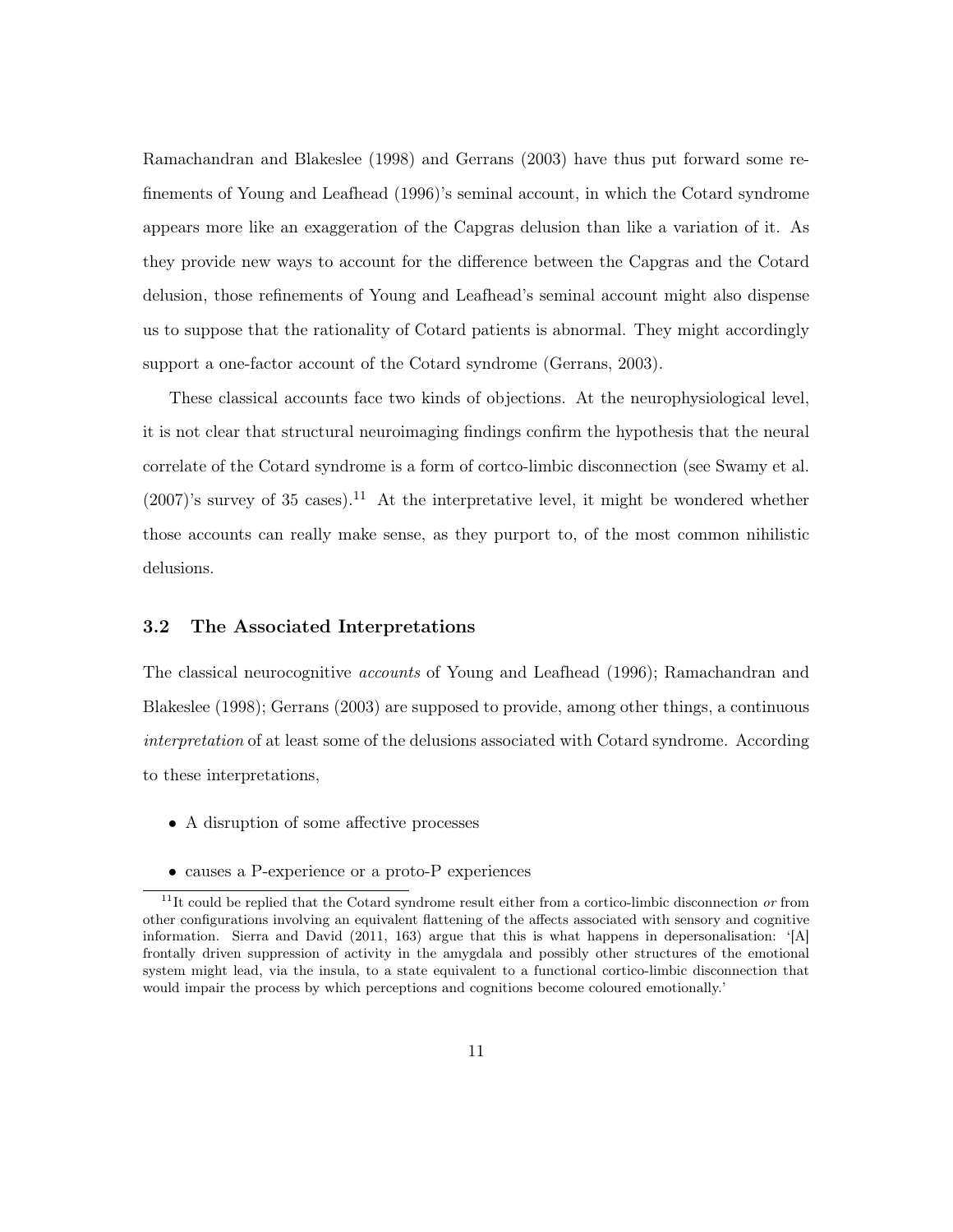Ramachandran and Blakeslee (1998) and Gerrans (2003) have thus put forward some refinements of Young and Leafhead (1996)'s seminal account, in which the Cotard syndrome appears more like an exaggeration of the Capgras delusion than like a variation of it. As they provide new ways to account for the difference between the Capgras and the Cotard delusion, those refinements of Young and Leafhead's seminal account might also dispense us to suppose that the rationality of Cotard patients is abnormal. They might accordingly support a one-factor account of the Cotard syndrome (Gerrans, 2003).

These classical accounts face two kinds of objections. At the neurophysiological level, it is not clear that structural neuroimaging findings confirm the hypothesis that the neural correlate of the Cotard syndrome is a form of cortco-limbic disconnection (see Swamy et al. (2007)'s survey of 35 cases).[11] At the interpretative level, it might be wondered whether those accounts can really make sense, as they purport to, of the most common nihilistic delusions.

### 3.2 The Associated Interpretations

The classical neurocognitive *accounts* of Young and Leafhead (1996); Ramachandran and Blakeslee (1998); Gerrans (2003) are supposed to provide, among other things, a continuous *interpretation* of at least some of the delusions associated with Cotard syndrome. According to these interpretations,

- A disruption of some affective processes
- causes a P-experience or a proto-P experiences

[11] It could be replied that the Cotard syndrome result either from a cortico-limbic disconnection *or* from other configurations involving an equivalent flattening of the affects associated with sensory and cognitive information. Sierra and David (2011, 163) argue that this is what happens in depersonalisation: '[A] frontally driven suppression of activity in the amygdala and possibly other structures of the emotional system might lead, via the insula, to a state equivalent to a functional cortico-limbic disconnection that would impair the process by which perceptions and cognitions become coloured emotionally.'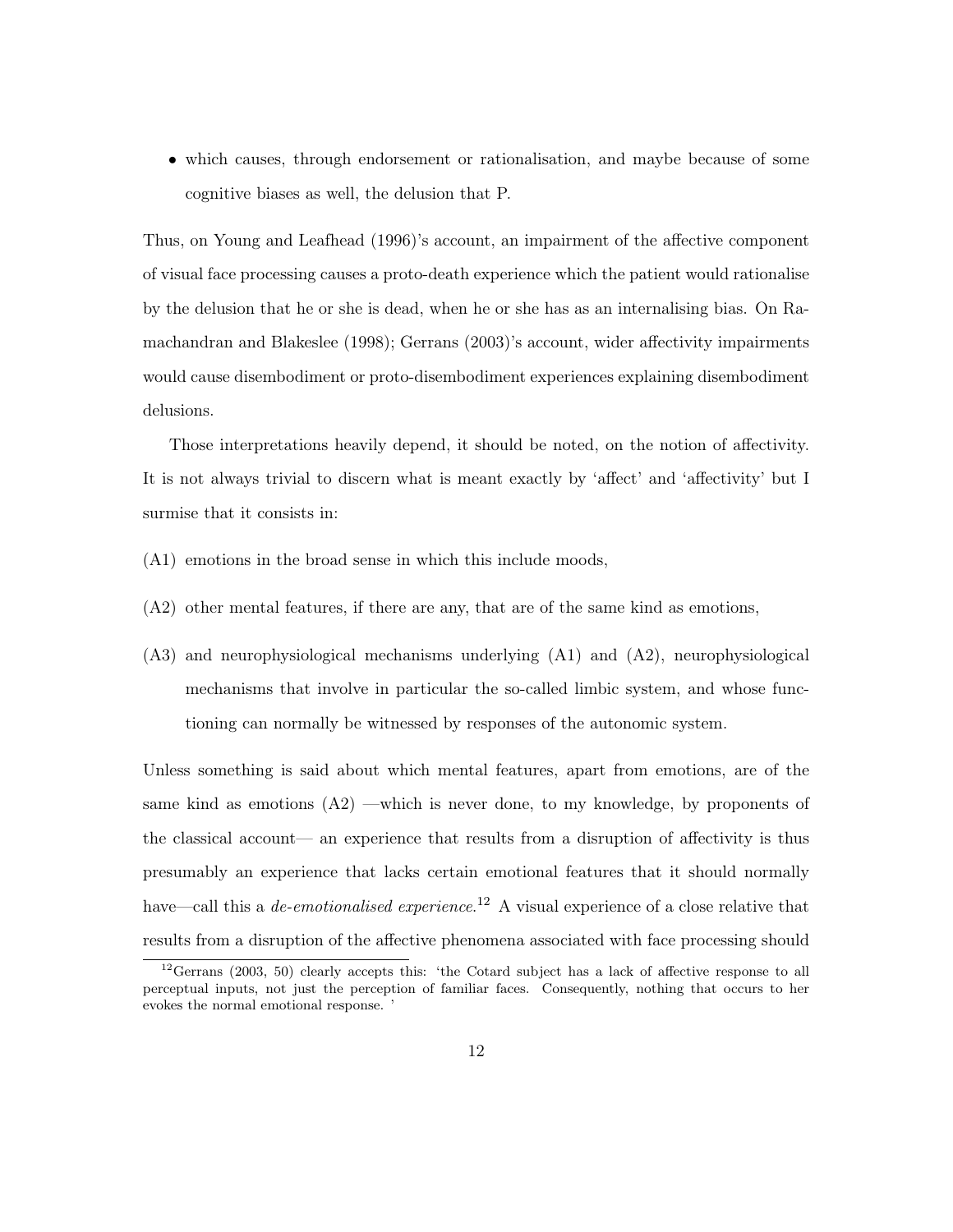- which causes, through endorsement or rationalisation, and maybe because of some cognitive biases as well, the delusion that P.

Thus, on Young and Leafhead (1996)'s account, an impairment of the affective component of visual face processing causes a proto-death experience which the patient would rationalise by the delusion that he or she is dead, when he or she has as an internalising bias. On Ramachandran and Blakeslee (1998); Gerrans (2003)'s account, wider affectivity impairments would cause disembodiment or proto-disembodiment experiences explaining disembodiment delusions.

Those interpretations heavily depend, it should be noted, on the notion of affectivity. It is not always trivial to discern what is meant exactly by 'affect' and 'affectivity' but I surmise that it consists in:

(A1) emotions in the broad sense in which this include moods,

(A2) other mental features, if there are any, that are of the same kind as emotions,

(A3) and neurophysiological mechanisms underlying (A1) and (A2), neurophysiological mechanisms that involve in particular the so-called limbic system, and whose functioning can normally be witnessed by responses of the autonomic system.

Unless something is said about which mental features, apart from emotions, are of the same kind as emotions (A2) —which is never done, to my knowledge, by proponents of the classical account— an experience that results from a disruption of affectivity is thus presumably an experience that lacks certain emotional features that it should normally have—call this a *de-emotionalised experience*.[12] A visual experience of a close relative that results from a disruption of the affective phenomena associated with face processing should

[12] Gerrans (2003, 50) clearly accepts this: 'the Cotard subject has a lack of affective response to all perceptual inputs, not just the perception of familiar faces. Consequently, nothing that occurs to her evokes the normal emotional response. '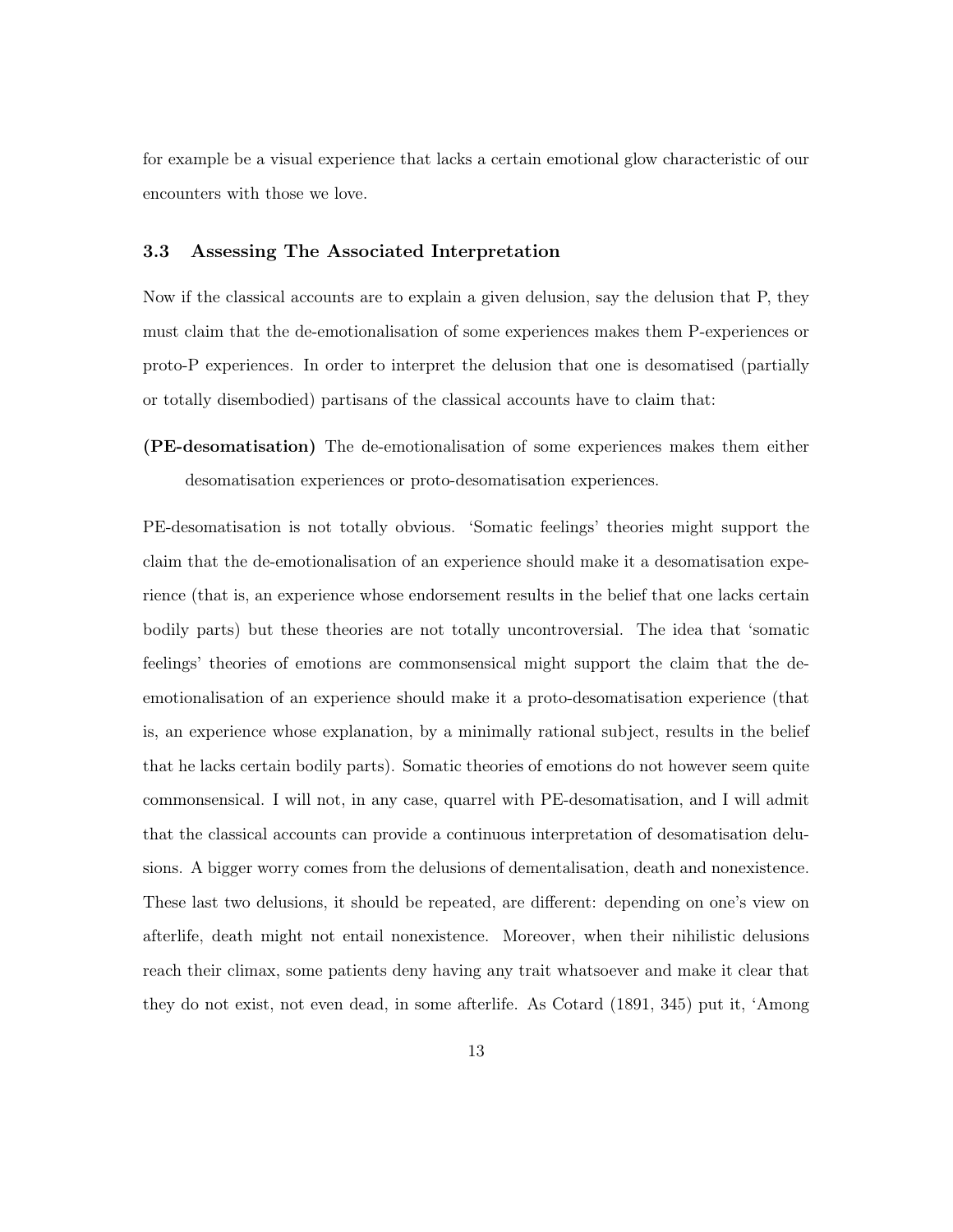for example be a visual experience that lacks a certain emotional glow characteristic of our encounters with those we love.

### 3.3 Assessing The Associated Interpretation

Now if the classical accounts are to explain a given delusion, say the delusion that P, they must claim that the de-emotionalisation of some experiences makes them P-experiences or proto-P experiences. In order to interpret the delusion that one is desomatised (partially or totally disembodied) partisans of the classical accounts have to claim that:

**(PE-desomatisation)** The de-emotionalisation of some experiences makes them either desomatisation experiences or proto-desomatisation experiences.

PE-desomatisation is not totally obvious. 'Somatic feelings' theories might support the claim that the de-emotionalisation of an experience should make it a desomatisation experience (that is, an experience whose endorsement results in the belief that one lacks certain bodily parts) but these theories are not totally uncontroversial. The idea that 'somatic feelings' theories of emotions are commonsensical might support the claim that the de-emotionalisation of an experience should make it a proto-desomatisation experience (that is, an experience whose explanation, by a minimally rational subject, results in the belief that he lacks certain bodily parts). Somatic theories of emotions do not however seem quite commonsensical. I will not, in any case, quarrel with PE-desomatisation, and I will admit that the classical accounts can provide a continuous interpretation of desomatisation delusions. A bigger worry comes from the delusions of dementalisation, death and nonexistence. These last two delusions, it should be repeated, are different: depending on one's view on afterlife, death might not entail nonexistence. Moreover, when their nihilistic delusions reach their climax, some patients deny having any trait whatsoever and make it clear that they do not exist, not even dead, in some afterlife. As Cotard (1891, 345) put it, 'Among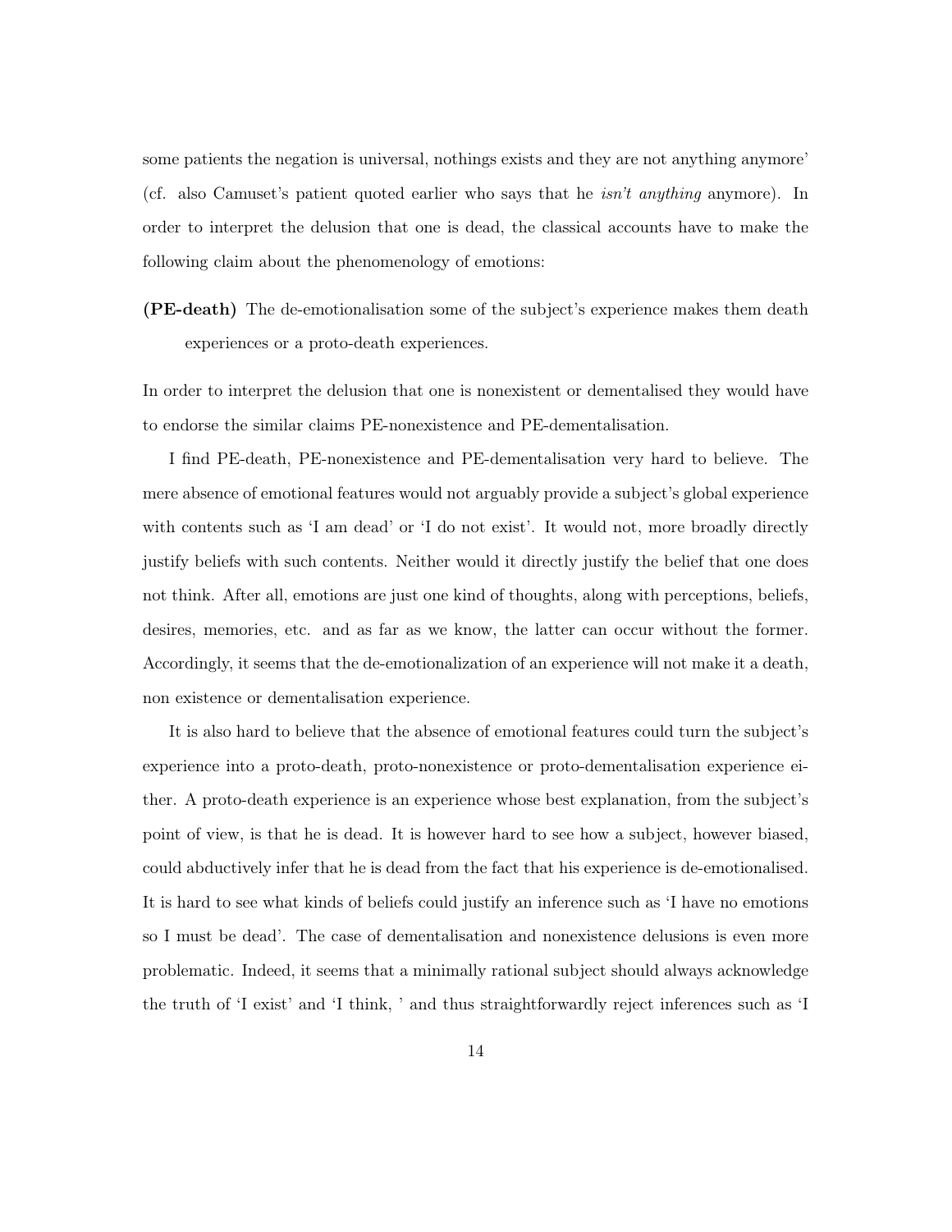some patients the negation is universal, nothings exists and they are not anything anymore' (cf. also Camuset's patient quoted earlier who says that he *isn't anything* anymore). In order to interpret the delusion that one is dead, the classical accounts have to make the following claim about the phenomenology of emotions:

**(PE-death)** The de-emotionalisation some of the subject's experience makes them death experiences or a proto-death experiences.

In order to interpret the delusion that one is nonexistent or dementalised they would have to endorse the similar claims PE-nonexistence and PE-dementalisation.

I find PE-death, PE-nonexistence and PE-dementalisation very hard to believe. The mere absence of emotional features would not arguably provide a subject's global experience with contents such as 'I am dead' or 'I do not exist'. It would not, more broadly directly justify beliefs with such contents. Neither would it directly justify the belief that one does not think. After all, emotions are just one kind of thoughts, along with perceptions, beliefs, desires, memories, etc. and as far as we know, the latter can occur without the former. Accordingly, it seems that the de-emotionalization of an experience will not make it a death, non existence or dementalisation experience.

It is also hard to believe that the absence of emotional features could turn the subject's experience into a proto-death, proto-nonexistence or proto-dementalisation experience either. A proto-death experience is an experience whose best explanation, from the subject's point of view, is that he is dead. It is however hard to see how a subject, however biased, could abductively infer that he is dead from the fact that his experience is de-emotionalised. It is hard to see what kinds of beliefs could justify an inference such as 'I have no emotions so I must be dead'. The case of dementalisation and nonexistence delusions is even more problematic. Indeed, it seems that a minimally rational subject should always acknowledge the truth of 'I exist' and 'I think, ' and thus straightforwardly reject inferences such as 'I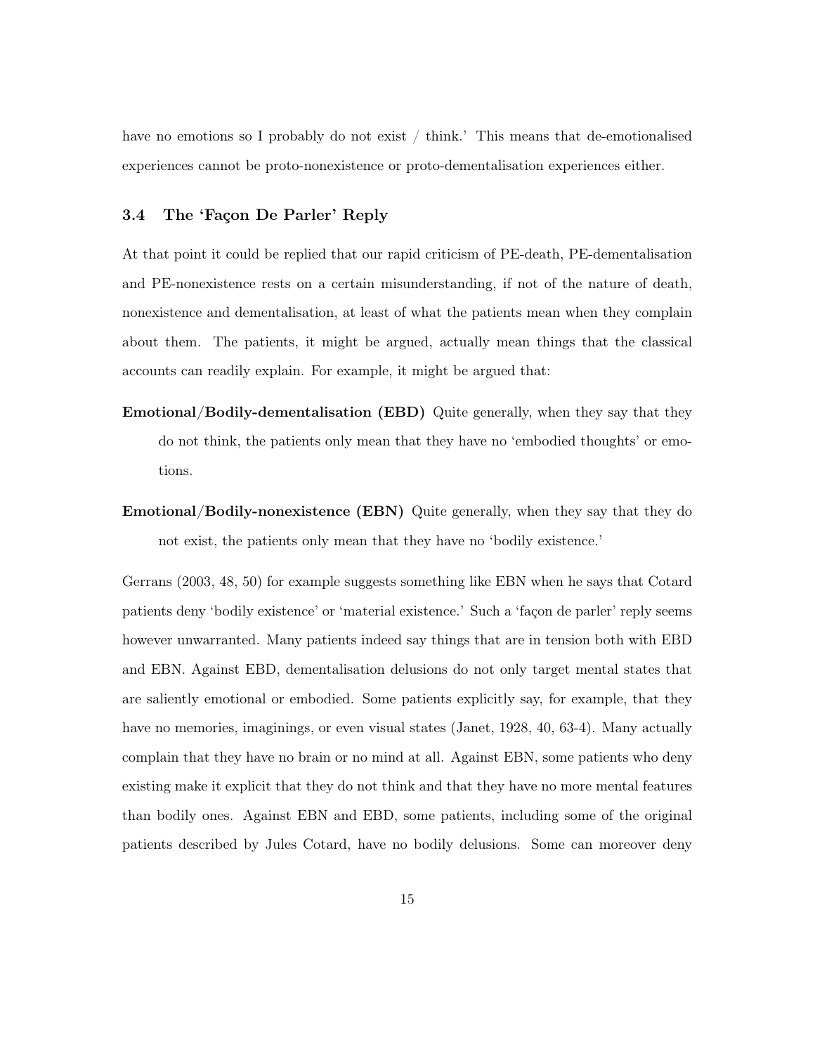have no emotions so I probably do not exist / think.' This means that de-emotionalised experiences cannot be proto-nonexistence or proto-dementalisation experiences either.

### 3.4 The 'Façon De Parler' Reply

At that point it could be replied that our rapid criticism of PE-death, PE-dementalisation and PE-nonexistence rests on a certain misunderstanding, if not of the nature of death, nonexistence and dementalisation, at least of what the patients mean when they complain about them. The patients, it might be argued, actually mean things that the classical accounts can readily explain. For example, it might be argued that:

**Emotional/Bodily-dementalisation (EBD)** Quite generally, when they say that they do not think, the patients only mean that they have no 'embodied thoughts' or emotions.

**Emotional/Bodily-nonexistence (EBN)** Quite generally, when they say that they do not exist, the patients only mean that they have no 'bodily existence.'

Gerrans (2003, 48, 50) for example suggests something like EBN when he says that Cotard patients deny 'bodily existence' or 'material existence.' Such a 'façon de parler' reply seems however unwarranted. Many patients indeed say things that are in tension both with EBD and EBN. Against EBD, dementalisation delusions do not only target mental states that are saliently emotional or embodied. Some patients explicitly say, for example, that they have no memories, imaginings, or even visual states (Janet, 1928, 40, 63-4). Many actually complain that they have no brain or no mind at all. Against EBN, some patients who deny existing make it explicit that they do not think and that they have no more mental features than bodily ones. Against EBN and EBD, some patients, including some of the original patients described by Jules Cotard, have no bodily delusions. Some can moreover deny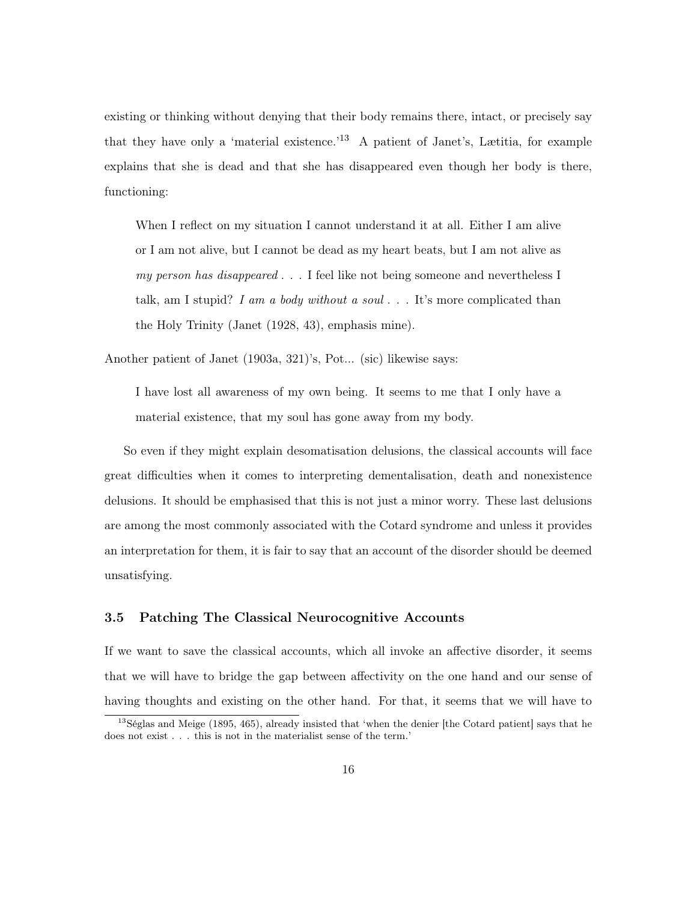existing or thinking without denying that their body remains there, intact, or precisely say that they have only a 'material existence.'[13] A patient of Janet's, Lætitia, for example explains that she is dead and that she has disappeared even though her body is there, functioning:

> When I reflect on my situation I cannot understand it at all. Either I am alive or I am not alive, but I cannot be dead as my heart beats, but I am not alive as *my person has disappeared* . . . I feel like not being someone and nevertheless I talk, am I stupid? *I am a body without a soul* . . . It's more complicated than the Holy Trinity (Janet (1928, 43), emphasis mine).

Another patient of Janet (1903a, 321)'s, Pot... (sic) likewise says:

> I have lost all awareness of my own being. It seems to me that I only have a material existence, that my soul has gone away from my body.

So even if they might explain desomatisation delusions, the classical accounts will face great difficulties when it comes to interpreting dementalisation, death and nonexistence delusions. It should be emphasised that this is not just a minor worry. These last delusions are among the most commonly associated with the Cotard syndrome and unless it provides an interpretation for them, it is fair to say that an account of the disorder should be deemed unsatisfying.

### 3.5 Patching The Classical Neurocognitive Accounts

If we want to save the classical accounts, which all invoke an affective disorder, it seems that we will have to bridge the gap between affectivity on the one hand and our sense of having thoughts and existing on the other hand. For that, it seems that we will have to

[13] Séglas and Meige (1895, 465), already insisted that 'when the denier [the Cotard patient] says that he does not exist . . . this is not in the materialist sense of the term.'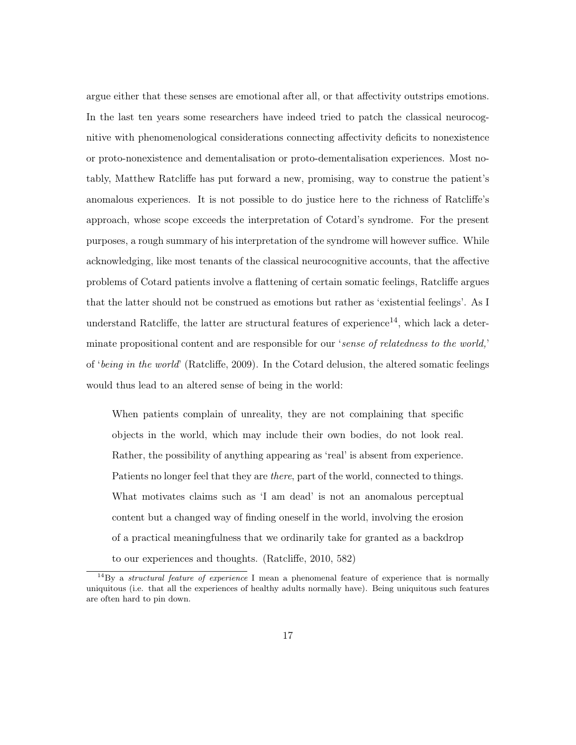argue either that these senses are emotional after all, or that affectivity outstrips emotions. In the last ten years some researchers have indeed tried to patch the classical neurocognitive with phenomenological considerations connecting affectivity deficits to nonexistence or proto-nonexistence and dementalisation or proto-dementalisation experiences. Most notably, Matthew Ratcliffe has put forward a new, promising, way to construe the patient's anomalous experiences. It is not possible to do justice here to the richness of Ratcliffe's approach, whose scope exceeds the interpretation of Cotard's syndrome. For the present purposes, a rough summary of his interpretation of the syndrome will however suffice. While acknowledging, like most tenants of the classical neurocognitive accounts, that the affective problems of Cotard patients involve a flattening of certain somatic feelings, Ratcliffe argues that the latter should not be construed as emotions but rather as 'existential feelings'. As I understand Ratcliffe, the latter are structural features of experience[14], which lack a determinate propositional content and are responsible for our '*sense of relatedness to the world,*' of '*being in the world*' (Ratcliffe, 2009). In the Cotard delusion, the altered somatic feelings would thus lead to an altered sense of being in the world:

> When patients complain of unreality, they are not complaining that specific objects in the world, which may include their own bodies, do not look real. Rather, the possibility of anything appearing as 'real' is absent from experience. Patients no longer feel that they are *there*, part of the world, connected to things. What motivates claims such as 'I am dead' is not an anomalous perceptual content but a changed way of finding oneself in the world, involving the erosion of a practical meaningfulness that we ordinarily take for granted as a backdrop to our experiences and thoughts. (Ratcliffe, 2010, 582)

[14] By a *structural feature of experience* I mean a phenomenal feature of experience that is normally uniquitous (i.e. that all the experiences of healthy adults normally have). Being uniquitous such features are often hard to pin down.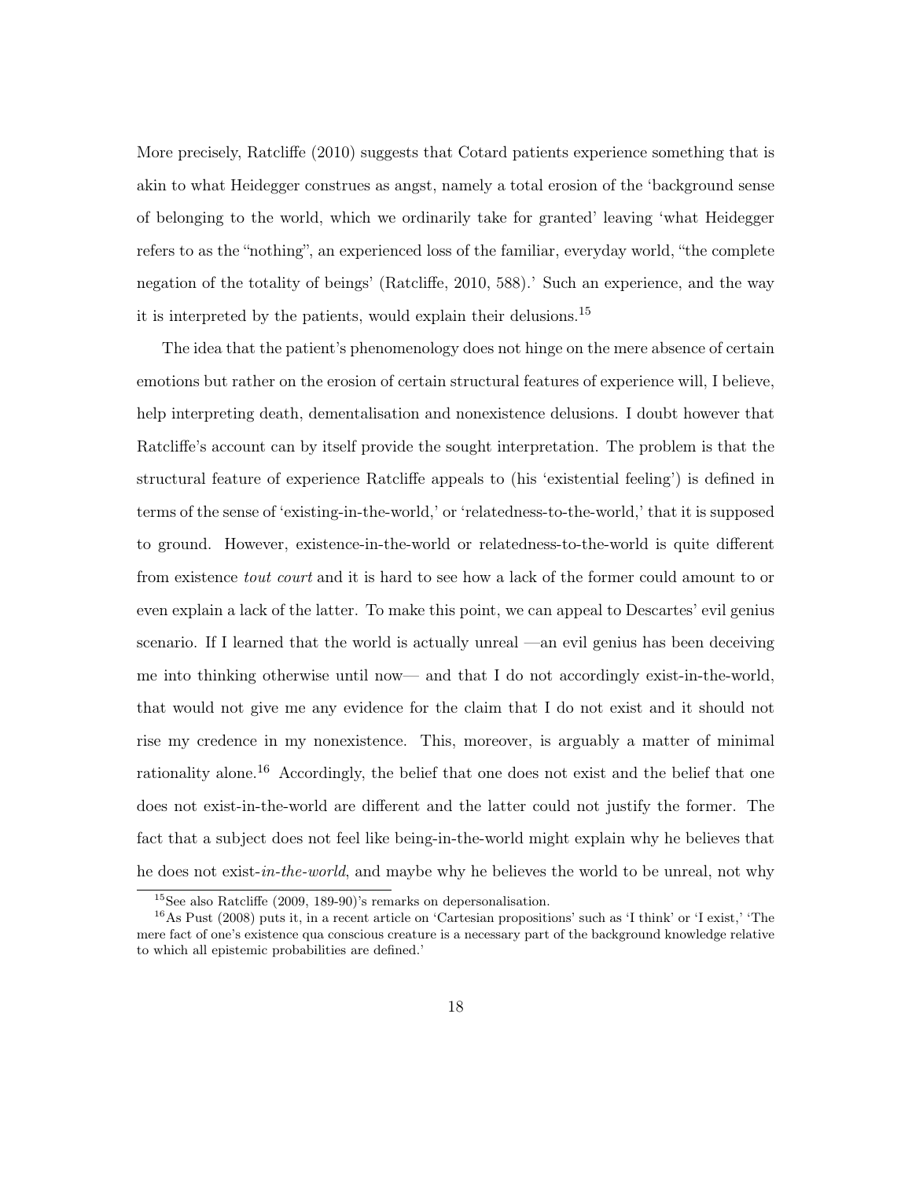More precisely, Ratcliffe (2010) suggests that Cotard patients experience something that is akin to what Heidegger construes as angst, namely a total erosion of the 'background sense of belonging to the world, which we ordinarily take for granted' leaving 'what Heidegger refers to as the "nothing", an experienced loss of the familiar, everyday world, "the complete negation of the totality of beings' (Ratcliffe, 2010, 588).' Such an experience, and the way it is interpreted by the patients, would explain their delusions.[15]

The idea that the patient's phenomenology does not hinge on the mere absence of certain emotions but rather on the erosion of certain structural features of experience will, I believe, help interpreting death, dementalisation and nonexistence delusions. I doubt however that Ratcliffe's account can by itself provide the sought interpretation. The problem is that the structural feature of experience Ratcliffe appeals to (his 'existential feeling') is defined in terms of the sense of 'existing-in-the-world,' or 'relatedness-to-the-world,' that it is supposed to ground. However, existence-in-the-world or relatedness-to-the-world is quite different from existence *tout court* and it is hard to see how a lack of the former could amount to or even explain a lack of the latter. To make this point, we can appeal to Descartes' evil genius scenario. If I learned that the world is actually unreal —an evil genius has been deceiving me into thinking otherwise until now— and that I do not accordingly exist-in-the-world, that would not give me any evidence for the claim that I do not exist and it should not rise my credence in my nonexistence. This, moreover, is arguably a matter of minimal rationality alone.[16] Accordingly, the belief that one does not exist and the belief that one does not exist-in-the-world are different and the latter could not justify the former. The fact that a subject does not feel like being-in-the-world might explain why he believes that he does not exist-*in-the-world*, and maybe why he believes the world to be unreal, not why

[15] See also Ratcliffe (2009, 189-90)'s remarks on depersonalisation.

[16] As Pust (2008) puts it, in a recent article on 'Cartesian propositions' such as 'I think' or 'I exist,' 'The mere fact of one's existence qua conscious creature is a necessary part of the background knowledge relative to which all epistemic probabilities are defined.'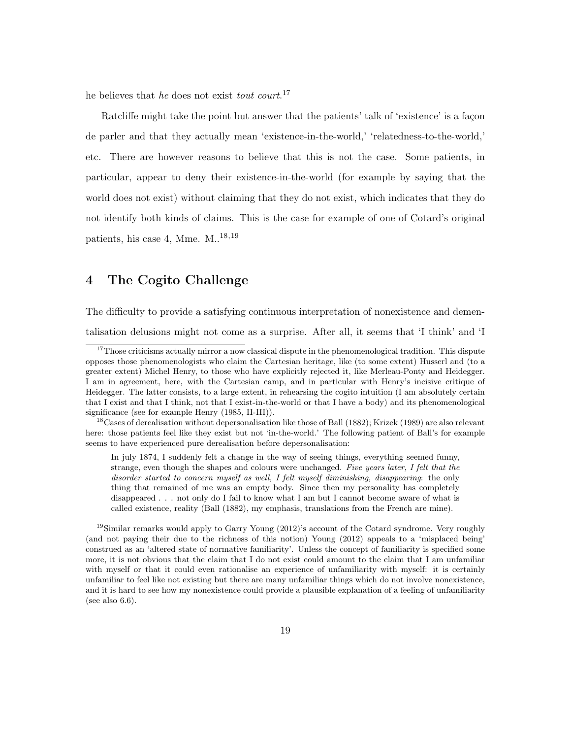he believes that *he* does not exist *tout court*.[17]

Ratcliffe might take the point but answer that the patients' talk of 'existence' is a façon de parler and that they actually mean 'existence-in-the-world,' 'relatedness-to-the-world,' etc. There are however reasons to believe that this is not the case. Some patients, in particular, appear to deny their existence-in-the-world (for example by saying that the world does not exist) without claiming that they do not exist, which indicates that they do not identify both kinds of claims. This is the case for example of one of Cotard's original patients, his case 4, Mme. M..[18,19]

# 4 The Cogito Challenge

The difficulty to provide a satisfying continuous interpretation of nonexistence and dementalisation delusions might not come as a surprise. After all, it seems that 'I think' and 'I

---

[17] Those criticisms actually mirror a now classical dispute in the phenomenological tradition. This dispute opposes those phenomenologists who claim the Cartesian heritage, like (to some extent) Husserl and (to a greater extent) Michel Henry, to those who have explicitly rejected it, like Merleau-Ponty and Heidegger. I am in agreement, here, with the Cartesian camp, and in particular with Henry's incisive critique of Heidegger. The latter consists, to a large extent, in rehearsing the cogito intuition (I am absolutely certain that I exist and that I think, not that I exist-in-the-world or that I have a body) and its phenomenological significance (see for example Henry (1985, II-III)).

[18] Cases of derealisation without depersonalisation like those of Ball (1882); Krizek (1989) are also relevant here: those patients feel like they exist but not 'in-the-world.' The following patient of Ball's for example seems to have experienced pure derealisation before depersonalisation:

> In july 1874, I suddenly felt a change in the way of seeing things, everything seemed funny, strange, even though the shapes and colours were unchanged. *Five years later, I felt that the disorder started to concern myself as well, I felt myself diminishing, disappearing*: the only thing that remained of me was an empty body. Since then my personality has completely disappeared . . . not only do I fail to know what I am but I cannot become aware of what is called existence, reality (Ball (1882), my emphasis, translations from the French are mine).

[19] Similar remarks would apply to Garry Young (2012)'s account of the Cotard syndrome. Very roughly (and not paying their due to the richness of this notion) Young (2012) appeals to a 'misplaced being' construed as an 'altered state of normative familiarity'. Unless the concept of familiarity is specified some more, it is not obvious that the claim that I do not exist could amount to the claim that I am unfamiliar with myself or that it could even rationalise an experience of unfamiliarity with myself: it is certainly unfamiliar to feel like not existing but there are many unfamiliar things which do not involve nonexistence, and it is hard to see how my nonexistence could provide a plausible explanation of a feeling of unfamiliarity (see also 6.6).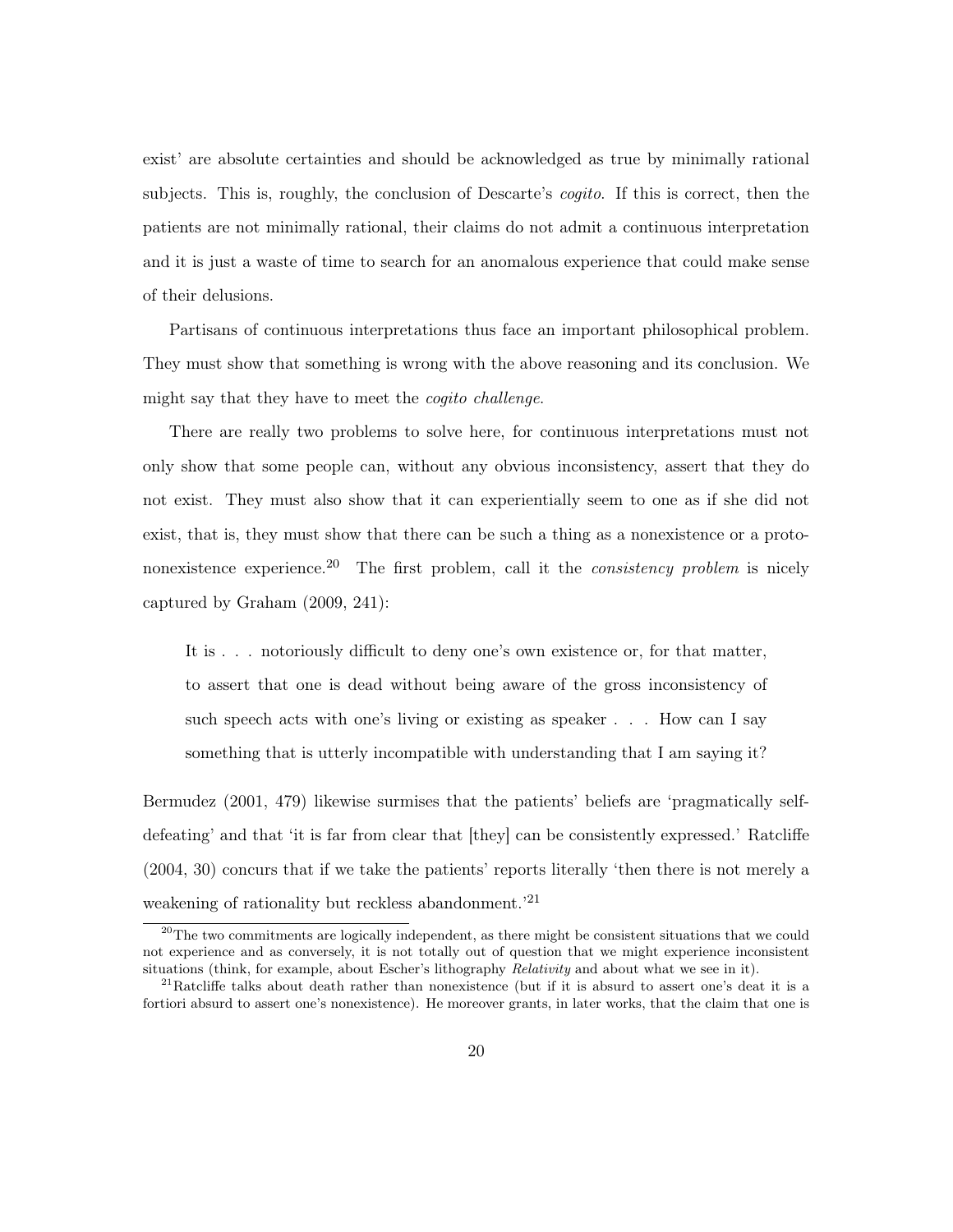exist' are absolute certainties and should be acknowledged as true by minimally rational subjects. This is, roughly, the conclusion of Descarte's *cogito*. If this is correct, then the patients are not minimally rational, their claims do not admit a continuous interpretation and it is just a waste of time to search for an anomalous experience that could make sense of their delusions.

Partisans of continuous interpretations thus face an important philosophical problem. They must show that something is wrong with the above reasoning and its conclusion. We might say that they have to meet the *cogito challenge*.

There are really two problems to solve here, for continuous interpretations must not only show that some people can, without any obvious inconsistency, assert that they do not exist. They must also show that it can experientially seem to one as if she did not exist, that is, they must show that there can be such a thing as a nonexistence or a proto-nonexistence experience.[20] The first problem, call it the *consistency problem* is nicely captured by Graham (2009, 241):

> It is . . . notoriously difficult to deny one's own existence or, for that matter, to assert that one is dead without being aware of the gross inconsistency of such speech acts with one's living or existing as speaker . . . How can I say something that is utterly incompatible with understanding that I am saying it?

Bermudez (2001, 479) likewise surmises that the patients' beliefs are 'pragmatically self-defeating' and that 'it is far from clear that [they] can be consistently expressed.' Ratcliffe (2004, 30) concurs that if we take the patients' reports literally 'then there is not merely a weakening of rationality but reckless abandonment.'[21]

[20] The two commitments are logically independent, as there might be consistent situations that we could not experience and as conversely, it is not totally out of question that we might experience inconsistent situations (think, for example, about Escher's lithography *Relativity* and about what we see in it).

[21] Ratcliffe talks about death rather than nonexistence (but if it is absurd to assert one's deat it is a fortiori absurd to assert one's nonexistence). He moreover grants, in later works, that the claim that one is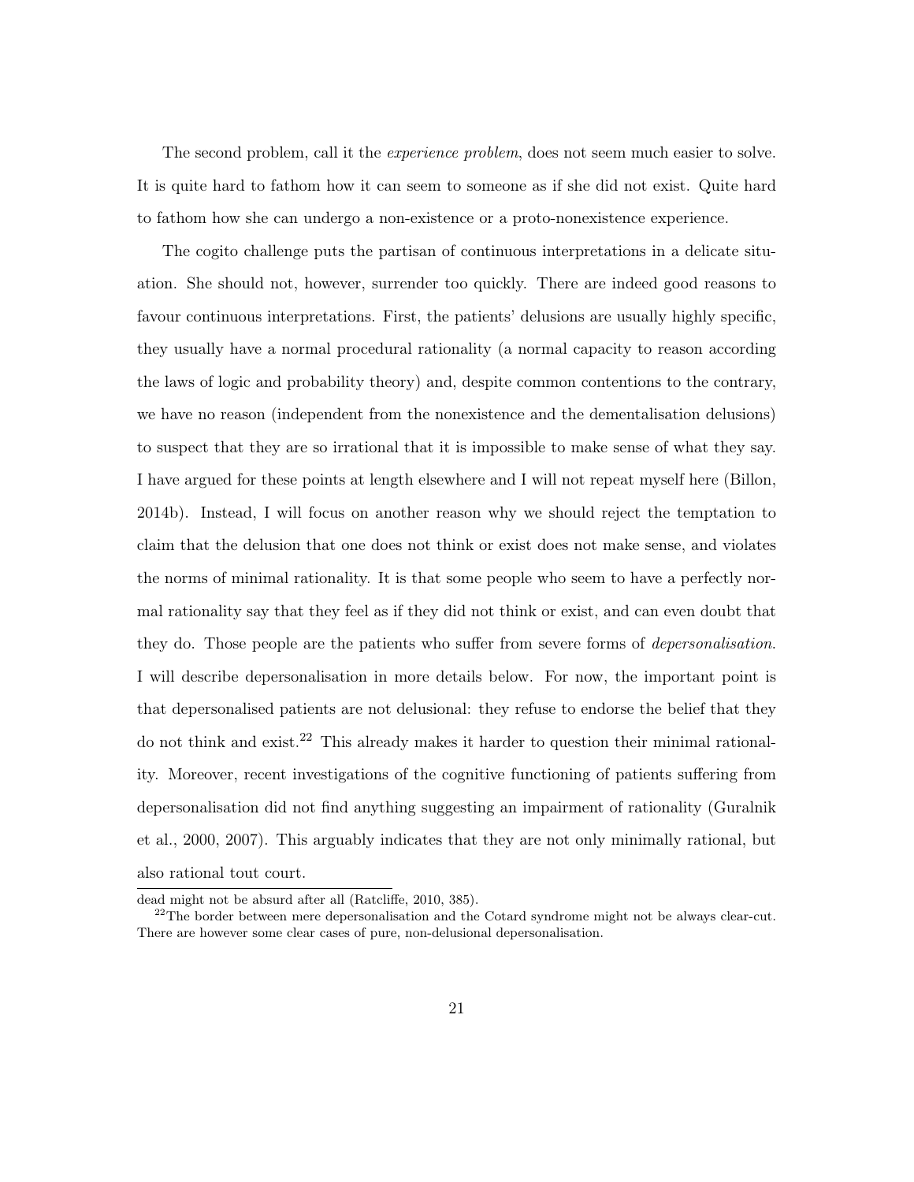The second problem, call it the *experience problem*, does not seem much easier to solve. It is quite hard to fathom how it can seem to someone as if she did not exist. Quite hard to fathom how she can undergo a non-existence or a proto-nonexistence experience.

The cogito challenge puts the partisan of continuous interpretations in a delicate situation. She should not, however, surrender too quickly. There are indeed good reasons to favour continuous interpretations. First, the patients' delusions are usually highly specific, they usually have a normal procedural rationality (a normal capacity to reason according the laws of logic and probability theory) and, despite common contentions to the contrary, we have no reason (independent from the nonexistence and the dementalisation delusions) to suspect that they are so irrational that it is impossible to make sense of what they say. I have argued for these points at length elsewhere and I will not repeat myself here (Billon, 2014b). Instead, I will focus on another reason why we should reject the temptation to claim that the delusion that one does not think or exist does not make sense, and violates the norms of minimal rationality. It is that some people who seem to have a perfectly normal rationality say that they feel as if they did not think or exist, and can even doubt that they do. Those people are the patients who suffer from severe forms of *depersonalisation*. I will describe depersonalisation in more details below. For now, the important point is that depersonalised patients are not delusional: they refuse to endorse the belief that they do not think and exist.[22] This already makes it harder to question their minimal rationality. Moreover, recent investigations of the cognitive functioning of patients suffering from depersonalisation did not find anything suggesting an impairment of rationality (Guralnik et al., 2000, 2007). This arguably indicates that they are not only minimally rational, but also rational tout court.

dead might not be absurd after all (Ratcliffe, 2010, 385).

[22] The border between mere depersonalisation and the Cotard syndrome might not be always clear-cut. There are however some clear cases of pure, non-delusional depersonalisation.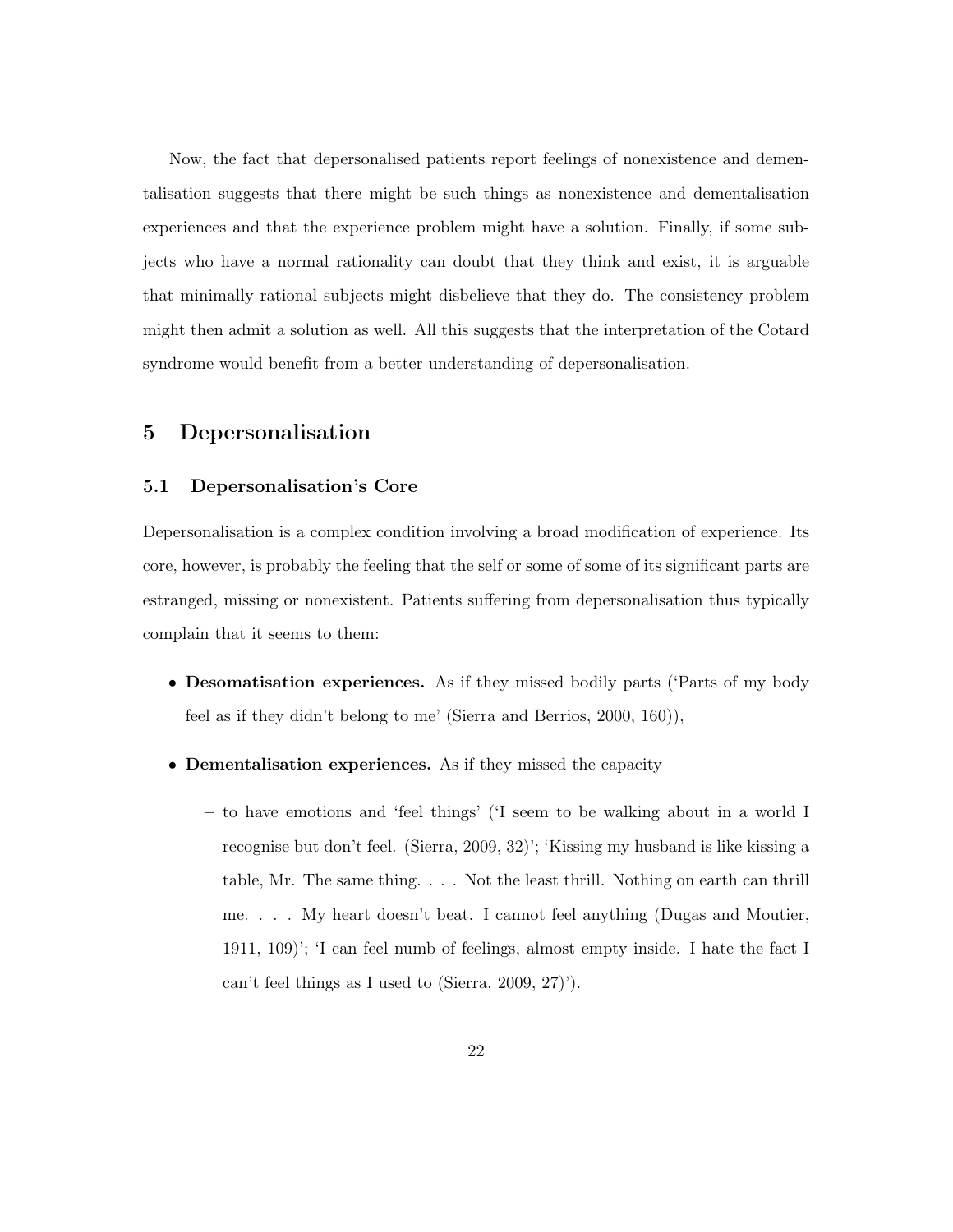Now, the fact that depersonalised patients report feelings of nonexistence and dementalisation suggests that there might be such things as nonexistence and dementalisation experiences and that the experience problem might have a solution. Finally, if some subjects who have a normal rationality can doubt that they think and exist, it is arguable that minimally rational subjects might disbelieve that they do. The consistency problem might then admit a solution as well. All this suggests that the interpretation of the Cotard syndrome would benefit from a better understanding of depersonalisation.

# 5 Depersonalisation

## 5.1 Depersonalisation's Core

Depersonalisation is a complex condition involving a broad modification of experience. Its core, however, is probably the feeling that the self or some of some of its significant parts are estranged, missing or nonexistent. Patients suffering from depersonalisation thus typically complain that it seems to them:

- **Desomatisation experiences.** As if they missed bodily parts ('Parts of my body feel as if they didn't belong to me' (Sierra and Berrios, 2000, 160)),
- **Dementalisation experiences.** As if they missed the capacity
  - to have emotions and 'feel things' ('I seem to be walking about in a world I recognise but don't feel. (Sierra, 2009, 32)'; 'Kissing my husband is like kissing a table, Mr. The same thing. . . . Not the least thrill. Nothing on earth can thrill me. . . . My heart doesn't beat. I cannot feel anything (Dugas and Moutier, 1911, 109)'; 'I can feel numb of feelings, almost empty inside. I hate the fact I can't feel things as I used to (Sierra, 2009, 27)').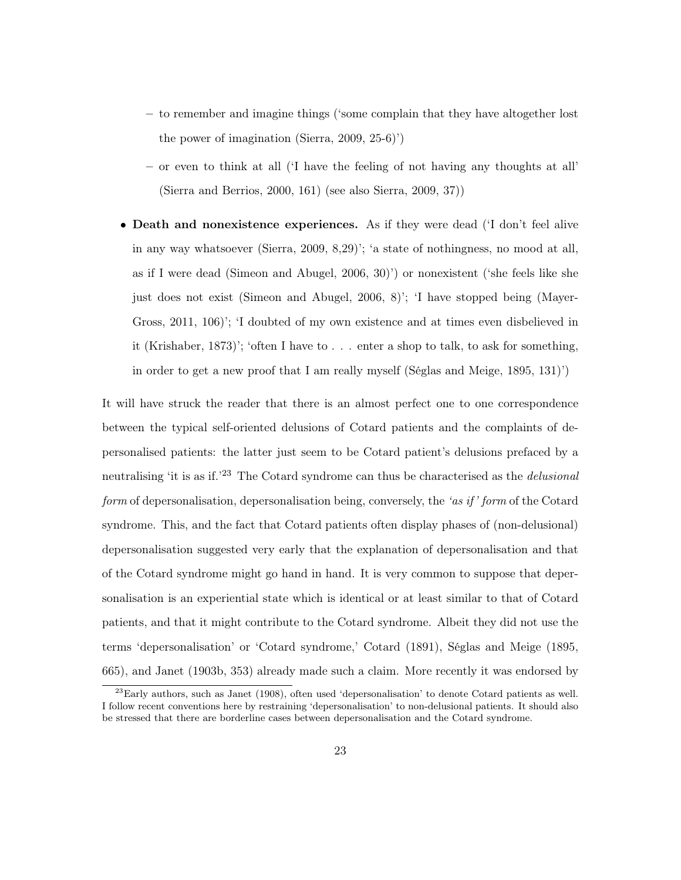- to remember and imagine things ('some complain that they have altogether lost the power of imagination (Sierra, 2009, 25-6)')
  - or even to think at all ('I have the feeling of not having any thoughts at all' (Sierra and Berrios, 2000, 161) (see also Sierra, 2009, 37))

- **Death and nonexistence experiences.** As if they were dead ('I don't feel alive in any way whatsoever (Sierra, 2009, 8,29)'; 'a state of nothingness, no mood at all, as if I were dead (Simeon and Abugel, 2006, 30)') or nonexistent ('she feels like she just does not exist (Simeon and Abugel, 2006, 8)'; 'I have stopped being (Mayer-Gross, 2011, 106)'; 'I doubted of my own existence and at times even disbelieved in it (Krishaber, 1873)'; 'often I have to . . . enter a shop to talk, to ask for something, in order to get a new proof that I am really myself (Séglas and Meige, 1895, 131)')

It will have struck the reader that there is an almost perfect one to one correspondence between the typical self-oriented delusions of Cotard patients and the complaints of depersonalised patients: the latter just seem to be Cotard patient's delusions prefaced by a neutralising 'it is as if.'[23] The Cotard syndrome can thus be characterised as the *delusional form* of depersonalisation, depersonalisation being, conversely, the *'as if' form* of the Cotard syndrome. This, and the fact that Cotard patients often display phases of (non-delusional) depersonalisation suggested very early that the explanation of depersonalisation and that of the Cotard syndrome might go hand in hand. It is very common to suppose that depersonalisation is an experiential state which is identical or at least similar to that of Cotard patients, and that it might contribute to the Cotard syndrome. Albeit they did not use the terms 'depersonalisation' or 'Cotard syndrome,' Cotard (1891), Séglas and Meige (1895, 665), and Janet (1903b, 353) already made such a claim. More recently it was endorsed by

[23] Early authors, such as Janet (1908), often used 'depersonalisation' to denote Cotard patients as well. I follow recent conventions here by restraining 'depersonalisation' to non-delusional patients. It should also be stressed that there are borderline cases between depersonalisation and the Cotard syndrome.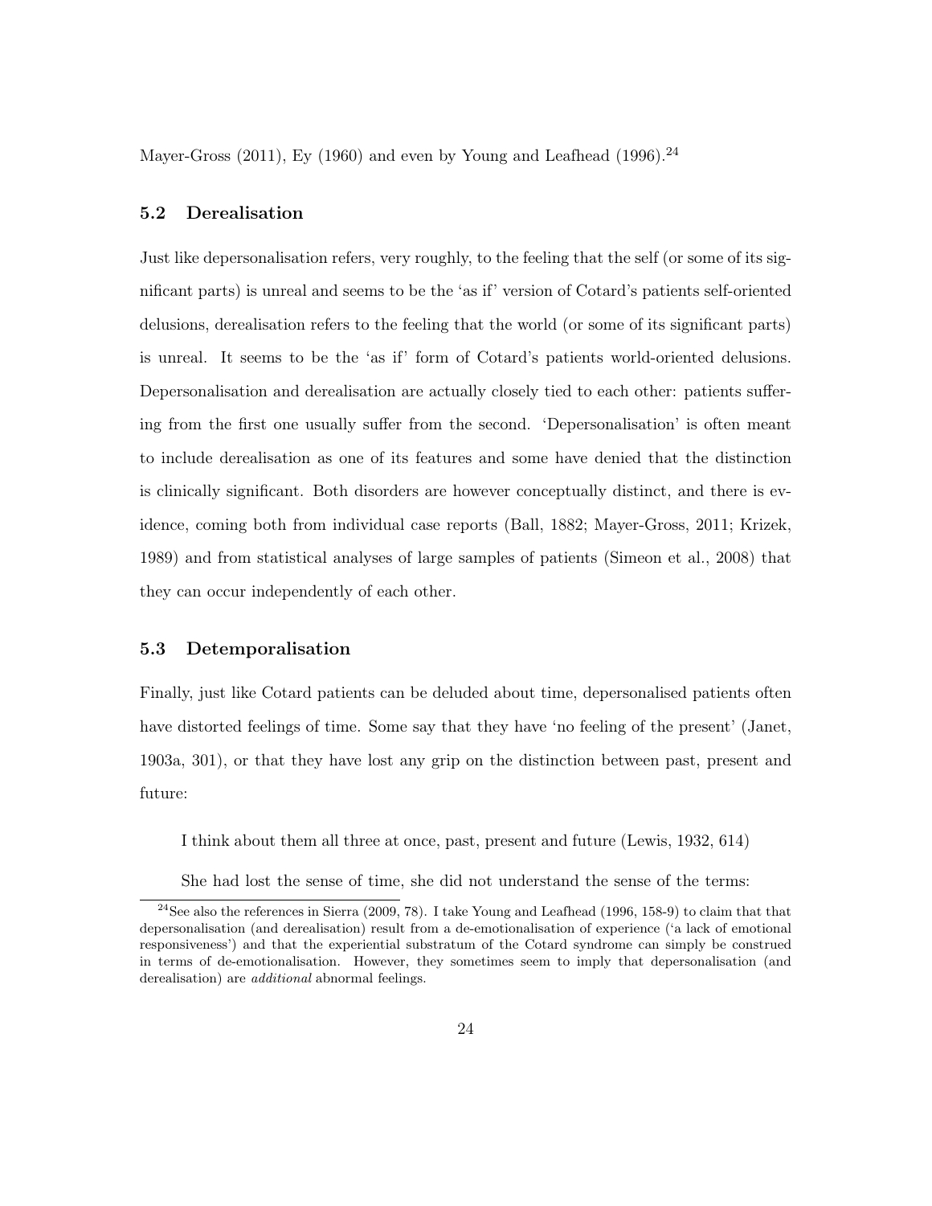Mayer-Gross (2011), Ey (1960) and even by Young and Leafhead (1996).[24]

### 5.2 Derealisation

Just like depersonalisation refers, very roughly, to the feeling that the self (or some of its significant parts) is unreal and seems to be the 'as if' version of Cotard's patients self-oriented delusions, derealisation refers to the feeling that the world (or some of its significant parts) is unreal. It seems to be the 'as if' form of Cotard's patients world-oriented delusions. Depersonalisation and derealisation are actually closely tied to each other: patients suffering from the first one usually suffer from the second. 'Depersonalisation' is often meant to include derealisation as one of its features and some have denied that the distinction is clinically significant. Both disorders are however conceptually distinct, and there is evidence, coming both from individual case reports (Ball, 1882; Mayer-Gross, 2011; Krizek, 1989) and from statistical analyses of large samples of patients (Simeon et al., 2008) that they can occur independently of each other.

### 5.3 Detemporalisation

Finally, just like Cotard patients can be deluded about time, depersonalised patients often have distorted feelings of time. Some say that they have 'no feeling of the present' (Janet, 1903a, 301), or that they have lost any grip on the distinction between past, present and future:

> I think about them all three at once, past, present and future (Lewis, 1932, 614)

> She had lost the sense of time, she did not understand the sense of the terms:

[24] See also the references in Sierra (2009, 78). I take Young and Leafhead (1996, 158-9) to claim that that depersonalisation (and derealisation) result from a de-emotionalisation of experience ('a lack of emotional responsiveness') and that the experiential substratum of the Cotard syndrome can simply be construed in terms of de-emotionalisation. However, they sometimes seem to imply that depersonalisation (and derealisation) are *additional* abnormal feelings.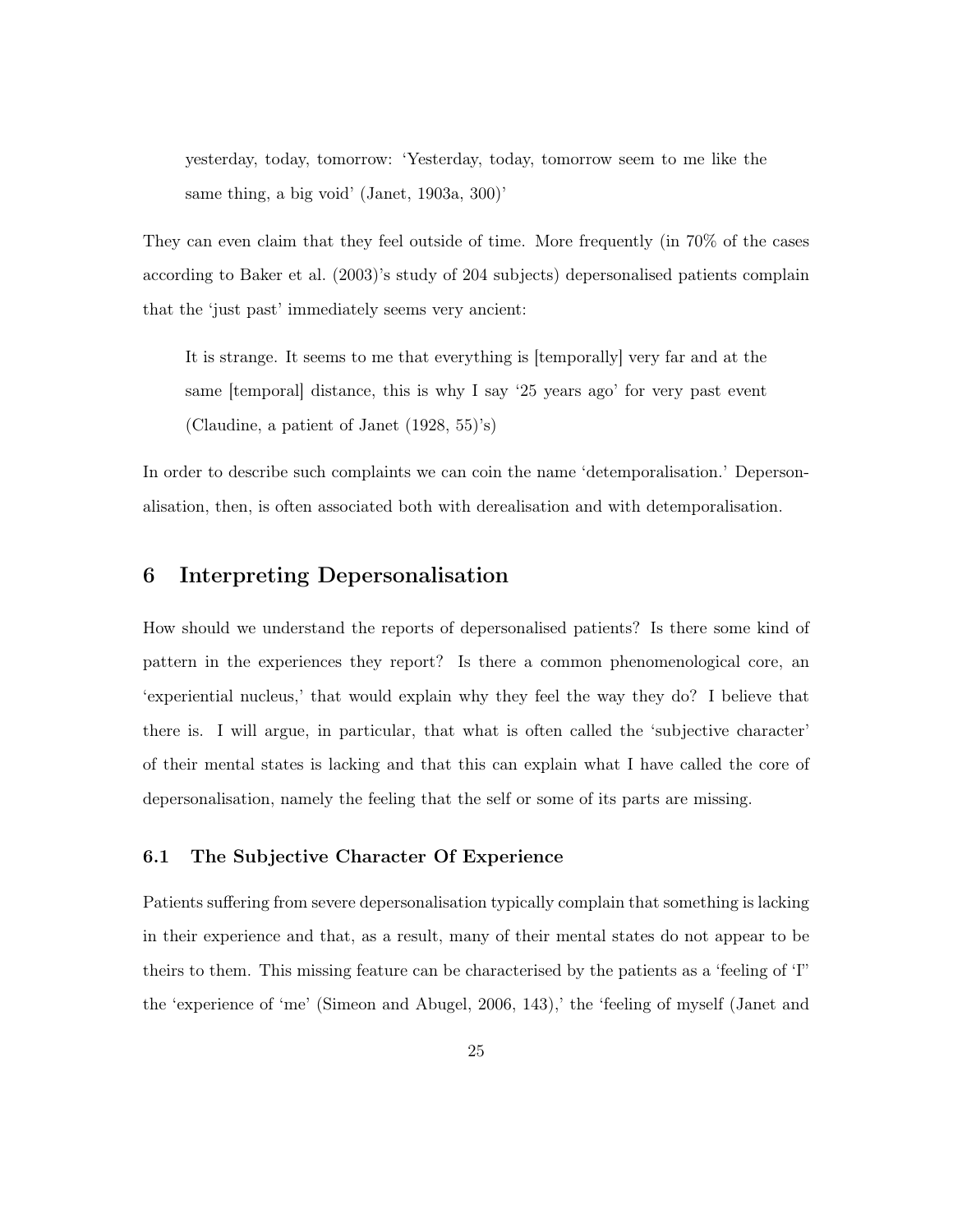> yesterday, today, tomorrow: 'Yesterday, today, tomorrow seem to me like the same thing, a big void' (Janet, 1903a, 300)'

They can even claim that they feel outside of time. More frequently (in 70% of the cases according to Baker et al. (2003)'s study of 204 subjects) depersonalised patients complain that the 'just past' immediately seems very ancient:

> It is strange. It seems to me that everything is [temporally] very far and at the same [temporal] distance, this is why I say '25 years ago' for very past event (Claudine, a patient of Janet (1928, 55)'s)

In order to describe such complaints we can coin the name 'detemporalisation.' Depersonalisation, then, is often associated both with derealisation and with detemporalisation.

## 6 Interpreting Depersonalisation

How should we understand the reports of depersonalised patients? Is there some kind of pattern in the experiences they report? Is there a common phenomenological core, an 'experiential nucleus,' that would explain why they feel the way they do? I believe that there is. I will argue, in particular, that what is often called the 'subjective character' of their mental states is lacking and that this can explain what I have called the core of depersonalisation, namely the feeling that the self or some of its parts are missing.

### 6.1 The Subjective Character Of Experience

Patients suffering from severe depersonalisation typically complain that something is lacking in their experience and that, as a result, many of their mental states do not appear to be theirs to them. This missing feature can be characterised by the patients as a 'feeling of 'I'' the 'experience of 'me' (Simeon and Abugel, 2006, 143),' the 'feeling of myself (Janet and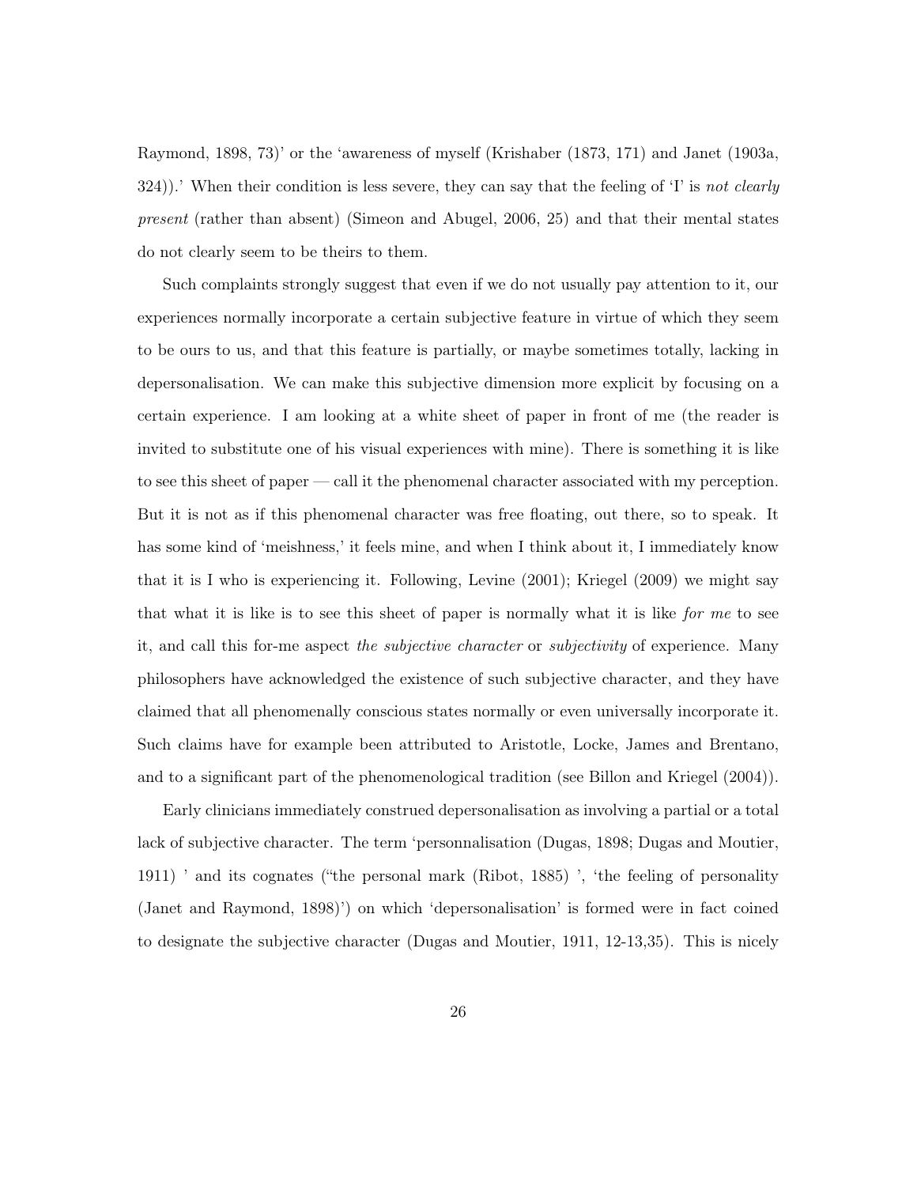Raymond, 1898, 73)' or the 'awareness of myself (Krishaber (1873, 171) and Janet (1903a, 324)).' When their condition is less severe, they can say that the feeling of 'I' is *not clearly present* (rather than absent) (Simeon and Abugel, 2006, 25) and that their mental states do not clearly seem to be theirs to them.

Such complaints strongly suggest that even if we do not usually pay attention to it, our experiences normally incorporate a certain subjective feature in virtue of which they seem to be ours to us, and that this feature is partially, or maybe sometimes totally, lacking in depersonalisation. We can make this subjective dimension more explicit by focusing on a certain experience. I am looking at a white sheet of paper in front of me (the reader is invited to substitute one of his visual experiences with mine). There is something it is like to see this sheet of paper — call it the phenomenal character associated with my perception. But it is not as if this phenomenal character was free floating, out there, so to speak. It has some kind of 'meishness,' it feels mine, and when I think about it, I immediately know that it is I who is experiencing it. Following, Levine (2001); Kriegel (2009) we might say that what it is like is to see this sheet of paper is normally what it is like *for me* to see it, and call this for-me aspect *the subjective character* or *subjectivity* of experience. Many philosophers have acknowledged the existence of such subjective character, and they have claimed that all phenomenally conscious states normally or even universally incorporate it. Such claims have for example been attributed to Aristotle, Locke, James and Brentano, and to a significant part of the phenomenological tradition (see Billon and Kriegel (2004)).

Early clinicians immediately construed depersonalisation as involving a partial or a total lack of subjective character. The term 'personnalisation (Dugas, 1898; Dugas and Moutier, 1911) ' and its cognates ("the personal mark (Ribot, 1885) ', 'the feeling of personality (Janet and Raymond, 1898)') on which 'depersonalisation' is formed were in fact coined to designate the subjective character (Dugas and Moutier, 1911, 12-13,35). This is nicely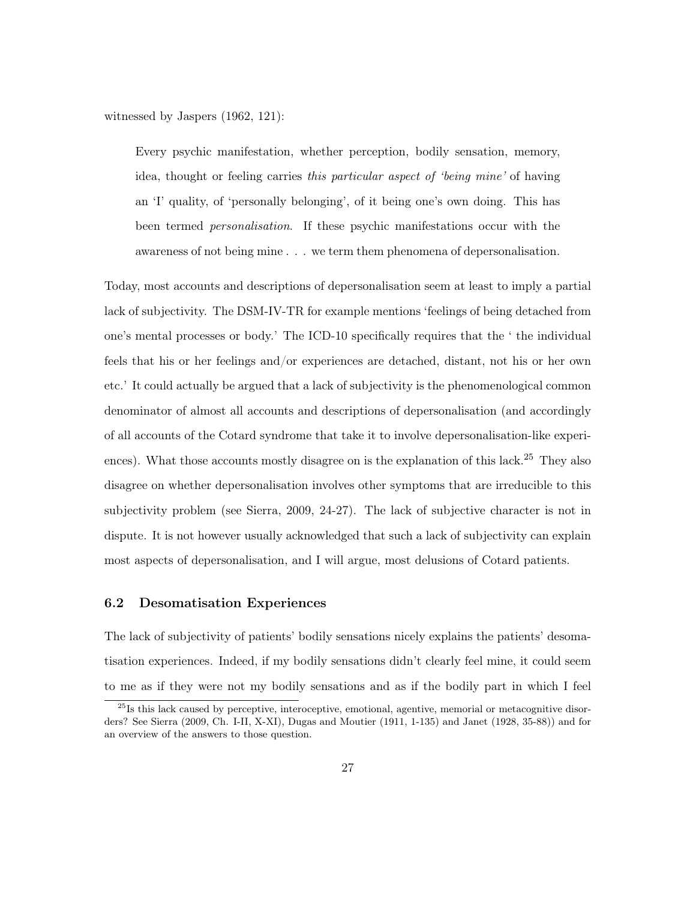witnessed by Jaspers (1962, 121):

> Every psychic manifestation, whether perception, bodily sensation, memory, idea, thought or feeling carries *this particular aspect of 'being mine'* of having an 'I' quality, of 'personally belonging', of it being one's own doing. This has been termed *personalisation*. If these psychic manifestations occur with the awareness of not being mine . . . we term them phenomena of depersonalisation.

Today, most accounts and descriptions of depersonalisation seem at least to imply a partial lack of subjectivity. The DSM-IV-TR for example mentions 'feelings of being detached from one's mental processes or body.' The ICD-10 specifically requires that the ' the individual feels that his or her feelings and/or experiences are detached, distant, not his or her own etc.' It could actually be argued that a lack of subjectivity is the phenomenological common denominator of almost all accounts and descriptions of depersonalisation (and accordingly of all accounts of the Cotard syndrome that take it to involve depersonalisation-like experiences). What those accounts mostly disagree on is the explanation of this lack.[25] They also disagree on whether depersonalisation involves other symptoms that are irreducible to this subjectivity problem (see Sierra, 2009, 24-27). The lack of subjective character is not in dispute. It is not however usually acknowledged that such a lack of subjectivity can explain most aspects of depersonalisation, and I will argue, most delusions of Cotard patients.

### 6.2 Desomatisation Experiences

The lack of subjectivity of patients' bodily sensations nicely explains the patients' desomatisation experiences. Indeed, if my bodily sensations didn't clearly feel mine, it could seem to me as if they were not my bodily sensations and as if the bodily part in which I feel

[25] Is this lack caused by perceptive, interoceptive, emotional, agentive, memorial or metacognitive disorders? See Sierra (2009, Ch. I-II, X-XI), Dugas and Moutier (1911, 1-135) and Janet (1928, 35-88)) and for an overview of the answers to those question.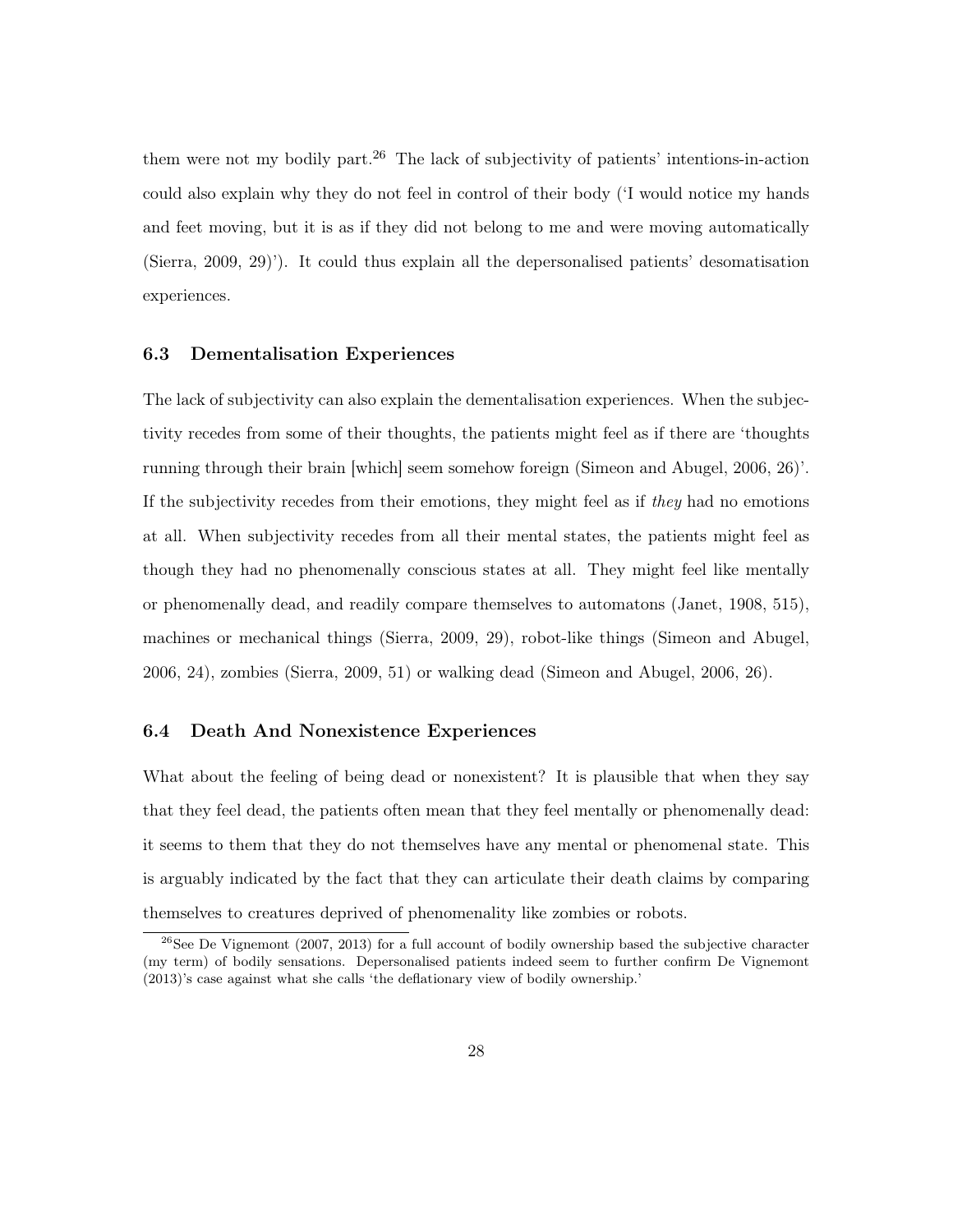them were not my bodily part.[26] The lack of subjectivity of patients' intentions-in-action could also explain why they do not feel in control of their body ('I would notice my hands and feet moving, but it is as if they did not belong to me and were moving automatically (Sierra, 2009, 29)'). It could thus explain all the depersonalised patients' desomatisation experiences.

### 6.3 Dementalisation Experiences

The lack of subjectivity can also explain the dementalisation experiences. When the subjectivity recedes from some of their thoughts, the patients might feel as if there are 'thoughts running through their brain [which] seem somehow foreign (Simeon and Abugel, 2006, 26)'. If the subjectivity recedes from their emotions, they might feel as if *they* had no emotions at all. When subjectivity recedes from all their mental states, the patients might feel as though they had no phenomenally conscious states at all. They might feel like mentally or phenomenally dead, and readily compare themselves to automatons (Janet, 1908, 515), machines or mechanical things (Sierra, 2009, 29), robot-like things (Simeon and Abugel, 2006, 24), zombies (Sierra, 2009, 51) or walking dead (Simeon and Abugel, 2006, 26).

### 6.4 Death And Nonexistence Experiences

What about the feeling of being dead or nonexistent? It is plausible that when they say that they feel dead, the patients often mean that they feel mentally or phenomenally dead: it seems to them that they do not themselves have any mental or phenomenal state. This is arguably indicated by the fact that they can articulate their death claims by comparing themselves to creatures deprived of phenomenality like zombies or robots.

[26] See De Vignemont (2007, 2013) for a full account of bodily ownership based the subjective character (my term) of bodily sensations. Depersonalised patients indeed seem to further confirm De Vignemont (2013)'s case against what she calls 'the deflationary view of bodily ownership.'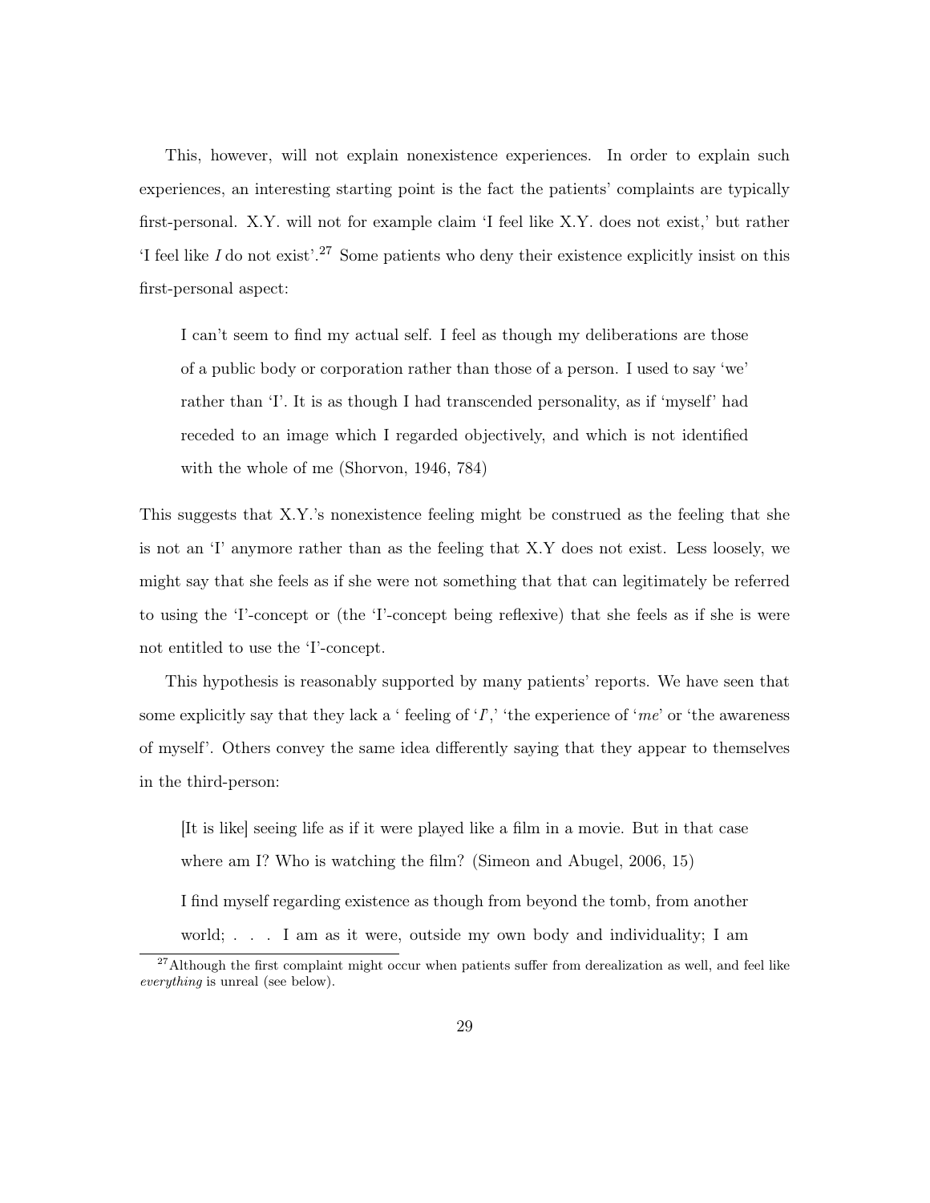This, however, will not explain nonexistence experiences. In order to explain such experiences, an interesting starting point is the fact the patients' complaints are typically first-personal. X.Y. will not for example claim 'I feel like X.Y. does not exist,' but rather 'I feel like *I* do not exist'.[27] Some patients who deny their existence explicitly insist on this first-personal aspect:

> I can't seem to find my actual self. I feel as though my deliberations are those of a public body or corporation rather than those of a person. I used to say 'we' rather than 'I'. It is as though I had transcended personality, as if 'myself' had receded to an image which I regarded objectively, and which is not identified with the whole of me (Shorvon, 1946, 784)

This suggests that X.Y.'s nonexistence feeling might be construed as the feeling that she is not an 'I' anymore rather than as the feeling that X.Y does not exist. Less loosely, we might say that she feels as if she were not something that that can legitimately be referred to using the 'I'-concept or (the 'I'-concept being reflexive) that she feels as if she is were not entitled to use the 'I'-concept.

This hypothesis is reasonably supported by many patients' reports. We have seen that some explicitly say that they lack a ' feeling of '*I*',' 'the experience of '*me*' or 'the awareness of myself'. Others convey the same idea differently saying that they appear to themselves in the third-person:

> [It is like] seeing life as if it were played like a film in a movie. But in that case where am I? Who is watching the film? (Simeon and Abugel, 2006, 15)

> I find myself regarding existence as though from beyond the tomb, from another world; . . . I am as it were, outside my own body and individuality; I am

[27] Although the first complaint might occur when patients suffer from derealization as well, and feel like *everything* is unreal (see below).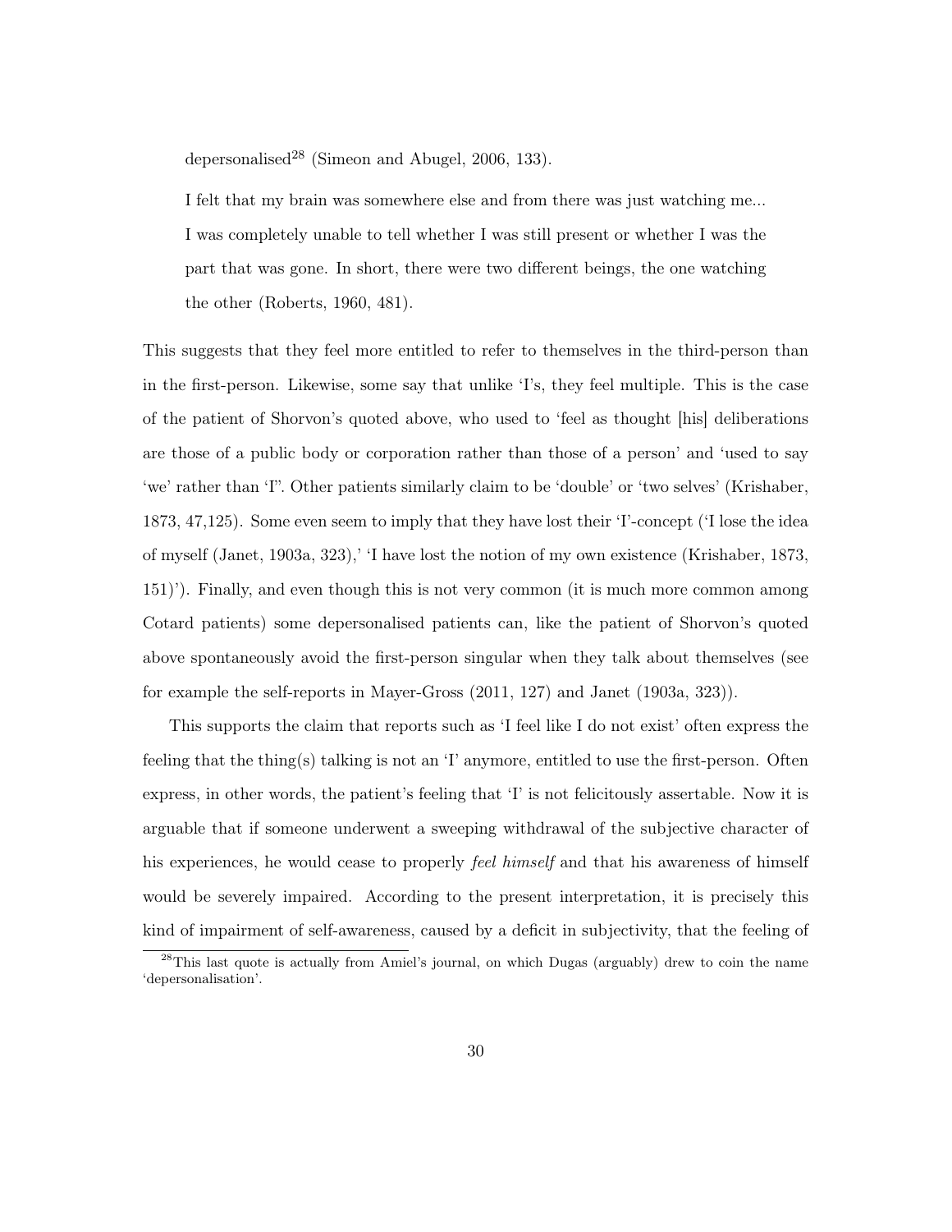depersonalised[28] (Simeon and Abugel, 2006, 133).

> I felt that my brain was somewhere else and from there was just watching me... I was completely unable to tell whether I was still present or whether I was the part that was gone. In short, there were two different beings, the one watching the other (Roberts, 1960, 481).

This suggests that they feel more entitled to refer to themselves in the third-person than in the first-person. Likewise, some say that unlike 'I's, they feel multiple. This is the case of the patient of Shorvon's quoted above, who used to 'feel as thought [his] deliberations are those of a public body or corporation rather than those of a person' and 'used to say 'we' rather than 'I''. Other patients similarly claim to be 'double' or 'two selves' (Krishaber, 1873, 47,125). Some even seem to imply that they have lost their 'I'-concept ('I lose the idea of myself (Janet, 1903a, 323),' 'I have lost the notion of my own existence (Krishaber, 1873, 151)'). Finally, and even though this is not very common (it is much more common among Cotard patients) some depersonalised patients can, like the patient of Shorvon's quoted above spontaneously avoid the first-person singular when they talk about themselves (see for example the self-reports in Mayer-Gross (2011, 127) and Janet (1903a, 323)).

This supports the claim that reports such as 'I feel like I do not exist' often express the feeling that the thing(s) talking is not an 'I' anymore, entitled to use the first-person. Often express, in other words, the patient's feeling that 'I' is not felicitously assertable. Now it is arguable that if someone underwent a sweeping withdrawal of the subjective character of his experiences, he would cease to properly *feel himself* and that his awareness of himself would be severely impaired. According to the present interpretation, it is precisely this kind of impairment of self-awareness, caused by a deficit in subjectivity, that the feeling of

[28] This last quote is actually from Amiel's journal, on which Dugas (arguably) drew to coin the name 'depersonalisation'.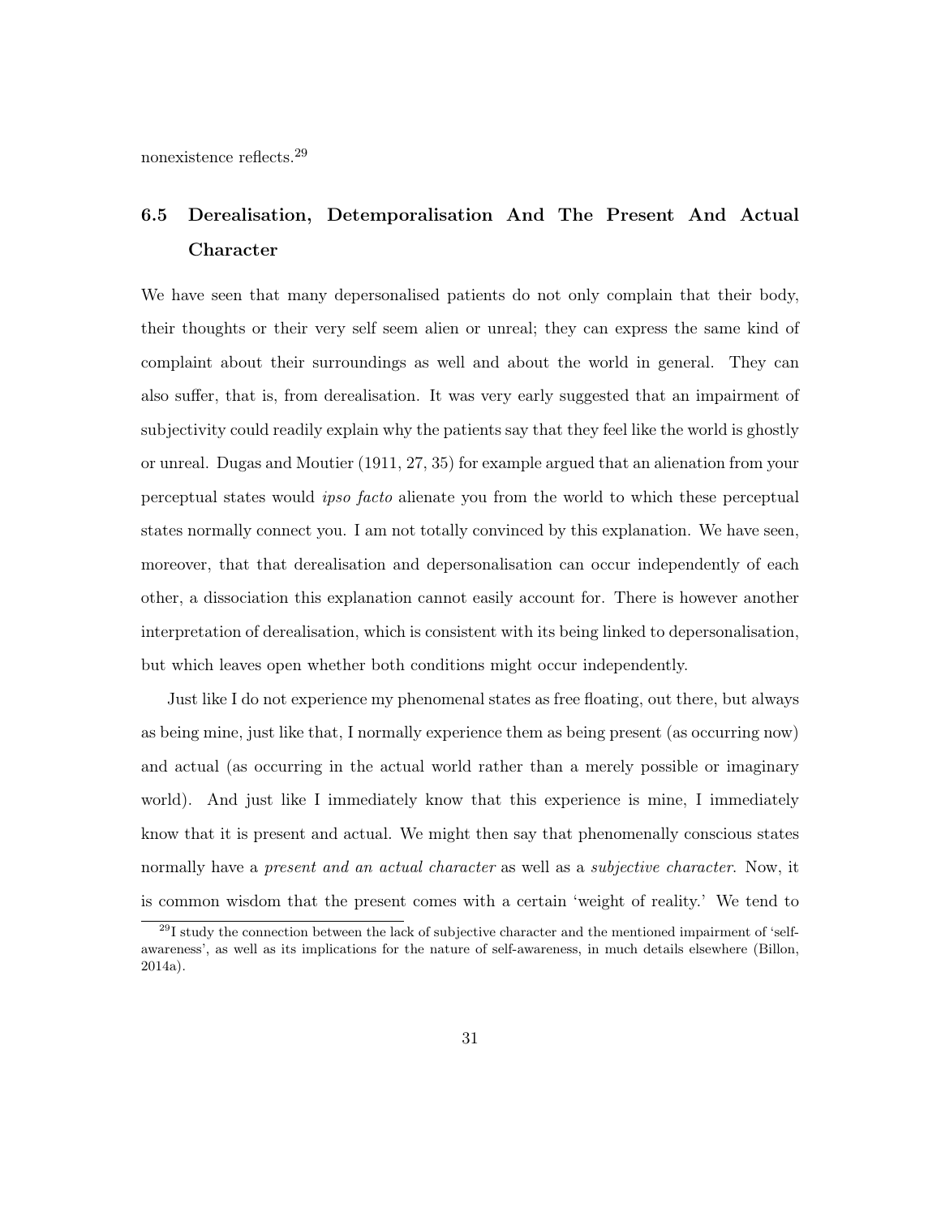nonexistence reflects.[29]

## 6.5 Derealisation, Detemporalisation And The Present And Actual Character

We have seen that many depersonalised patients do not only complain that their body, their thoughts or their very self seem alien or unreal; they can express the same kind of complaint about their surroundings as well and about the world in general. They can also suffer, that is, from derealisation. It was very early suggested that an impairment of subjectivity could readily explain why the patients say that they feel like the world is ghostly or unreal. Dugas and Moutier (1911, 27, 35) for example argued that an alienation from your perceptual states would *ipso facto* alienate you from the world to which these perceptual states normally connect you. I am not totally convinced by this explanation. We have seen, moreover, that that derealisation and depersonalisation can occur independently of each other, a dissociation this explanation cannot easily account for. There is however another interpretation of derealisation, which is consistent with its being linked to depersonalisation, but which leaves open whether both conditions might occur independently.

Just like I do not experience my phenomenal states as free floating, out there, but always as being mine, just like that, I normally experience them as being present (as occurring now) and actual (as occurring in the actual world rather than a merely possible or imaginary world). And just like I immediately know that this experience is mine, I immediately know that it is present and actual. We might then say that phenomenally conscious states normally have a *present and an actual character* as well as a *subjective character*. Now, it is common wisdom that the present comes with a certain 'weight of reality.' We tend to

[29] I study the connection between the lack of subjective character and the mentioned impairment of 'self-awareness', as well as its implications for the nature of self-awareness, in much details elsewhere (Billon, 2014a).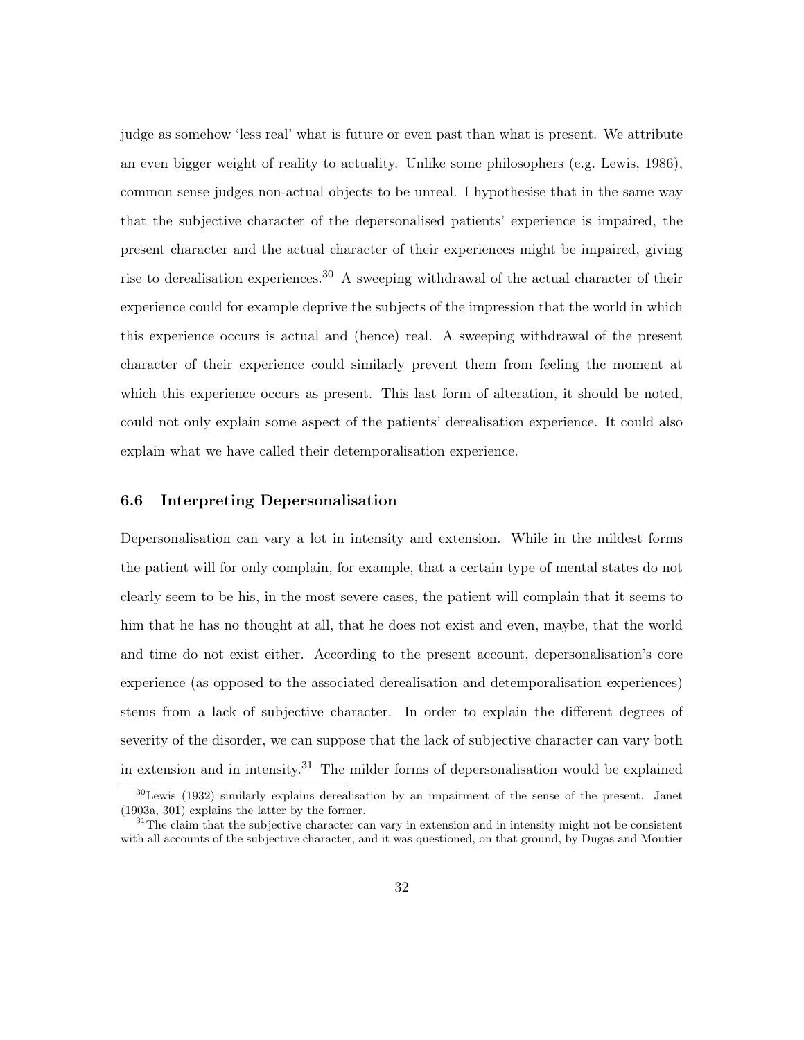judge as somehow 'less real' what is future or even past than what is present. We attribute an even bigger weight of reality to actuality. Unlike some philosophers (e.g. Lewis, 1986), common sense judges non-actual objects to be unreal. I hypothesise that in the same way that the subjective character of the depersonalised patients' experience is impaired, the present character and the actual character of their experiences might be impaired, giving rise to derealisation experiences.[30] A sweeping withdrawal of the actual character of their experience could for example deprive the subjects of the impression that the world in which this experience occurs is actual and (hence) real. A sweeping withdrawal of the present character of their experience could similarly prevent them from feeling the moment at which this experience occurs as present. This last form of alteration, it should be noted, could not only explain some aspect of the patients' derealisation experience. It could also explain what we have called their detemporalisation experience.

### 6.6 Interpreting Depersonalisation

Depersonalisation can vary a lot in intensity and extension. While in the mildest forms the patient will for only complain, for example, that a certain type of mental states do not clearly seem to be his, in the most severe cases, the patient will complain that it seems to him that he has no thought at all, that he does not exist and even, maybe, that the world and time do not exist either. According to the present account, depersonalisation's core experience (as opposed to the associated derealisation and detemporalisation experiences) stems from a lack of subjective character. In order to explain the different degrees of severity of the disorder, we can suppose that the lack of subjective character can vary both in extension and in intensity.[31] The milder forms of depersonalisation would be explained

[30] Lewis (1932) similarly explains derealisation by an impairment of the sense of the present. Janet (1903a, 301) explains the latter by the former.

[31] The claim that the subjective character can vary in extension and in intensity might not be consistent with all accounts of the subjective character, and it was questioned, on that ground, by Dugas and Moutier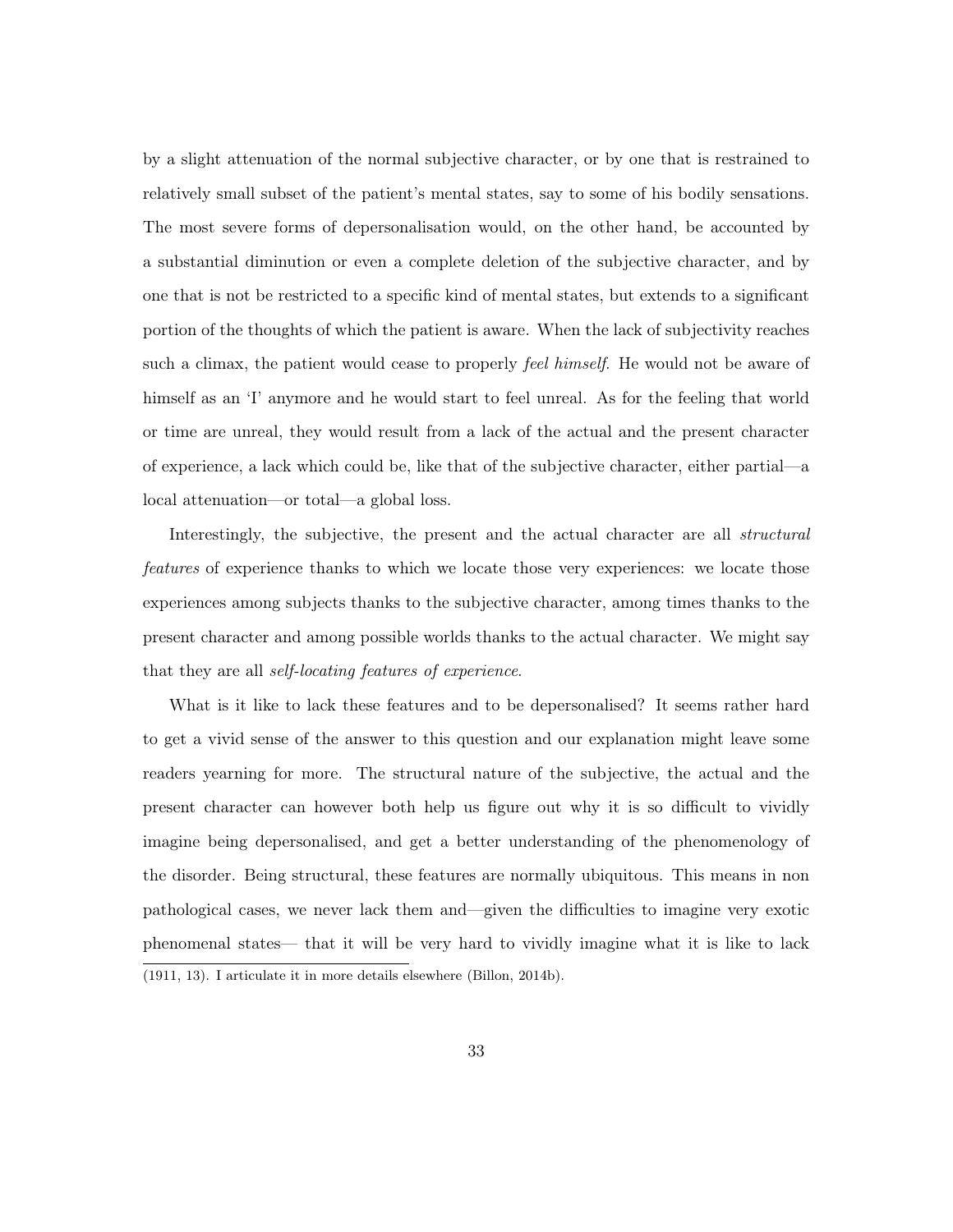by a slight attenuation of the normal subjective character, or by one that is restrained to relatively small subset of the patient's mental states, say to some of his bodily sensations. The most severe forms of depersonalisation would, on the other hand, be accounted by a substantial diminution or even a complete deletion of the subjective character, and by one that is not be restricted to a specific kind of mental states, but extends to a significant portion of the thoughts of which the patient is aware. When the lack of subjectivity reaches such a climax, the patient would cease to properly *feel himself*. He would not be aware of himself as an 'I' anymore and he would start to feel unreal. As for the feeling that world or time are unreal, they would result from a lack of the actual and the present character of experience, a lack which could be, like that of the subjective character, either partial—a local attenuation—or total—a global loss.

Interestingly, the subjective, the present and the actual character are all *structural features* of experience thanks to which we locate those very experiences: we locate those experiences among subjects thanks to the subjective character, among times thanks to the present character and among possible worlds thanks to the actual character. We might say that they are all *self-locating features of experience*.

What is it like to lack these features and to be depersonalised? It seems rather hard to get a vivid sense of the answer to this question and our explanation might leave some readers yearning for more. The structural nature of the subjective, the actual and the present character can however both help us figure out why it is so difficult to vividly imagine being depersonalised, and get a better understanding of the phenomenology of the disorder. Being structural, these features are normally ubiquitous. This means in non pathological cases, we never lack them and—given the difficulties to imagine very exotic phenomenal states— that it will be very hard to vividly imagine what it is like to lack

(1911, 13). I articulate it in more details elsewhere (Billon, 2014b).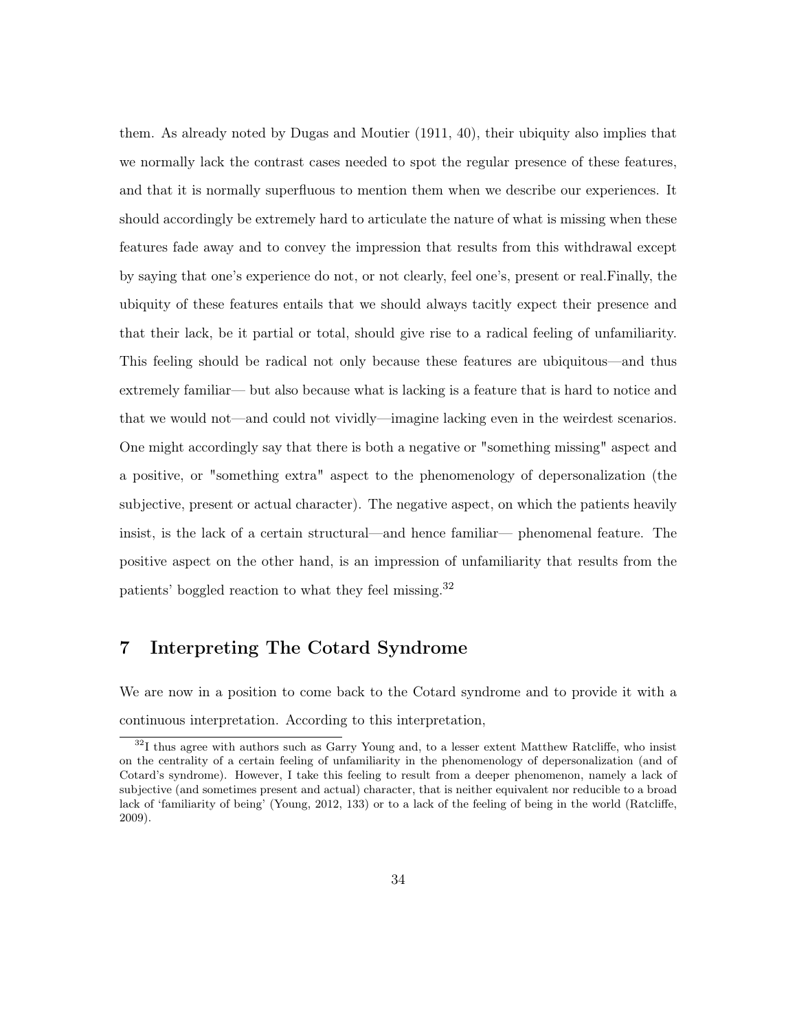them. As already noted by Dugas and Moutier (1911, 40), their ubiquity also implies that we normally lack the contrast cases needed to spot the regular presence of these features, and that it is normally superfluous to mention them when we describe our experiences. It should accordingly be extremely hard to articulate the nature of what is missing when these features fade away and to convey the impression that results from this withdrawal except by saying that one's experience do not, or not clearly, feel one's, present or real.Finally, the ubiquity of these features entails that we should always tacitly expect their presence and that their lack, be it partial or total, should give rise to a radical feeling of unfamiliarity. This feeling should be radical not only because these features are ubiquitous—and thus extremely familiar— but also because what is lacking is a feature that is hard to notice and that we would not—and could not vividly—imagine lacking even in the weirdest scenarios. One might accordingly say that there is both a negative or "something missing" aspect and a positive, or "something extra" aspect to the phenomenology of depersonalization (the subjective, present or actual character). The negative aspect, on which the patients heavily insist, is the lack of a certain structural—and hence familiar— phenomenal feature. The positive aspect on the other hand, is an impression of unfamiliarity that results from the patients' boggled reaction to what they feel missing.[32]

## 7 Interpreting The Cotard Syndrome

We are now in a position to come back to the Cotard syndrome and to provide it with a continuous interpretation. According to this interpretation,

[32] I thus agree with authors such as Garry Young and, to a lesser extent Matthew Ratcliffe, who insist on the centrality of a certain feeling of unfamiliarity in the phenomenology of depersonalization (and of Cotard's syndrome). However, I take this feeling to result from a deeper phenomenon, namely a lack of subjective (and sometimes present and actual) character, that is neither equivalent nor reducible to a broad lack of 'familiarity of being' (Young, 2012, 133) or to a lack of the feeling of being in the world (Ratcliffe, 2009).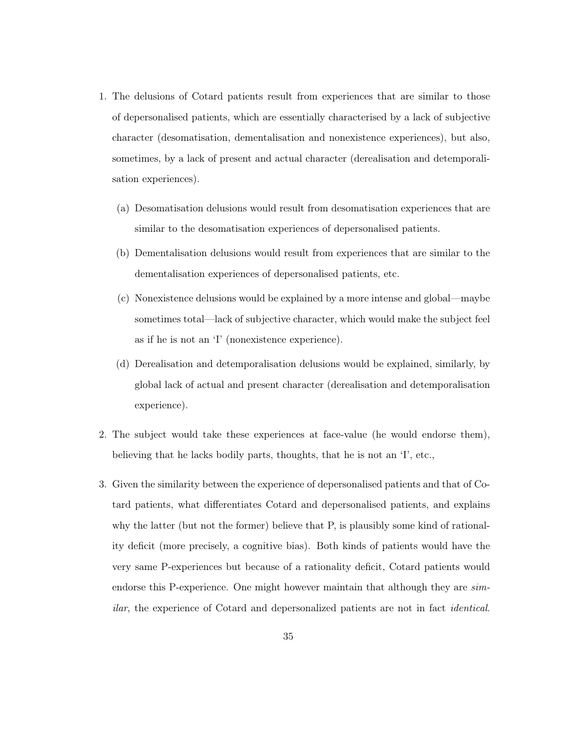1. The delusions of Cotard patients result from experiences that are similar to those of depersonalised patients, which are essentially characterised by a lack of subjective character (desomatisation, dementalisation and nonexistence experiences), but also, sometimes, by a lack of present and actual character (derealisation and detemporalisation experiences).

   (a) Desomatisation delusions would result from desomatisation experiences that are similar to the desomatisation experiences of depersonalised patients.

   (b) Dementalisation delusions would result from experiences that are similar to the dementalisation experiences of depersonalised patients, etc.

   (c) Nonexistence delusions would be explained by a more intense and global—maybe sometimes total—lack of subjective character, which would make the subject feel as if he is not an 'I' (nonexistence experience).

   (d) Derealisation and detemporalisation delusions would be explained, similarly, by global lack of actual and present character (derealisation and detemporalisation experience).

2. The subject would take these experiences at face-value (he would endorse them), believing that he lacks bodily parts, thoughts, that he is not an 'I', etc.,

3. Given the similarity between the experience of depersonalised patients and that of Cotard patients, what differentiates Cotard and depersonalised patients, and explains why the latter (but not the former) believe that P, is plausibly some kind of rationality deficit (more precisely, a cognitive bias). Both kinds of patients would have the very same P-experiences but because of a rationality deficit, Cotard patients would endorse this P-experience. One might however maintain that although they are *similar*, the experience of Cotard and depersonalized patients are not in fact *identical*.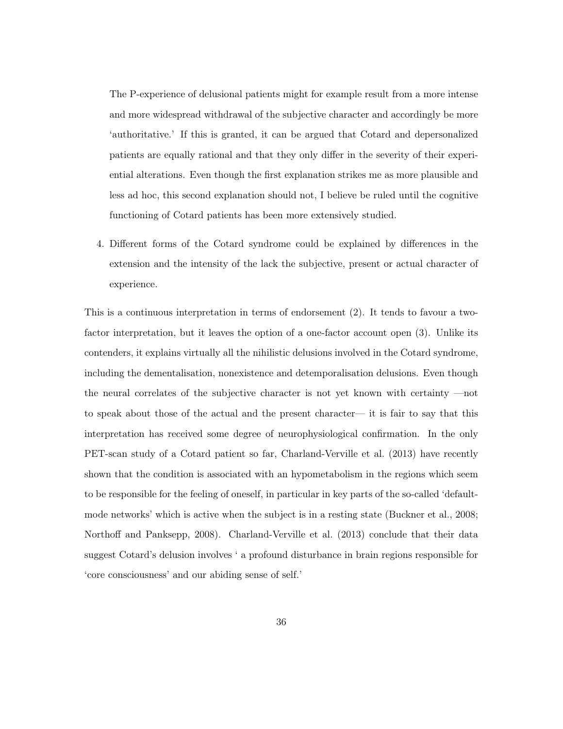The P-experience of delusional patients might for example result from a more intense and more widespread withdrawal of the subjective character and accordingly be more 'authoritative.' If this is granted, it can be argued that Cotard and depersonalized patients are equally rational and that they only differ in the severity of their experiential alterations. Even though the first explanation strikes me as more plausible and less ad hoc, this second explanation should not, I believe be ruled until the cognitive functioning of Cotard patients has been more extensively studied.

4. Different forms of the Cotard syndrome could be explained by differences in the extension and the intensity of the lack the subjective, present or actual character of experience.

This is a continuous interpretation in terms of endorsement (2). It tends to favour a two-factor interpretation, but it leaves the option of a one-factor account open (3). Unlike its contenders, it explains virtually all the nihilistic delusions involved in the Cotard syndrome, including the dementalisation, nonexistence and detemporalisation delusions. Even though the neural correlates of the subjective character is not yet known with certainty —not to speak about those of the actual and the present character— it is fair to say that this interpretation has received some degree of neurophysiological confirmation. In the only PET-scan study of a Cotard patient so far, Charland-Verville et al. (2013) have recently shown that the condition is associated with an hypometabolism in the regions which seem to be responsible for the feeling of oneself, in particular in key parts of the so-called 'default-mode networks' which is active when the subject is in a resting state (Buckner et al., 2008; Northoff and Panksepp, 2008). Charland-Verville et al. (2013) conclude that their data suggest Cotard's delusion involves ' a profound disturbance in brain regions responsible for 'core consciousness' and our abiding sense of self.'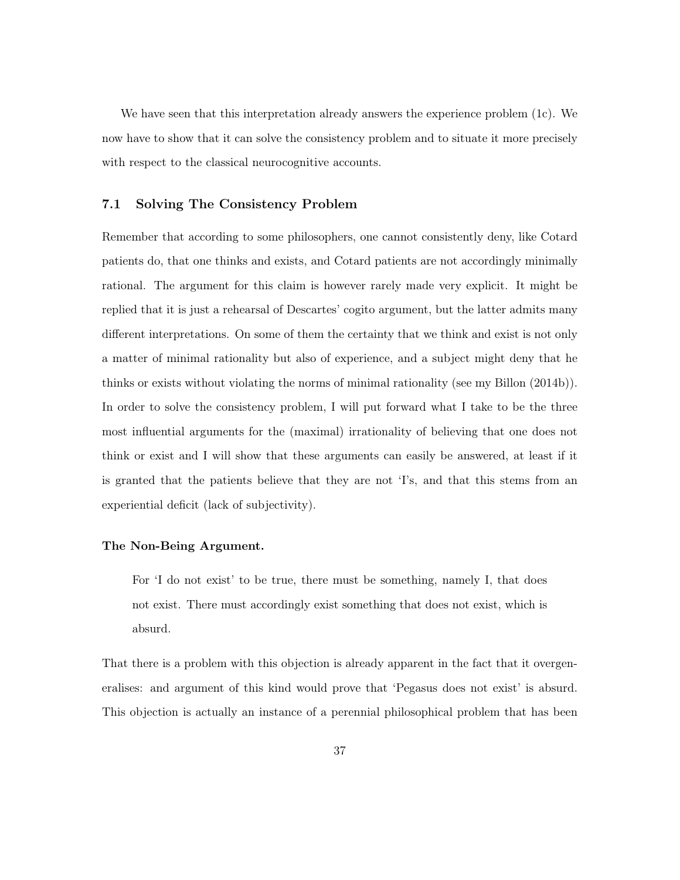We have seen that this interpretation already answers the experience problem (1c). We now have to show that it can solve the consistency problem and to situate it more precisely with respect to the classical neurocognitive accounts.

## 7.1 Solving The Consistency Problem

Remember that according to some philosophers, one cannot consistently deny, like Cotard patients do, that one thinks and exists, and Cotard patients are not accordingly minimally rational. The argument for this claim is however rarely made very explicit. It might be replied that it is just a rehearsal of Descartes' cogito argument, but the latter admits many different interpretations. On some of them the certainty that we think and exist is not only a matter of minimal rationality but also of experience, and a subject might deny that he thinks or exists without violating the norms of minimal rationality (see my Billon (2014b)). In order to solve the consistency problem, I will put forward what I take to be the three most influential arguments for the (maximal) irrationality of believing that one does not think or exist and I will show that these arguments can easily be answered, at least if it is granted that the patients believe that they are not 'I's, and that this stems from an experiential deficit (lack of subjectivity).

**The Non-Being Argument.**

> For 'I do not exist' to be true, there must be something, namely I, that does not exist. There must accordingly exist something that does not exist, which is absurd.

That there is a problem with this objection is already apparent in the fact that it overgeneralises: and argument of this kind would prove that 'Pegasus does not exist' is absurd. This objection is actually an instance of a perennial philosophical problem that has been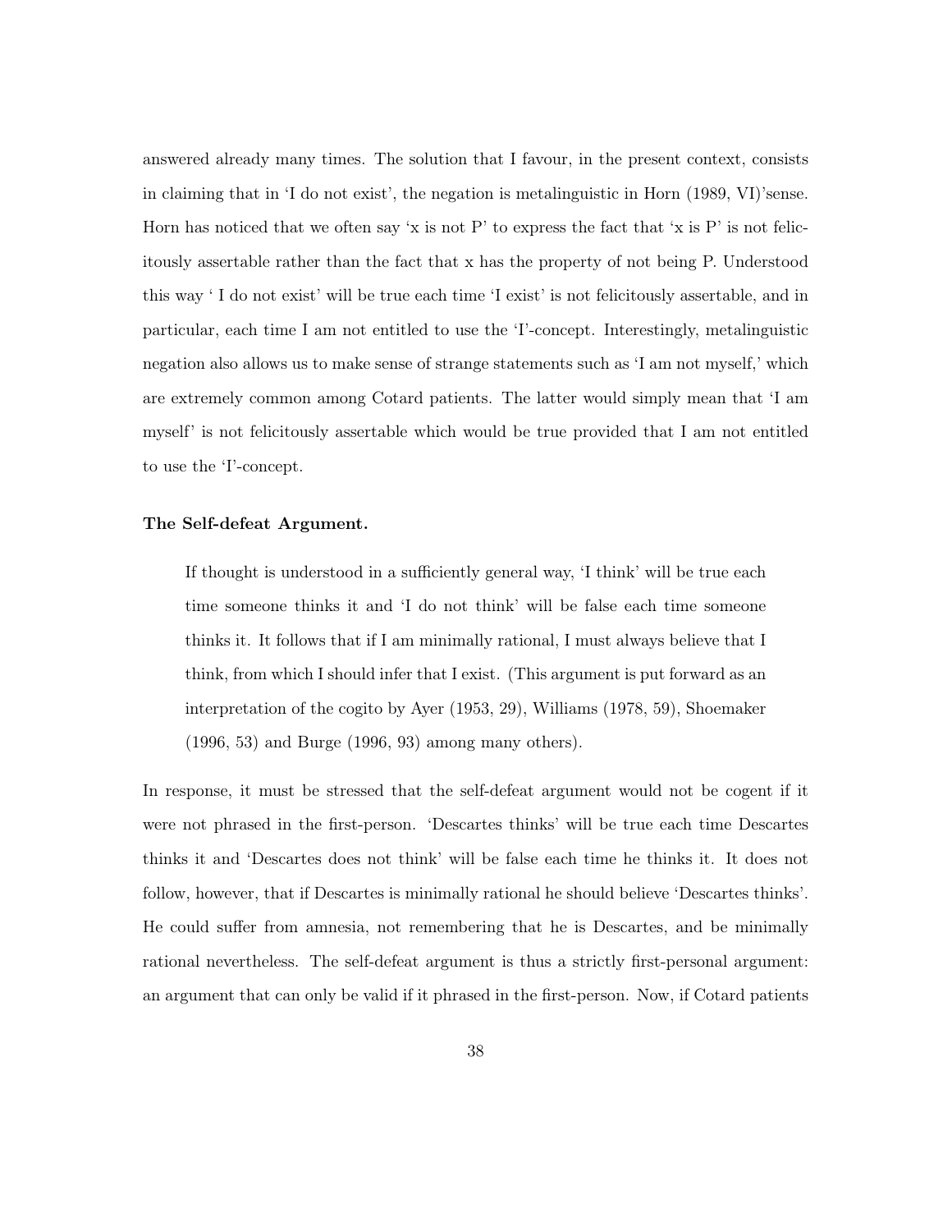answered already many times. The solution that I favour, in the present context, consists in claiming that in 'I do not exist', the negation is metalinguistic in Horn (1989, VI)'sense. Horn has noticed that we often say 'x is not P' to express the fact that 'x is P' is not felicitously assertable rather than the fact that x has the property of not being P. Understood this way ' I do not exist' will be true each time 'I exist' is not felicitously assertable, and in particular, each time I am not entitled to use the 'I'-concept. Interestingly, metalinguistic negation also allows us to make sense of strange statements such as 'I am not myself,' which are extremely common among Cotard patients. The latter would simply mean that 'I am myself' is not felicitously assertable which would be true provided that I am not entitled to use the 'I'-concept.

**The Self-defeat Argument.**

> If thought is understood in a sufficiently general way, 'I think' will be true each time someone thinks it and 'I do not think' will be false each time someone thinks it. It follows that if I am minimally rational, I must always believe that I think, from which I should infer that I exist. (This argument is put forward as an interpretation of the cogito by Ayer (1953, 29), Williams (1978, 59), Shoemaker (1996, 53) and Burge (1996, 93) among many others).

In response, it must be stressed that the self-defeat argument would not be cogent if it were not phrased in the first-person. 'Descartes thinks' will be true each time Descartes thinks it and 'Descartes does not think' will be false each time he thinks it. It does not follow, however, that if Descartes is minimally rational he should believe 'Descartes thinks'. He could suffer from amnesia, not remembering that he is Descartes, and be minimally rational nevertheless. The self-defeat argument is thus a strictly first-personal argument: an argument that can only be valid if it phrased in the first-person. Now, if Cotard patients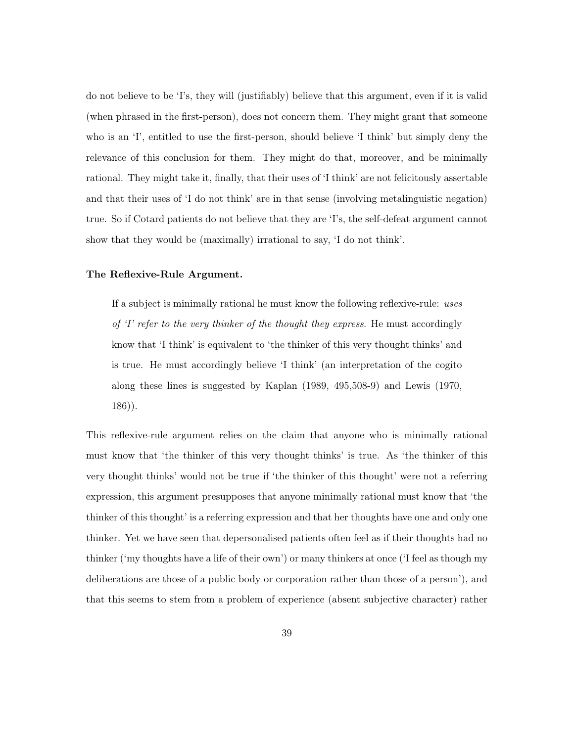do not believe to be 'I's, they will (justifiably) believe that this argument, even if it is valid (when phrased in the first-person), does not concern them. They might grant that someone who is an 'I', entitled to use the first-person, should believe 'I think' but simply deny the relevance of this conclusion for them. They might do that, moreover, and be minimally rational. They might take it, finally, that their uses of 'I think' are not felicitously assertable and that their uses of 'I do not think' are in that sense (involving metalinguistic negation) true. So if Cotard patients do not believe that they are 'I's, the self-defeat argument cannot show that they would be (maximally) irrational to say, 'I do not think'.

**The Reflexive-Rule Argument.**

> If a subject is minimally rational he must know the following reflexive-rule: *uses of 'I' refer to the very thinker of the thought they express*. He must accordingly know that 'I think' is equivalent to 'the thinker of this very thought thinks' and is true. He must accordingly believe 'I think' (an interpretation of the cogito along these lines is suggested by Kaplan (1989, 495,508-9) and Lewis (1970, 186)).

This reflexive-rule argument relies on the claim that anyone who is minimally rational must know that 'the thinker of this very thought thinks' is true. As 'the thinker of this very thought thinks' would not be true if 'the thinker of this thought' were not a referring expression, this argument presupposes that anyone minimally rational must know that 'the thinker of this thought' is a referring expression and that her thoughts have one and only one thinker. Yet we have seen that depersonalised patients often feel as if their thoughts had no thinker ('my thoughts have a life of their own') or many thinkers at once ('I feel as though my deliberations are those of a public body or corporation rather than those of a person'), and that this seems to stem from a problem of experience (absent subjective character) rather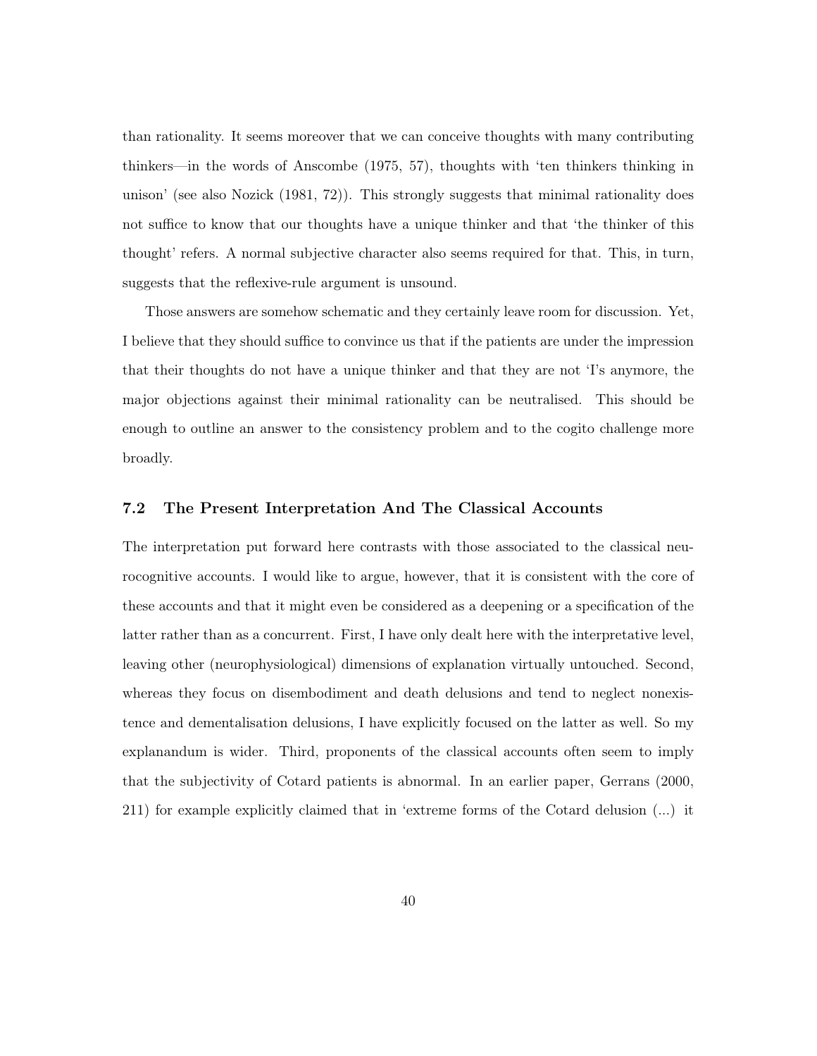than rationality. It seems moreover that we can conceive thoughts with many contributing thinkers—in the words of Anscombe (1975, 57), thoughts with 'ten thinkers thinking in unison' (see also Nozick (1981, 72)). This strongly suggests that minimal rationality does not suffice to know that our thoughts have a unique thinker and that 'the thinker of this thought' refers. A normal subjective character also seems required for that. This, in turn, suggests that the reflexive-rule argument is unsound.

Those answers are somehow schematic and they certainly leave room for discussion. Yet, I believe that they should suffice to convince us that if the patients are under the impression that their thoughts do not have a unique thinker and that they are not 'I's anymore, the major objections against their minimal rationality can be neutralised. This should be enough to outline an answer to the consistency problem and to the cogito challenge more broadly.

### 7.2 The Present Interpretation And The Classical Accounts

The interpretation put forward here contrasts with those associated to the classical neurocognitive accounts. I would like to argue, however, that it is consistent with the core of these accounts and that it might even be considered as a deepening or a specification of the latter rather than as a concurrent. First, I have only dealt here with the interpretative level, leaving other (neurophysiological) dimensions of explanation virtually untouched. Second, whereas they focus on disembodiment and death delusions and tend to neglect nonexistence and dementalisation delusions, I have explicitly focused on the latter as well. So my explanandum is wider. Third, proponents of the classical accounts often seem to imply that the subjectivity of Cotard patients is abnormal. In an earlier paper, Gerrans (2000, 211) for example explicitly claimed that in 'extreme forms of the Cotard delusion (...) it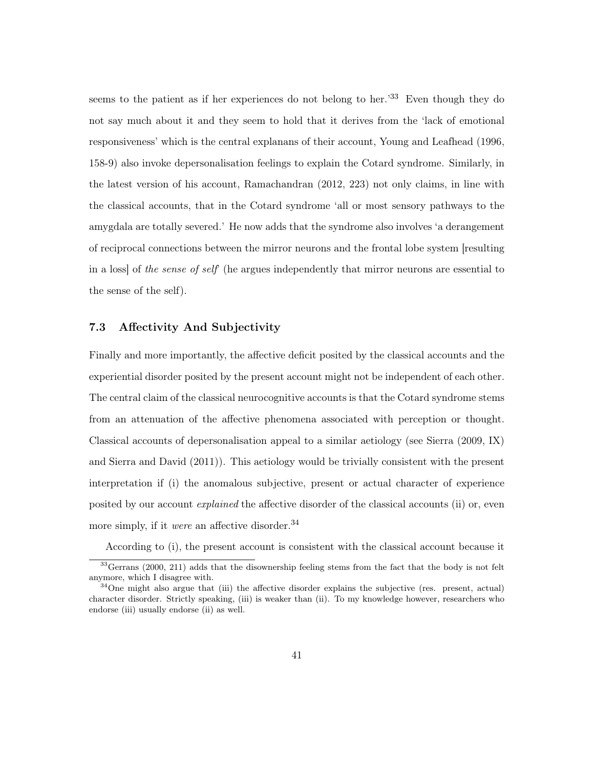seems to the patient as if her experiences do not belong to her.'[33] Even though they do not say much about it and they seem to hold that it derives from the 'lack of emotional responsiveness' which is the central explanans of their account, Young and Leafhead (1996, 158-9) also invoke depersonalisation feelings to explain the Cotard syndrome. Similarly, in the latest version of his account, Ramachandran (2012, 223) not only claims, in line with the classical accounts, that in the Cotard syndrome 'all or most sensory pathways to the amygdala are totally severed.' He now adds that the syndrome also involves 'a derangement of reciprocal connections between the mirror neurons and the frontal lobe system [resulting in a loss] of *the sense of self*' (he argues independently that mirror neurons are essential to the sense of the self).

### 7.3 Affectivity And Subjectivity

Finally and more importantly, the affective deficit posited by the classical accounts and the experiential disorder posited by the present account might not be independent of each other. The central claim of the classical neurocognitive accounts is that the Cotard syndrome stems from an attenuation of the affective phenomena associated with perception or thought. Classical accounts of depersonalisation appeal to a similar aetiology (see Sierra (2009, IX) and Sierra and David (2011)). This aetiology would be trivially consistent with the present interpretation if (i) the anomalous subjective, present or actual character of experience posited by our account *explained* the affective disorder of the classical accounts (ii) or, even more simply, if it *were* an affective disorder.[34]

According to (i), the present account is consistent with the classical account because it

[33] Gerrans (2000, 211) adds that the disownership feeling stems from the fact that the body is not felt anymore, which I disagree with.

[34] One might also argue that (iii) the affective disorder explains the subjective (res. present, actual) character disorder. Strictly speaking, (iii) is weaker than (ii). To my knowledge however, researchers who endorse (iii) usually endorse (ii) as well.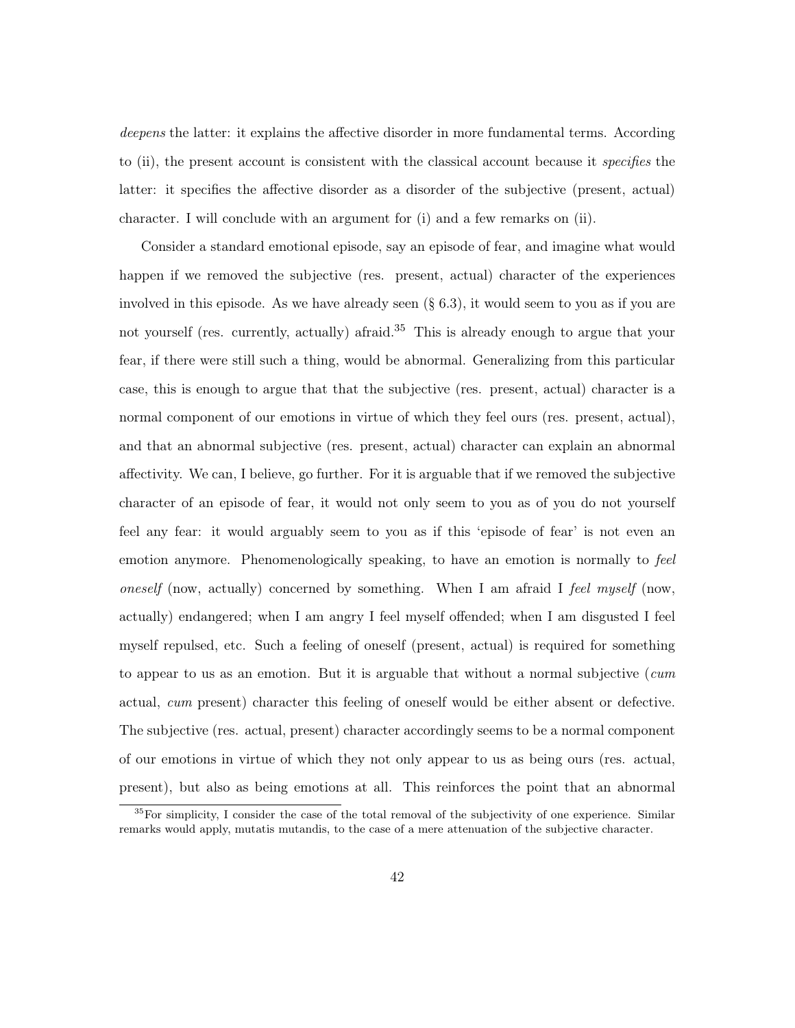*deepens* the latter: it explains the affective disorder in more fundamental terms. According to (ii), the present account is consistent with the classical account because it *specifies* the latter: it specifies the affective disorder as a disorder of the subjective (present, actual) character. I will conclude with an argument for (i) and a few remarks on (ii).

Consider a standard emotional episode, say an episode of fear, and imagine what would happen if we removed the subjective (res. present, actual) character of the experiences involved in this episode. As we have already seen (§ 6.3), it would seem to you as if you are not yourself (res. currently, actually) afraid.[35] This is already enough to argue that your fear, if there were still such a thing, would be abnormal. Generalizing from this particular case, this is enough to argue that that the subjective (res. present, actual) character is a normal component of our emotions in virtue of which they feel ours (res. present, actual), and that an abnormal subjective (res. present, actual) character can explain an abnormal affectivity. We can, I believe, go further. For it is arguable that if we removed the subjective character of an episode of fear, it would not only seem to you as of you do not yourself feel any fear: it would arguably seem to you as if this 'episode of fear' is not even an emotion anymore. Phenomenologically speaking, to have an emotion is normally to *feel oneself* (now, actually) concerned by something. When I am afraid I *feel myself* (now, actually) endangered; when I am angry I feel myself offended; when I am disgusted I feel myself repulsed, etc. Such a feeling of oneself (present, actual) is required for something to appear to us as an emotion. But it is arguable that without a normal subjective (*cum* actual, *cum* present) character this feeling of oneself would be either absent or defective. The subjective (res. actual, present) character accordingly seems to be a normal component of our emotions in virtue of which they not only appear to us as being ours (res. actual, present), but also as being emotions at all. This reinforces the point that an abnormal

[35] For simplicity, I consider the case of the total removal of the subjectivity of one experience. Similar remarks would apply, mutatis mutandis, to the case of a mere attenuation of the subjective character.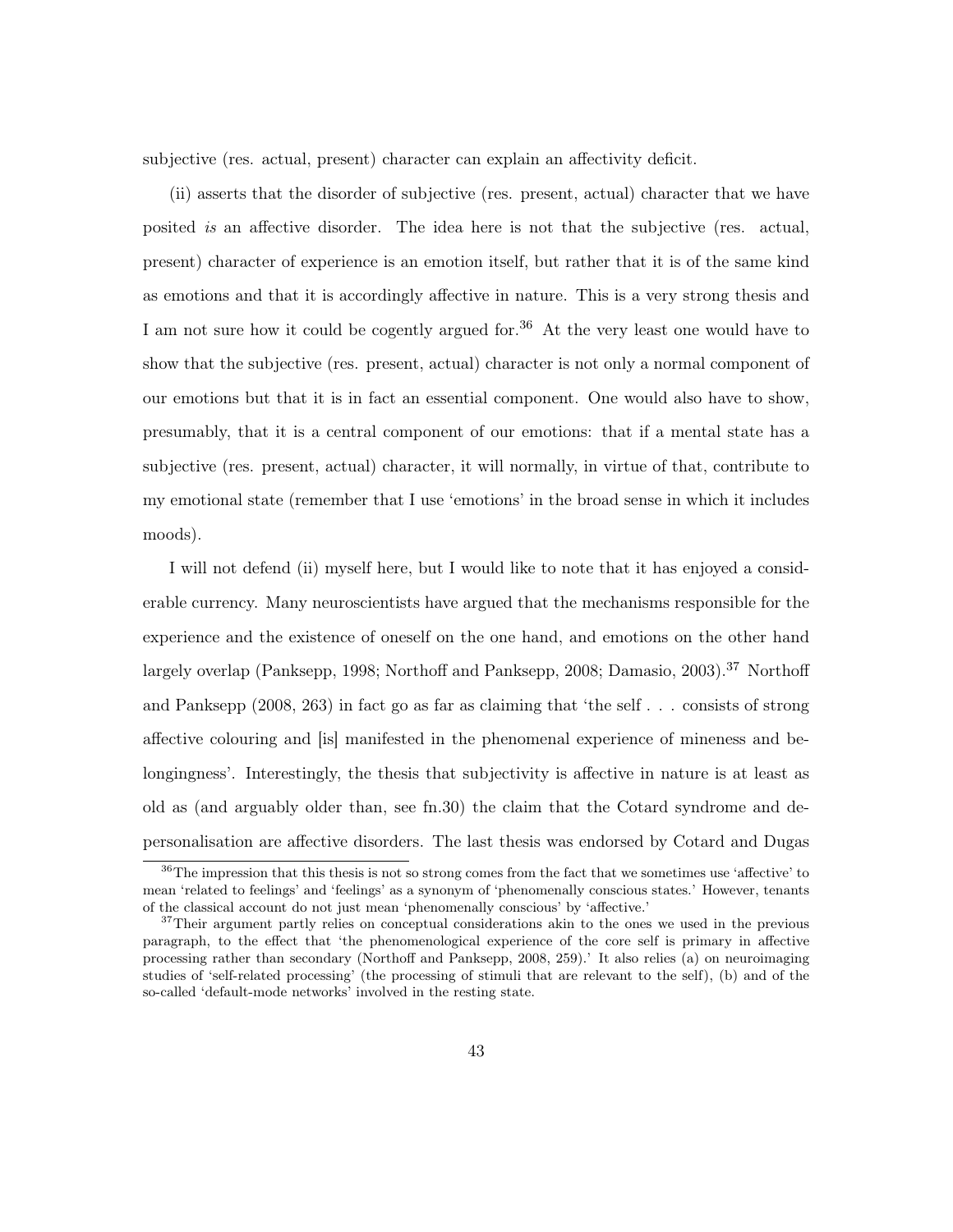subjective (res. actual, present) character can explain an affectivity deficit.

(ii) asserts that the disorder of subjective (res. present, actual) character that we have posited *is* an affective disorder. The idea here is not that the subjective (res. actual, present) character of experience is an emotion itself, but rather that it is of the same kind as emotions and that it is accordingly affective in nature. This is a very strong thesis and I am not sure how it could be cogently argued for.[36] At the very least one would have to show that the subjective (res. present, actual) character is not only a normal component of our emotions but that it is in fact an essential component. One would also have to show, presumably, that it is a central component of our emotions: that if a mental state has a subjective (res. present, actual) character, it will normally, in virtue of that, contribute to my emotional state (remember that I use 'emotions' in the broad sense in which it includes moods).

I will not defend (ii) myself here, but I would like to note that it has enjoyed a considerable currency. Many neuroscientists have argued that the mechanisms responsible for the experience and the existence of oneself on the one hand, and emotions on the other hand largely overlap (Panksepp, 1998; Northoff and Panksepp, 2008; Damasio, 2003).[37] Northoff and Panksepp (2008, 263) in fact go as far as claiming that 'the self . . . consists of strong affective colouring and [is] manifested in the phenomenal experience of mineness and belongingness'. Interestingly, the thesis that subjectivity is affective in nature is at least as old as (and arguably older than, see fn.30) the claim that the Cotard syndrome and depersonalisation are affective disorders. The last thesis was endorsed by Cotard and Dugas

[36] The impression that this thesis is not so strong comes from the fact that we sometimes use 'affective' to mean 'related to feelings' and 'feelings' as a synonym of 'phenomenally conscious states.' However, tenants of the classical account do not just mean 'phenomenally conscious' by 'affective.'

[37] Their argument partly relies on conceptual considerations akin to the ones we used in the previous paragraph, to the effect that 'the phenomenological experience of the core self is primary in affective processing rather than secondary (Northoff and Panksepp, 2008, 259).' It also relies (a) on neuroimaging studies of 'self-related processing' (the processing of stimuli that are relevant to the self), (b) and of the so-called 'default-mode networks' involved in the resting state.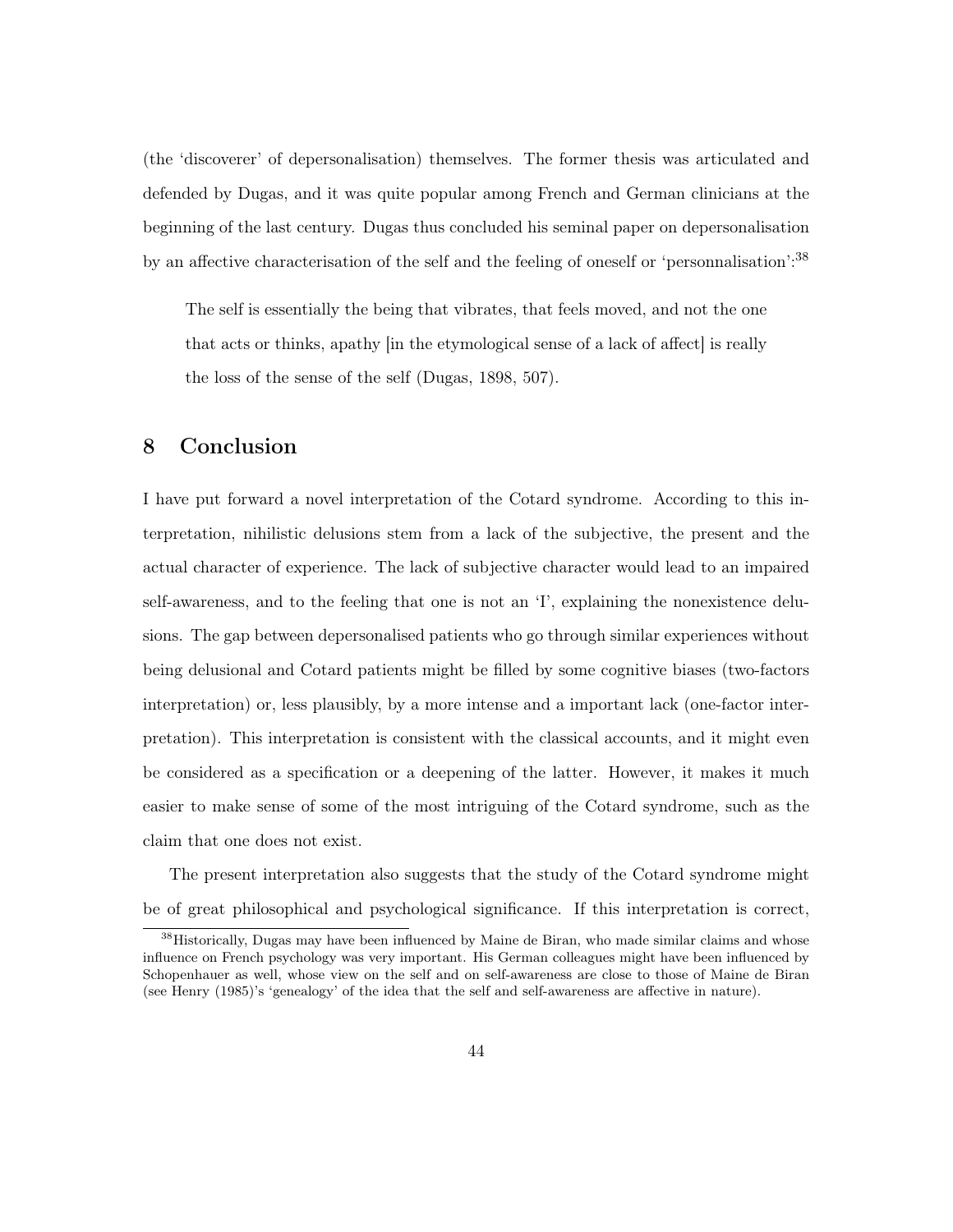(the 'discoverer' of depersonalisation) themselves. The former thesis was articulated and defended by Dugas, and it was quite popular among French and German clinicians at the beginning of the last century. Dugas thus concluded his seminal paper on depersonalisation by an affective characterisation of the self and the feeling of oneself or 'personnalisation':[38]

> The self is essentially the being that vibrates, that feels moved, and not the one that acts or thinks, apathy [in the etymological sense of a lack of affect] is really the loss of the sense of the self (Dugas, 1898, 507).

## 8 Conclusion

I have put forward a novel interpretation of the Cotard syndrome. According to this interpretation, nihilistic delusions stem from a lack of the subjective, the present and the actual character of experience. The lack of subjective character would lead to an impaired self-awareness, and to the feeling that one is not an 'I', explaining the nonexistence delusions. The gap between depersonalised patients who go through similar experiences without being delusional and Cotard patients might be filled by some cognitive biases (two-factors interpretation) or, less plausibly, by a more intense and a important lack (one-factor interpretation). This interpretation is consistent with the classical accounts, and it might even be considered as a specification or a deepening of the latter. However, it makes it much easier to make sense of some of the most intriguing of the Cotard syndrome, such as the claim that one does not exist.

The present interpretation also suggests that the study of the Cotard syndrome might be of great philosophical and psychological significance. If this interpretation is correct,

[38] Historically, Dugas may have been influenced by Maine de Biran, who made similar claims and whose influence on French psychology was very important. His German colleagues might have been influenced by Schopenhauer as well, whose view on the self and on self-awareness are close to those of Maine de Biran (see Henry (1985)'s 'genealogy' of the idea that the self and self-awareness are affective in nature).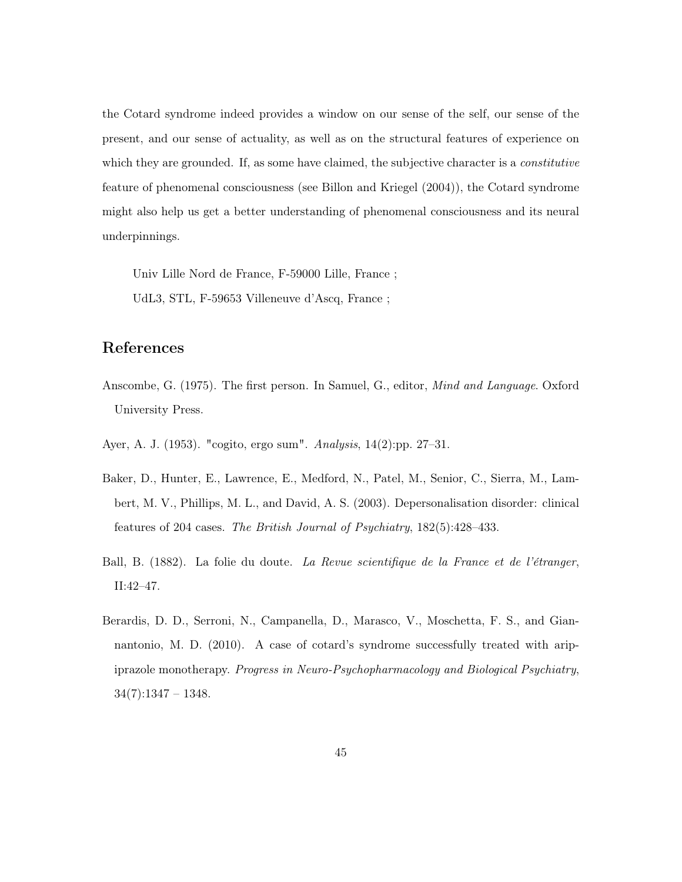the Cotard syndrome indeed provides a window on our sense of the self, our sense of the present, and our sense of actuality, as well as on the structural features of experience on which they are grounded. If, as some have claimed, the subjective character is a *constitutive* feature of phenomenal consciousness (see Billon and Kriegel (2004)), the Cotard syndrome might also help us get a better understanding of phenomenal consciousness and its neural underpinnings.

Univ Lille Nord de France, F-59000 Lille, France ;

UdL3, STL, F-59653 Villeneuve d'Ascq, France ;

## References

Anscombe, G. (1975). The first person. In Samuel, G., editor, *Mind and Language*. Oxford University Press.

Ayer, A. J. (1953). "cogito, ergo sum". *Analysis*, 14(2):pp. 27–31.

Baker, D., Hunter, E., Lawrence, E., Medford, N., Patel, M., Senior, C., Sierra, M., Lambert, M. V., Phillips, M. L., and David, A. S. (2003). Depersonalisation disorder: clinical features of 204 cases. *The British Journal of Psychiatry*, 182(5):428–433.

Ball, B. (1882). La folie du doute. *La Revue scientifique de la France et de l'étranger*, II:42–47.

Berardis, D. D., Serroni, N., Campanella, D., Marasco, V., Moschetta, F. S., and Giannantonio, M. D. (2010). A case of cotard's syndrome successfully treated with aripiprazole monotherapy. *Progress in Neuro-Psychopharmacology and Biological Psychiatry*, 34(7):1347 – 1348.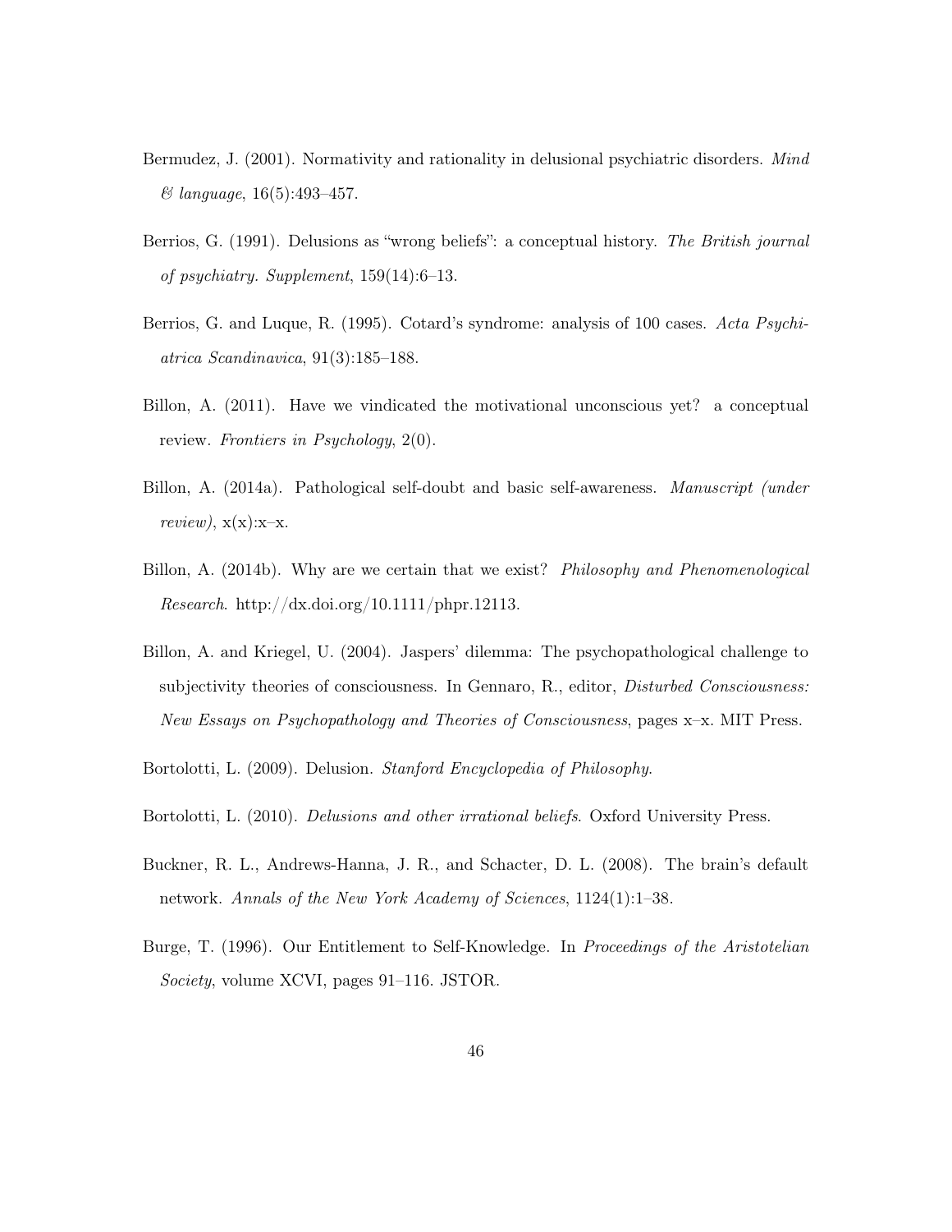Bermudez, J. (2001). Normativity and rationality in delusional psychiatric disorders. *Mind & language*, 16(5):493–457.

Berrios, G. (1991). Delusions as "wrong beliefs": a conceptual history. *The British journal of psychiatry. Supplement*, 159(14):6–13.

Berrios, G. and Luque, R. (1995). Cotard's syndrome: analysis of 100 cases. *Acta Psychiatrica Scandinavica*, 91(3):185–188.

Billon, A. (2011). Have we vindicated the motivational unconscious yet? a conceptual review. *Frontiers in Psychology*, 2(0).

Billon, A. (2014a). Pathological self-doubt and basic self-awareness. *Manuscript (under review)*, x(x):x–x.

Billon, A. (2014b). Why are we certain that we exist? *Philosophy and Phenomenological Research*. http://dx.doi.org/10.1111/phpr.12113.

Billon, A. and Kriegel, U. (2004). Jaspers' dilemma: The psychopathological challenge to subjectivity theories of consciousness. In Gennaro, R., editor, *Disturbed Consciousness: New Essays on Psychopathology and Theories of Consciousness*, pages x–x. MIT Press.

Bortolotti, L. (2009). Delusion. *Stanford Encyclopedia of Philosophy*.

Bortolotti, L. (2010). *Delusions and other irrational beliefs*. Oxford University Press.

Buckner, R. L., Andrews-Hanna, J. R., and Schacter, D. L. (2008). The brain's default network. *Annals of the New York Academy of Sciences*, 1124(1):1–38.

Burge, T. (1996). Our Entitlement to Self-Knowledge. In *Proceedings of the Aristotelian Society*, volume XCVI, pages 91–116. JSTOR.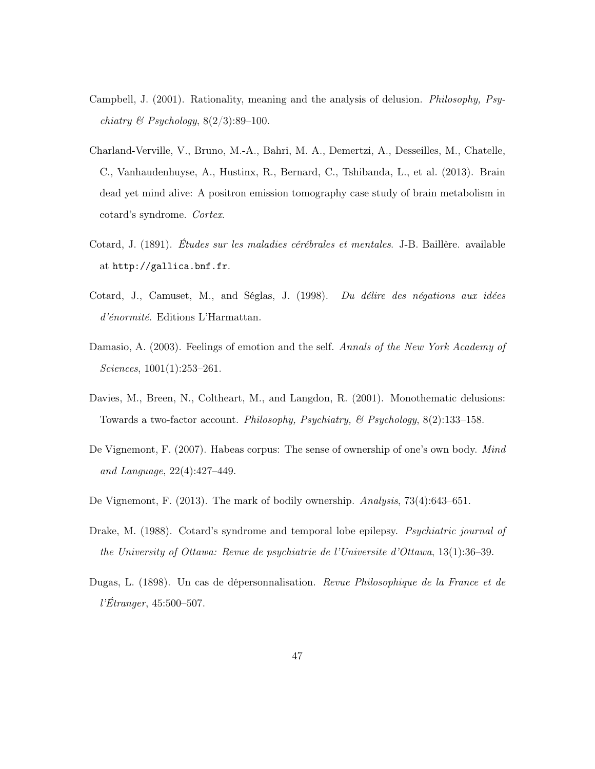Campbell, J. (2001). Rationality, meaning and the analysis of delusion. *Philosophy, Psychiatry & Psychology*, 8(2/3):89–100.

Charland-Verville, V., Bruno, M.-A., Bahri, M. A., Demertzi, A., Desseilles, M., Chatelle, C., Vanhaudenhuyse, A., Hustinx, R., Bernard, C., Tshibanda, L., et al. (2013). Brain dead yet mind alive: A positron emission tomography case study of brain metabolism in cotard's syndrome. *Cortex*.

Cotard, J. (1891). *Études sur les maladies cérébrales et mentales*. J-B. Baillère. available at http://gallica.bnf.fr.

Cotard, J., Camuset, M., and Séglas, J. (1998). *Du délire des négations aux idées d'énormité*. Editions L'Harmattan.

Damasio, A. (2003). Feelings of emotion and the self. *Annals of the New York Academy of Sciences*, 1001(1):253–261.

Davies, M., Breen, N., Coltheart, M., and Langdon, R. (2001). Monothematic delusions: Towards a two-factor account. *Philosophy, Psychiatry, & Psychology*, 8(2):133–158.

De Vignemont, F. (2007). Habeas corpus: The sense of ownership of one's own body. *Mind and Language*, 22(4):427–449.

De Vignemont, F. (2013). The mark of bodily ownership. *Analysis*, 73(4):643–651.

Drake, M. (1988). Cotard's syndrome and temporal lobe epilepsy. *Psychiatric journal of the University of Ottawa: Revue de psychiatrie de l'Universite d'Ottawa*, 13(1):36–39.

Dugas, L. (1898). Un cas de dépersonnalisation. *Revue Philosophique de la France et de l'Étranger*, 45:500–507.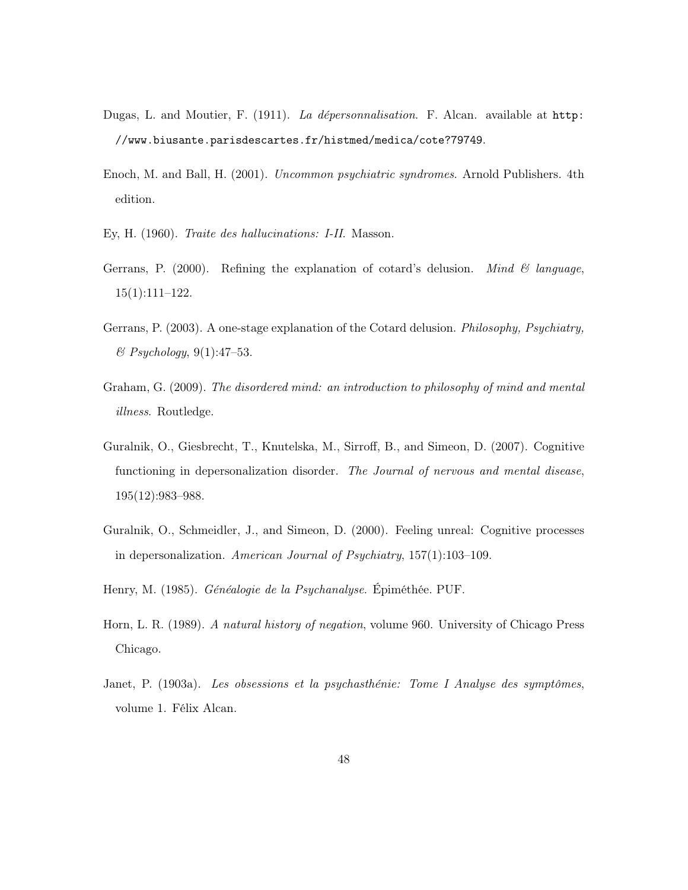Dugas, L. and Moutier, F. (1911). *La dépersonnalisation*. F. Alcan. available at `http://www.biusante.parisdescartes.fr/histmed/medica/cote?79749`.

Enoch, M. and Ball, H. (2001). *Uncommon psychiatric syndromes*. Arnold Publishers. 4th edition.

Ey, H. (1960). *Traite des hallucinations: I-II*. Masson.

Gerrans, P. (2000). Refining the explanation of cotard's delusion. *Mind & language*, 15(1):111–122.

Gerrans, P. (2003). A one-stage explanation of the Cotard delusion. *Philosophy, Psychiatry, & Psychology*, 9(1):47–53.

Graham, G. (2009). *The disordered mind: an introduction to philosophy of mind and mental illness*. Routledge.

Guralnik, O., Giesbrecht, T., Knutelska, M., Sirroff, B., and Simeon, D. (2007). Cognitive functioning in depersonalization disorder. *The Journal of nervous and mental disease*, 195(12):983–988.

Guralnik, O., Schmeidler, J., and Simeon, D. (2000). Feeling unreal: Cognitive processes in depersonalization. *American Journal of Psychiatry*, 157(1):103–109.

Henry, M. (1985). *Généalogie de la Psychanalyse*. Épiméthée. PUF.

Horn, L. R. (1989). *A natural history of negation*, volume 960. University of Chicago Press Chicago.

Janet, P. (1903a). *Les obsessions et la psychasthénie: Tome I Analyse des symptômes*, volume 1. Félix Alcan.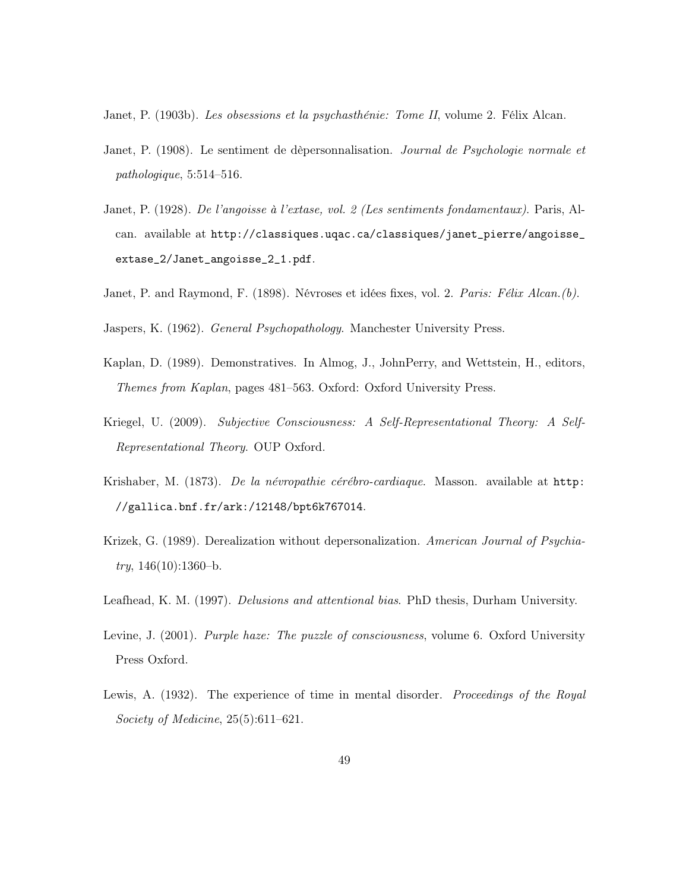Janet, P. (1903b). *Les obsessions et la psychasthénie: Tome II*, volume 2. Félix Alcan.

Janet, P. (1908). Le sentiment de dèpersonnalisation. *Journal de Psychologie normale et pathologique*, 5:514–516.

Janet, P. (1928). *De l'angoisse à l'extase, vol. 2 (Les sentiments fondamentaux)*. Paris, Alcan. available at `http://classiques.uqac.ca/classiques/janet_pierre/angoisse_extase_2/Janet_angoisse_2_1.pdf`.

Janet, P. and Raymond, F. (1898). Névroses et idées fixes, vol. 2. *Paris: Félix Alcan.(b)*.

Jaspers, K. (1962). *General Psychopathology*. Manchester University Press.

Kaplan, D. (1989). Demonstratives. In Almog, J., JohnPerry, and Wettstein, H., editors, *Themes from Kaplan*, pages 481–563. Oxford: Oxford University Press.

Kriegel, U. (2009). *Subjective Consciousness: A Self-Representational Theory: A Self-Representational Theory*. OUP Oxford.

Krishaber, M. (1873). *De la névropathie cérébro-cardiaque*. Masson. available at `http://gallica.bnf.fr/ark:/12148/bpt6k767014`.

Krizek, G. (1989). Derealization without depersonalization. *American Journal of Psychiatry*, 146(10):1360–b.

Leafhead, K. M. (1997). *Delusions and attentional bias*. PhD thesis, Durham University.

Levine, J. (2001). *Purple haze: The puzzle of consciousness*, volume 6. Oxford University Press Oxford.

Lewis, A. (1932). The experience of time in mental disorder. *Proceedings of the Royal Society of Medicine*, 25(5):611–621.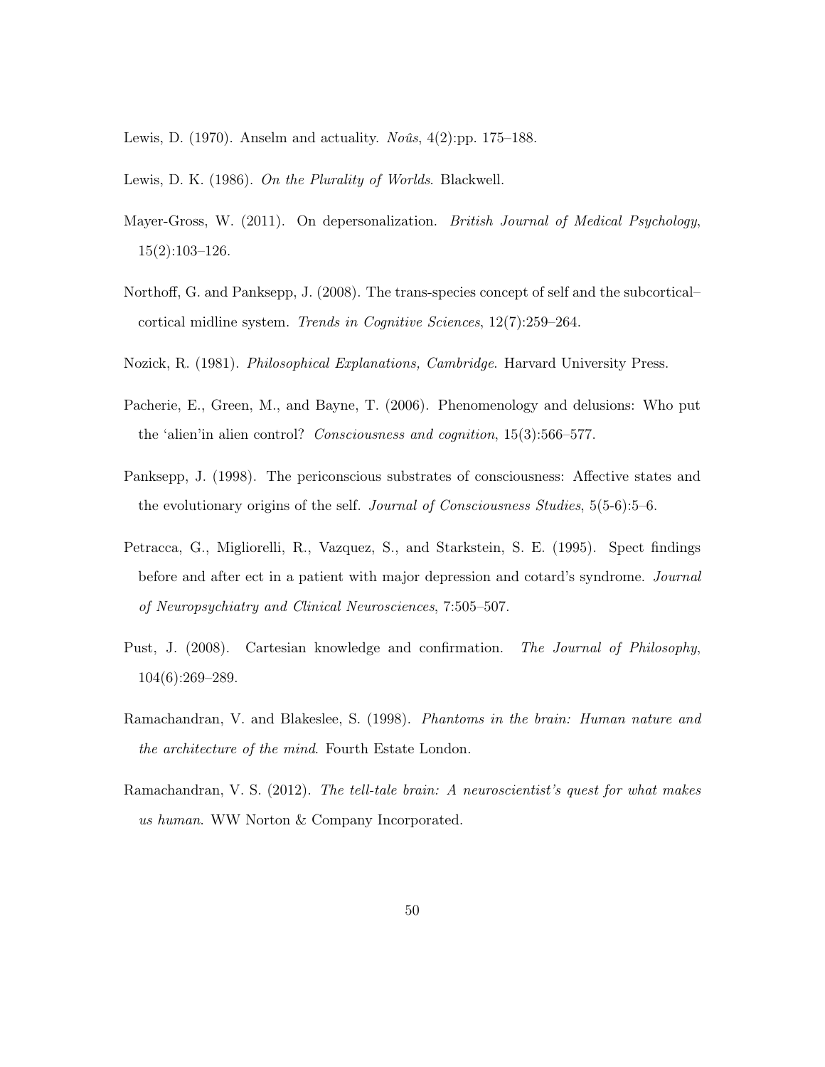Lewis, D. (1970). Anselm and actuality. *Noûs*, 4(2):pp. 175–188.

Lewis, D. K. (1986). *On the Plurality of Worlds*. Blackwell.

Mayer-Gross, W. (2011). On depersonalization. *British Journal of Medical Psychology*, 15(2):103–126.

Northoff, G. and Panksepp, J. (2008). The trans-species concept of self and the subcortical–cortical midline system. *Trends in Cognitive Sciences*, 12(7):259–264.

Nozick, R. (1981). *Philosophical Explanations, Cambridge*. Harvard University Press.

Pacherie, E., Green, M., and Bayne, T. (2006). Phenomenology and delusions: Who put the 'alien'in alien control? *Consciousness and cognition*, 15(3):566–577.

Panksepp, J. (1998). The periconscious substrates of consciousness: Affective states and the evolutionary origins of the self. *Journal of Consciousness Studies*, 5(5-6):5–6.

Petracca, G., Migliorelli, R., Vazquez, S., and Starkstein, S. E. (1995). Spect findings before and after ect in a patient with major depression and cotard's syndrome. *Journal of Neuropsychiatry and Clinical Neurosciences*, 7:505–507.

Pust, J. (2008). Cartesian knowledge and confirmation. *The Journal of Philosophy*, 104(6):269–289.

Ramachandran, V. and Blakeslee, S. (1998). *Phantoms in the brain: Human nature and the architecture of the mind*. Fourth Estate London.

Ramachandran, V. S. (2012). *The tell-tale brain: A neuroscientist's quest for what makes us human*. WW Norton & Company Incorporated.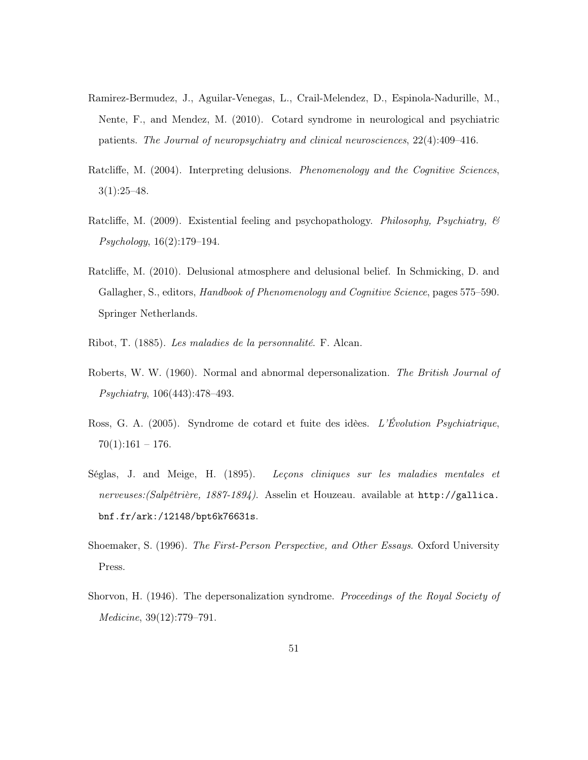Ramirez-Bermudez, J., Aguilar-Venegas, L., Crail-Melendez, D., Espinola-Nadurille, M., Nente, F., and Mendez, M. (2010). Cotard syndrome in neurological and psychiatric patients. *The Journal of neuropsychiatry and clinical neurosciences*, 22(4):409–416.

Ratcliffe, M. (2004). Interpreting delusions. *Phenomenology and the Cognitive Sciences*, 3(1):25–48.

Ratcliffe, M. (2009). Existential feeling and psychopathology. *Philosophy, Psychiatry, & Psychology*, 16(2):179–194.

Ratcliffe, M. (2010). Delusional atmosphere and delusional belief. In Schmicking, D. and Gallagher, S., editors, *Handbook of Phenomenology and Cognitive Science*, pages 575–590. Springer Netherlands.

Ribot, T. (1885). *Les maladies de la personnalité*. F. Alcan.

Roberts, W. W. (1960). Normal and abnormal depersonalization. *The British Journal of Psychiatry*, 106(443):478–493.

Ross, G. A. (2005). Syndrome de cotard et fuite des idèes. *L'Évolution Psychiatrique*, 70(1):161 – 176.

Séglas, J. and Meige, H. (1895). *Leçons cliniques sur les maladies mentales et nerveuses:(Salpêtrière, 1887-1894)*. Asselin et Houzeau. available at `http://gallica.bnf.fr/ark:/12148/bpt6k76631s`.

Shoemaker, S. (1996). *The First-Person Perspective, and Other Essays*. Oxford University Press.

Shorvon, H. (1946). The depersonalization syndrome. *Proceedings of the Royal Society of Medicine*, 39(12):779–791.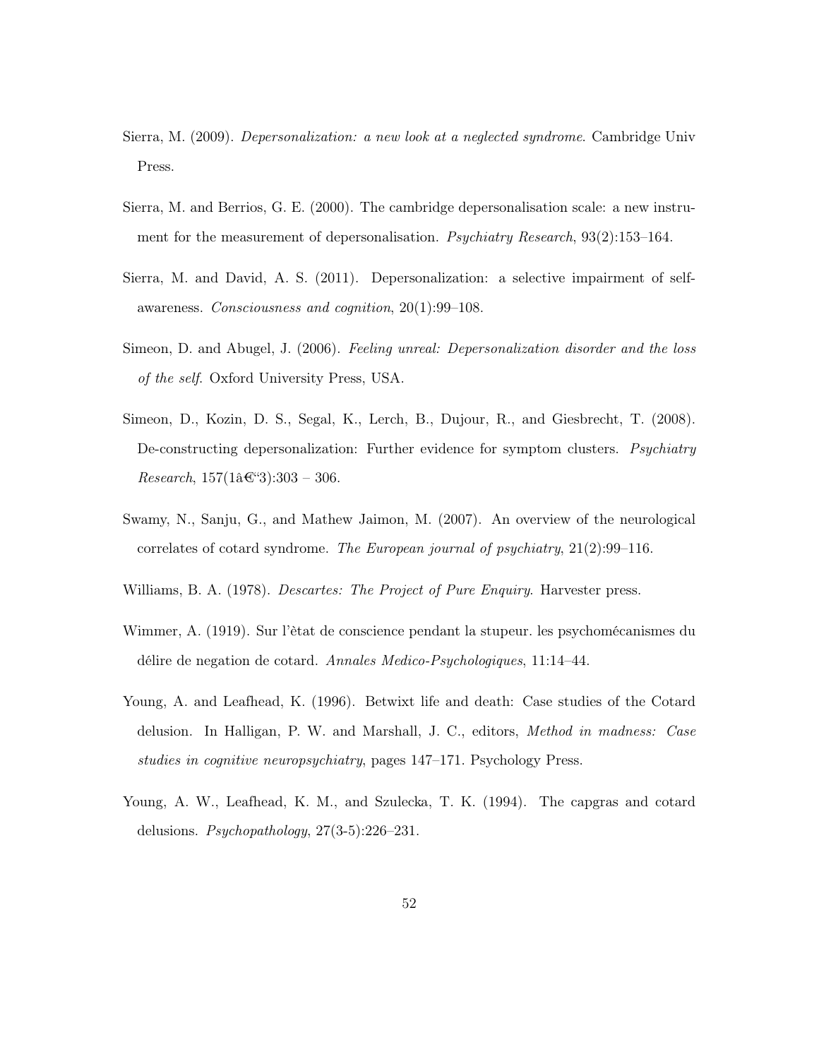Sierra, M. (2009). *Depersonalization: a new look at a neglected syndrome*. Cambridge Univ Press.

Sierra, M. and Berrios, G. E. (2000). The cambridge depersonalisation scale: a new instrument for the measurement of depersonalisation. *Psychiatry Research*, 93(2):153–164.

Sierra, M. and David, A. S. (2011). Depersonalization: a selective impairment of self-awareness. *Consciousness and cognition*, 20(1):99–108.

Simeon, D. and Abugel, J. (2006). *Feeling unreal: Depersonalization disorder and the loss of the self*. Oxford University Press, USA.

Simeon, D., Kozin, D. S., Segal, K., Lerch, B., Dujour, R., and Giesbrecht, T. (2008). De-constructing depersonalization: Further evidence for symptom clusters. *Psychiatry Research*, 157(1â€"3):303 – 306.

Swamy, N., Sanju, G., and Mathew Jaimon, M. (2007). An overview of the neurological correlates of cotard syndrome. *The European journal of psychiatry*, 21(2):99–116.

Williams, B. A. (1978). *Descartes: The Project of Pure Enquiry*. Harvester press.

Wimmer, A. (1919). Sur l'ètat de conscience pendant la stupeur. les psychomécanismes du délire de negation de cotard. *Annales Medico-Psychologiques*, 11:14–44.

Young, A. and Leafhead, K. (1996). Betwixt life and death: Case studies of the Cotard delusion. In Halligan, P. W. and Marshall, J. C., editors, *Method in madness: Case studies in cognitive neuropsychiatry*, pages 147–171. Psychology Press.

Young, A. W., Leafhead, K. M., and Szulecka, T. K. (1994). The capgras and cotard delusions. *Psychopathology*, 27(3-5):226–231.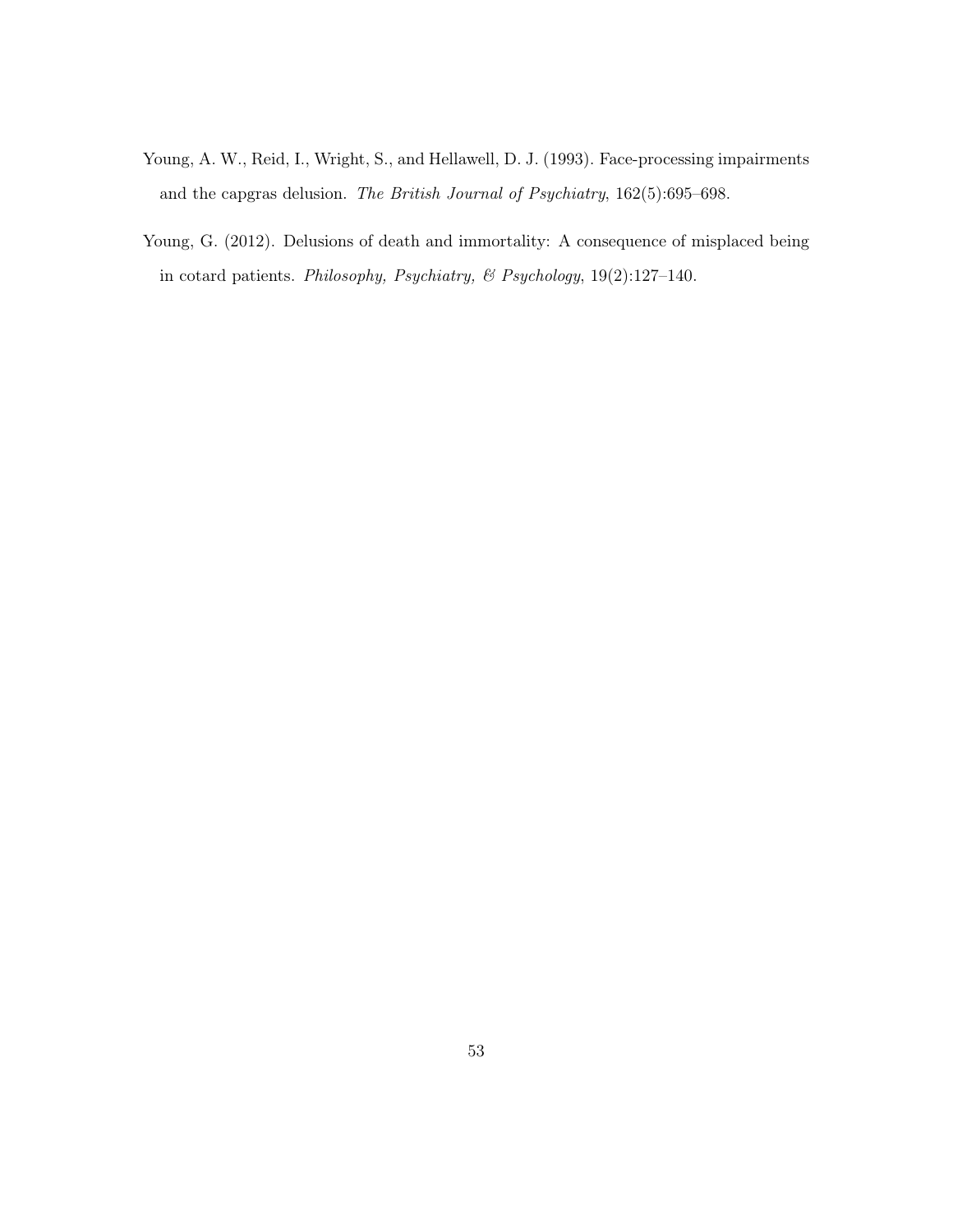Young, A. W., Reid, I., Wright, S., and Hellawell, D. J. (1993). Face-processing impairments and the capgras delusion. *The British Journal of Psychiatry*, 162(5):695–698.

Young, G. (2012). Delusions of death and immortality: A consequence of misplaced being in cotard patients. *Philosophy, Psychiatry, & Psychology*, 19(2):127–140.